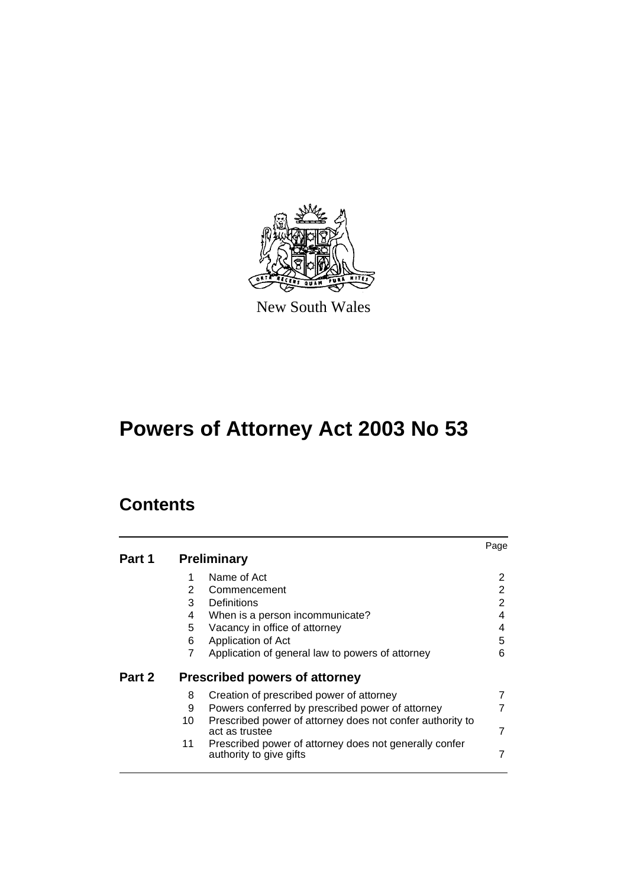New South Wales

# Powers of Attorney Act 2003 No 53

## Contents

| | | | Page |
|---|---|---|---|
| **Part 1** | **Preliminary** | | |
| | 1 | Name of Act | 2 |
| | 2 | Commencement | 2 |
| | 3 | Definitions | 2 |
| | 4 | When is a person incommunicate? | 4 |
| | 5 | Vacancy in office of attorney | 4 |
| | 6 | Application of Act | 5 |
| | 7 | Application of general law to powers of attorney | 6 |
| **Part 2** | **Prescribed powers of attorney** | | |
| | 8 | Creation of prescribed power of attorney | 7 |
| | 9 | Powers conferred by prescribed power of attorney | 7 |
| | 10 | Prescribed power of attorney does not confer authority to act as trustee | 7 |
| | 11 | Prescribed power of attorney does not generally confer authority to give gifts | 7 |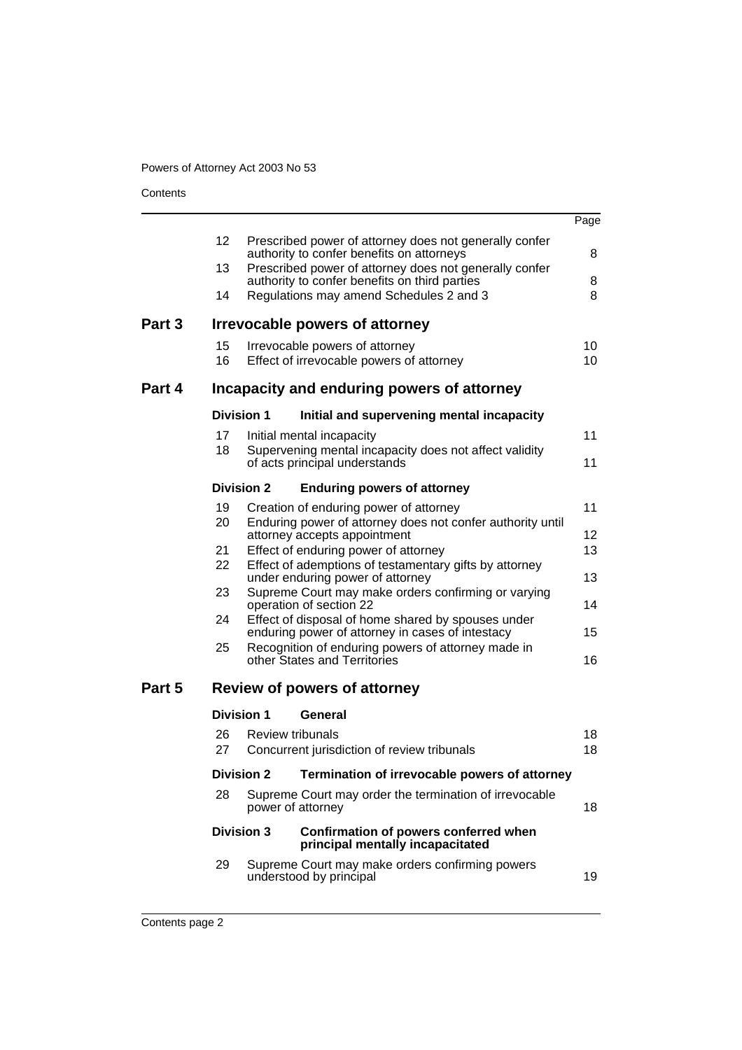| | | | Page |
|---|---|---|---|
| | 12 | Prescribed power of attorney does not generally confer authority to confer benefits on attorneys | 8 |
| | 13 | Prescribed power of attorney does not generally confer authority to confer benefits on third parties | 8 |
| | 14 | Regulations may amend Schedules 2 and 3 | 8 |
| **Part 3** | | **Irrevocable powers of attorney** | |
| | 15 | Irrevocable powers of attorney | 10 |
| | 16 | Effect of irrevocable powers of attorney | 10 |
| **Part 4** | | **Incapacity and enduring powers of attorney** | |
| | **Division 1** | **Initial and supervening mental incapacity** | |
| | 17 | Initial mental incapacity | 11 |
| | 18 | Supervening mental incapacity does not affect validity of acts principal understands | 11 |
| | **Division 2** | **Enduring powers of attorney** | |
| | 19 | Creation of enduring power of attorney | 11 |
| | 20 | Enduring power of attorney does not confer authority until attorney accepts appointment | 12 |
| | 21 | Effect of enduring power of attorney | 13 |
| | 22 | Effect of ademptions of testamentary gifts by attorney under enduring power of attorney | 13 |
| | 23 | Supreme Court may make orders confirming or varying operation of section 22 | 14 |
| | 24 | Effect of disposal of home shared by spouses under enduring power of attorney in cases of intestacy | 15 |
| | 25 | Recognition of enduring powers of attorney made in other States and Territories | 16 |
| **Part 5** | | **Review of powers of attorney** | |
| | **Division 1** | **General** | |
| | 26 | Review tribunals | 18 |
| | 27 | Concurrent jurisdiction of review tribunals | 18 |
| | **Division 2** | **Termination of irrevocable powers of attorney** | |
| | 28 | Supreme Court may order the termination of irrevocable power of attorney | 18 |
| | **Division 3** | **Confirmation of powers conferred when principal mentally incapacitated** | |
| | 29 | Supreme Court may make orders confirming powers understood by principal | 19 |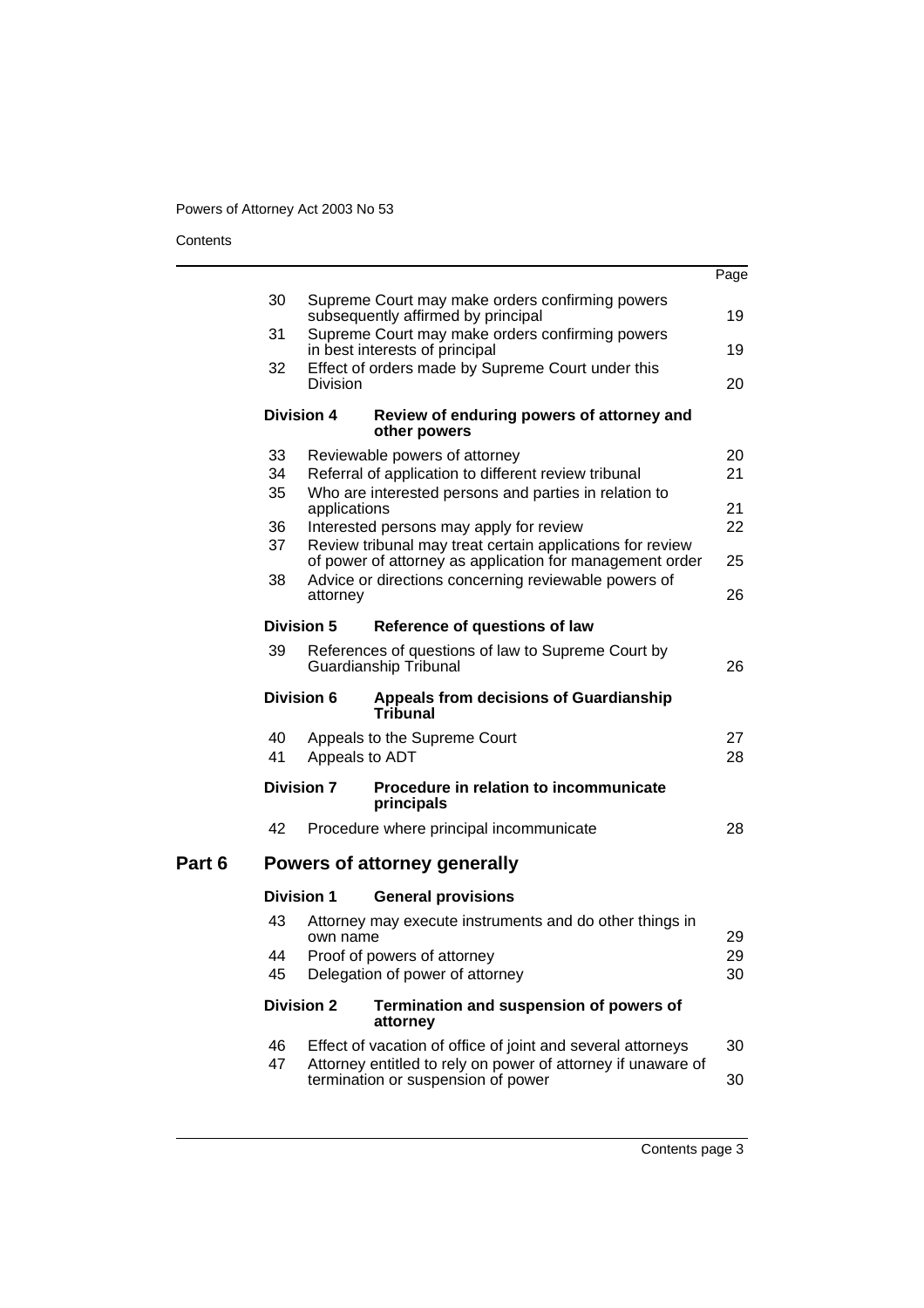| | | Page |
|---|---|---|
| 30 | Supreme Court may make orders confirming powers subsequently affirmed by principal | 19 |
| 31 | Supreme Court may make orders confirming powers in best interests of principal | 19 |
| 32 | Effect of orders made by Supreme Court under this Division | 20 |
| **Division 4** | **Review of enduring powers of attorney and other powers** | |
| 33 | Reviewable powers of attorney | 20 |
| 34 | Referral of application to different review tribunal | 21 |
| 35 | Who are interested persons and parties in relation to applications | 21 |
| 36 | Interested persons may apply for review | 22 |
| 37 | Review tribunal may treat certain applications for review of power of attorney as application for management order | 25 |
| 38 | Advice or directions concerning reviewable powers of attorney | 26 |
| **Division 5** | **Reference of questions of law** | |
| 39 | References of questions of law to Supreme Court by Guardianship Tribunal | 26 |
| **Division 6** | **Appeals from decisions of Guardianship Tribunal** | |
| 40 | Appeals to the Supreme Court | 27 |
| 41 | Appeals to ADT | 28 |
| **Division 7** | **Procedure in relation to incommunicate principals** | |
| 42 | Procedure where principal incommunicate | 28 |

## Part 6 Powers of attorney generally

| | | Page |
|---|---|---|
| **Division 1** | **General provisions** | |
| 43 | Attorney may execute instruments and do other things in own name | 29 |
| 44 | Proof of powers of attorney | 29 |
| 45 | Delegation of power of attorney | 30 |
| **Division 2** | **Termination and suspension of powers of attorney** | |
| 46 | Effect of vacation of office of joint and several attorneys | 30 |
| 47 | Attorney entitled to rely on power of attorney if unaware of termination or suspension of power | 30 |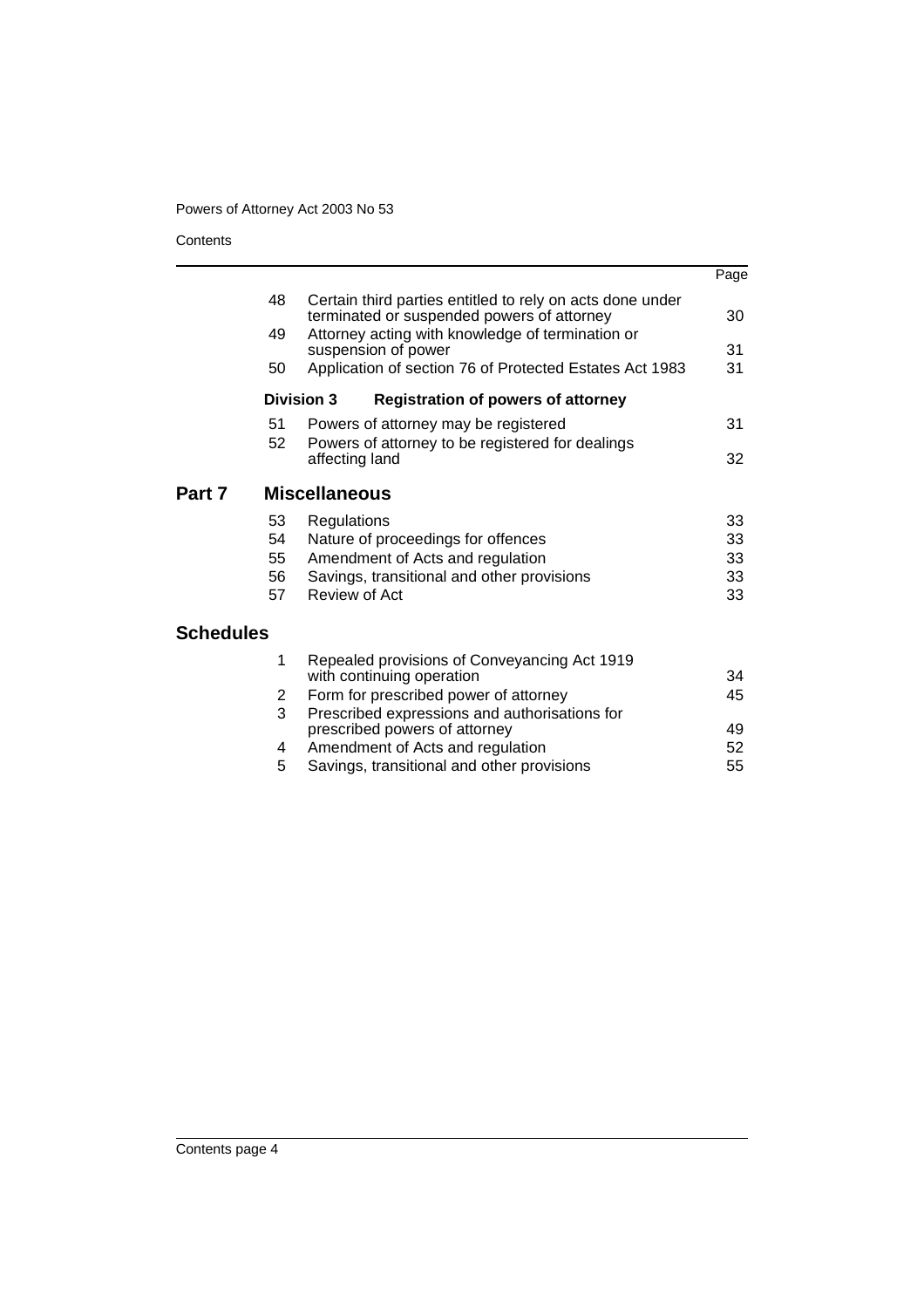| | | | Page |
|---|---|---|---|
| | 48 | Certain third parties entitled to rely on acts done under terminated or suspended powers of attorney | 30 |
| | 49 | Attorney acting with knowledge of termination or suspension of power | 31 |
| | 50 | Application of section 76 of Protected Estates Act 1983 | 31 |
| | **Division 3** | **Registration of powers of attorney** | |
| | 51 | Powers of attorney may be registered | 31 |
| | 52 | Powers of attorney to be registered for dealings affecting land | 32 |
| **Part 7** | **Miscellaneous** | | |
| | 53 | Regulations | 33 |
| | 54 | Nature of proceedings for offences | 33 |
| | 55 | Amendment of Acts and regulation | 33 |
| | 56 | Savings, transitional and other provisions | 33 |
| | 57 | Review of Act | 33 |
| **Schedules** | | | |
| | 1 | Repealed provisions of Conveyancing Act 1919 with continuing operation | 34 |
| | 2 | Form for prescribed power of attorney | 45 |
| | 3 | Prescribed expressions and authorisations for prescribed powers of attorney | 49 |
| | 4 | Amendment of Acts and regulation | 52 |
| | 5 | Savings, transitional and other provisions | 55 |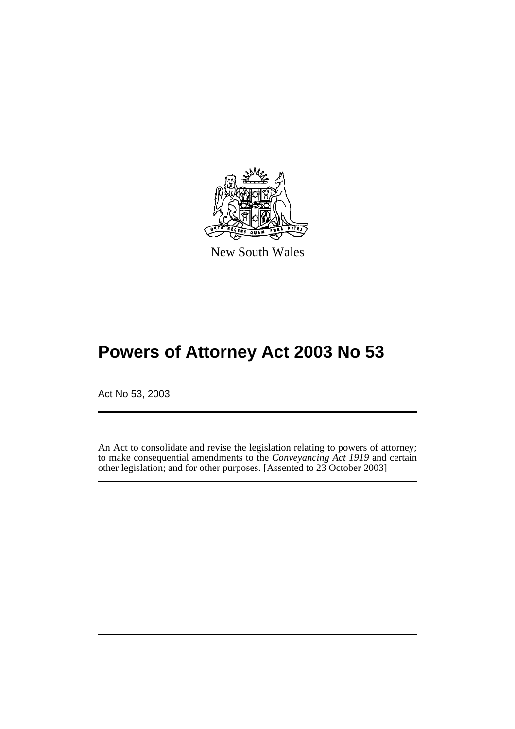New South Wales

# Powers of Attorney Act 2003 No 53

Act No 53, 2003

An Act to consolidate and revise the legislation relating to powers of attorney; to make consequential amendments to the *Conveyancing Act 1919* and certain other legislation; and for other purposes. [Assented to 23 October 2003]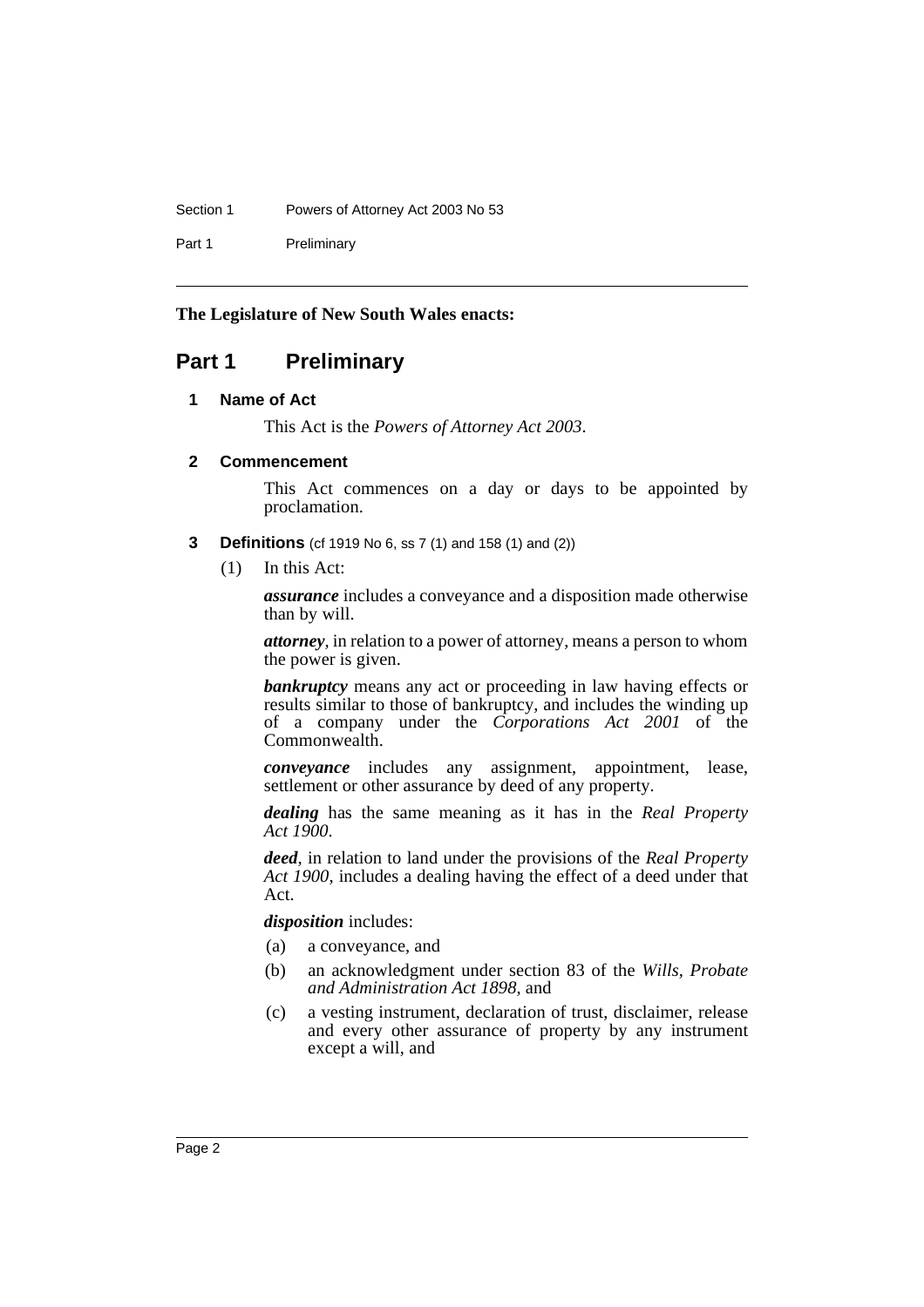**The Legislature of New South Wales enacts:**

# Part 1 Preliminary

### 1 Name of Act

This Act is the *Powers of Attorney Act 2003*.

### 2 Commencement

This Act commences on a day or days to be appointed by proclamation.

### 3 Definitions (cf 1919 No 6, ss 7 (1) and 158 (1) and (2))

(1) In this Act:

***assurance*** includes a conveyance and a disposition made otherwise than by will.

***attorney***, in relation to a power of attorney, means a person to whom the power is given.

***bankruptcy*** means any act or proceeding in law having effects or results similar to those of bankruptcy, and includes the winding up of a company under the *Corporations Act 2001* of the Commonwealth.

***conveyance*** includes any assignment, appointment, lease, settlement or other assurance by deed of any property.

***dealing*** has the same meaning as it has in the *Real Property Act 1900*.

***deed***, in relation to land under the provisions of the *Real Property Act 1900*, includes a dealing having the effect of a deed under that Act.

***disposition*** includes:

(a) a conveyance, and

(b) an acknowledgment under section 83 of the *Wills, Probate and Administration Act 1898*, and

(c) a vesting instrument, declaration of trust, disclaimer, release and every other assurance of property by any instrument except a will, and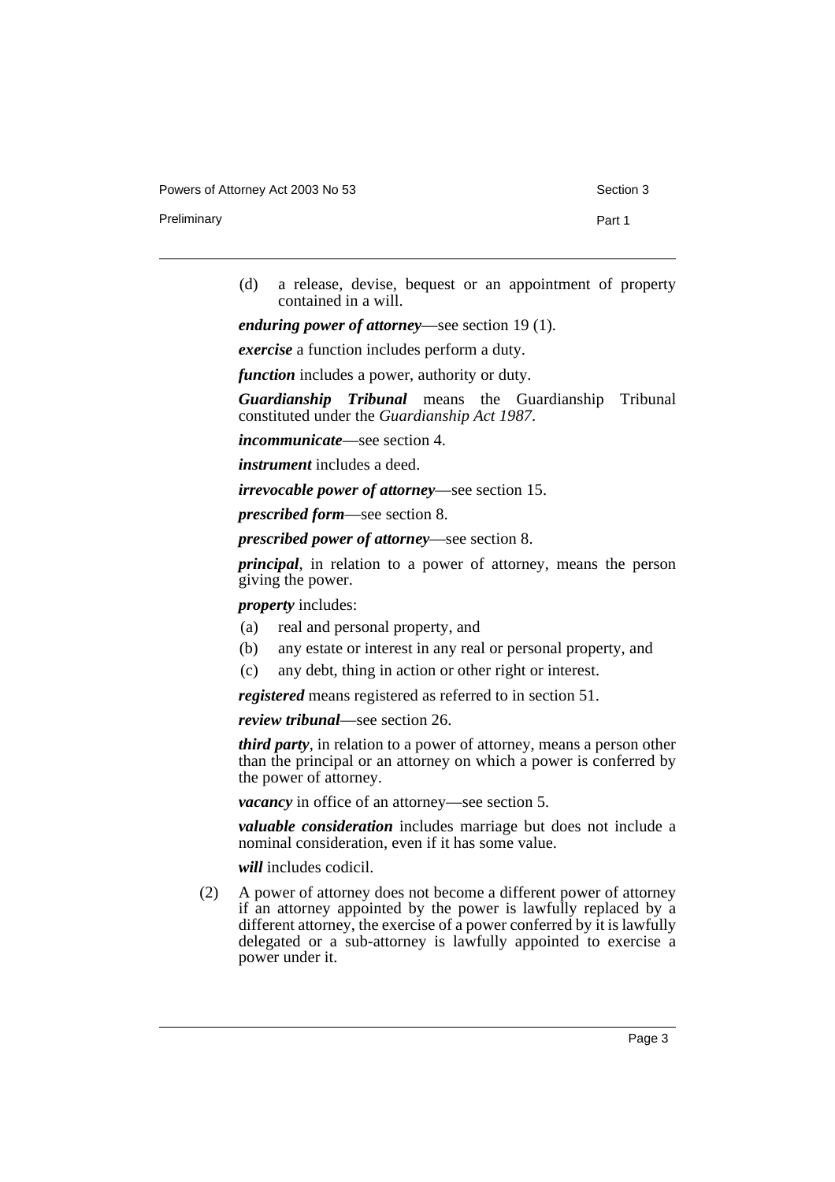(d) a release, devise, bequest or an appointment of property contained in a will.

***enduring power of attorney***—see section 19 (1).

***exercise*** a function includes perform a duty.

***function*** includes a power, authority or duty.

***Guardianship Tribunal*** means the Guardianship Tribunal constituted under the *Guardianship Act 1987*.

***incommunicate***—see section 4.

***instrument*** includes a deed.

***irrevocable power of attorney***—see section 15.

***prescribed form***—see section 8.

***prescribed power of attorney***—see section 8.

***principal***, in relation to a power of attorney, means the person giving the power.

***property*** includes:

(a) real and personal property, and

(b) any estate or interest in any real or personal property, and

(c) any debt, thing in action or other right or interest.

***registered*** means registered as referred to in section 51.

***review tribunal***—see section 26.

***third party***, in relation to a power of attorney, means a person other than the principal or an attorney on which a power is conferred by the power of attorney.

***vacancy*** in office of an attorney—see section 5.

***valuable consideration*** includes marriage but does not include a nominal consideration, even if it has some value.

***will*** includes codicil.

(2) A power of attorney does not become a different power of attorney if an attorney appointed by the power is lawfully replaced by a different attorney, the exercise of a power conferred by it is lawfully delegated or a sub-attorney is lawfully appointed to exercise a power under it.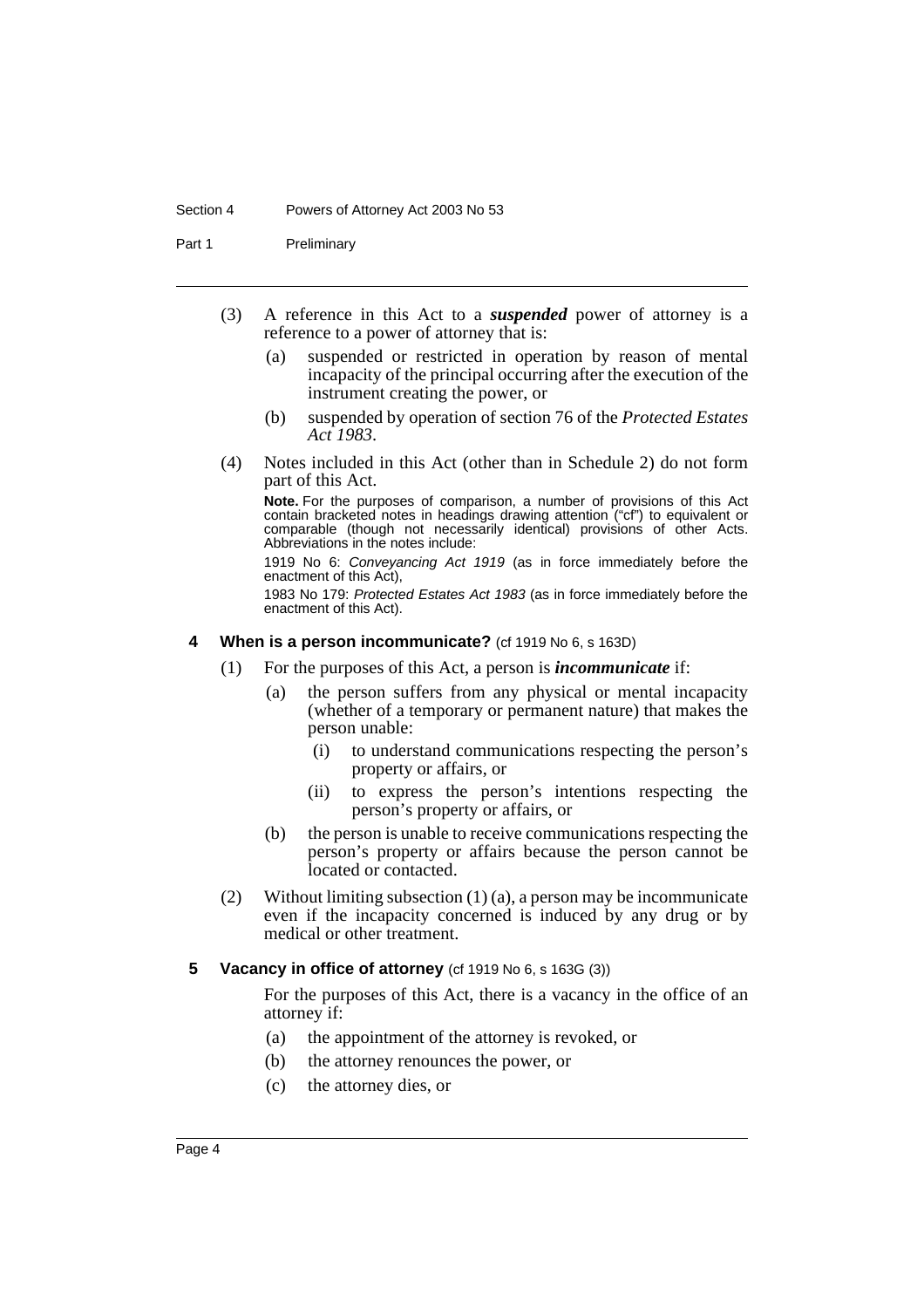(3) A reference in this Act to a ***suspended*** power of attorney is a reference to a power of attorney that is:

- (a) suspended or restricted in operation by reason of mental incapacity of the principal occurring after the execution of the instrument creating the power, or
- (b) suspended by operation of section 76 of the *Protected Estates Act 1983*.

(4) Notes included in this Act (other than in Schedule 2) do not form part of this Act.

**Note.** For the purposes of comparison, a number of provisions of this Act contain bracketed notes in headings drawing attention ("cf") to equivalent or comparable (though not necessarily identical) provisions of other Acts. Abbreviations in the notes include:

1919 No 6: *Conveyancing Act 1919* (as in force immediately before the enactment of this Act),

1983 No 179: *Protected Estates Act 1983* (as in force immediately before the enactment of this Act).

### 4 When is a person incommunicate? (cf 1919 No 6, s 163D)

(1) For the purposes of this Act, a person is ***incommunicate*** if:

- (a) the person suffers from any physical or mental incapacity (whether of a temporary or permanent nature) that makes the person unable:
  - (i) to understand communications respecting the person's property or affairs, or
  - (ii) to express the person's intentions respecting the person's property or affairs, or
- (b) the person is unable to receive communications respecting the person's property or affairs because the person cannot be located or contacted.

(2) Without limiting subsection (1) (a), a person may be incommunicate even if the incapacity concerned is induced by any drug or by medical or other treatment.

### 5 Vacancy in office of attorney (cf 1919 No 6, s 163G (3))

For the purposes of this Act, there is a vacancy in the office of an attorney if:

- (a) the appointment of the attorney is revoked, or
- (b) the attorney renounces the power, or
- (c) the attorney dies, or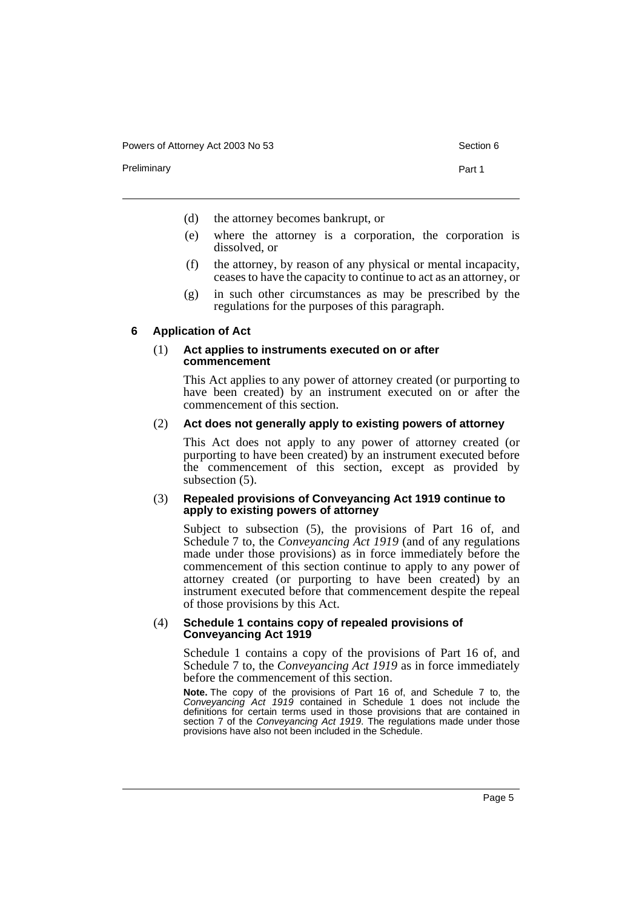(d) the attorney becomes bankrupt, or

(e) where the attorney is a corporation, the corporation is dissolved, or

(f) the attorney, by reason of any physical or mental incapacity, ceases to have the capacity to continue to act as an attorney, or

(g) in such other circumstances as may be prescribed by the regulations for the purposes of this paragraph.

### 6 Application of Act

(1) **Act applies to instruments executed on or after commencement**

This Act applies to any power of attorney created (or purporting to have been created) by an instrument executed on or after the commencement of this section.

(2) **Act does not generally apply to existing powers of attorney**

This Act does not apply to any power of attorney created (or purporting to have been created) by an instrument executed before the commencement of this section, except as provided by subsection (5).

(3) **Repealed provisions of Conveyancing Act 1919 continue to apply to existing powers of attorney**

Subject to subsection (5), the provisions of Part 16 of, and Schedule 7 to, the *Conveyancing Act 1919* (and of any regulations made under those provisions) as in force immediately before the commencement of this section continue to apply to any power of attorney created (or purporting to have been created) by an instrument executed before that commencement despite the repeal of those provisions by this Act.

(4) **Schedule 1 contains copy of repealed provisions of Conveyancing Act 1919**

Schedule 1 contains a copy of the provisions of Part 16 of, and Schedule 7 to, the *Conveyancing Act 1919* as in force immediately before the commencement of this section.

**Note.** The copy of the provisions of Part 16 of, and Schedule 7 to, the *Conveyancing Act 1919* contained in Schedule 1 does not include the definitions for certain terms used in those provisions that are contained in section 7 of the *Conveyancing Act 1919*. The regulations made under those provisions have also not been included in the Schedule.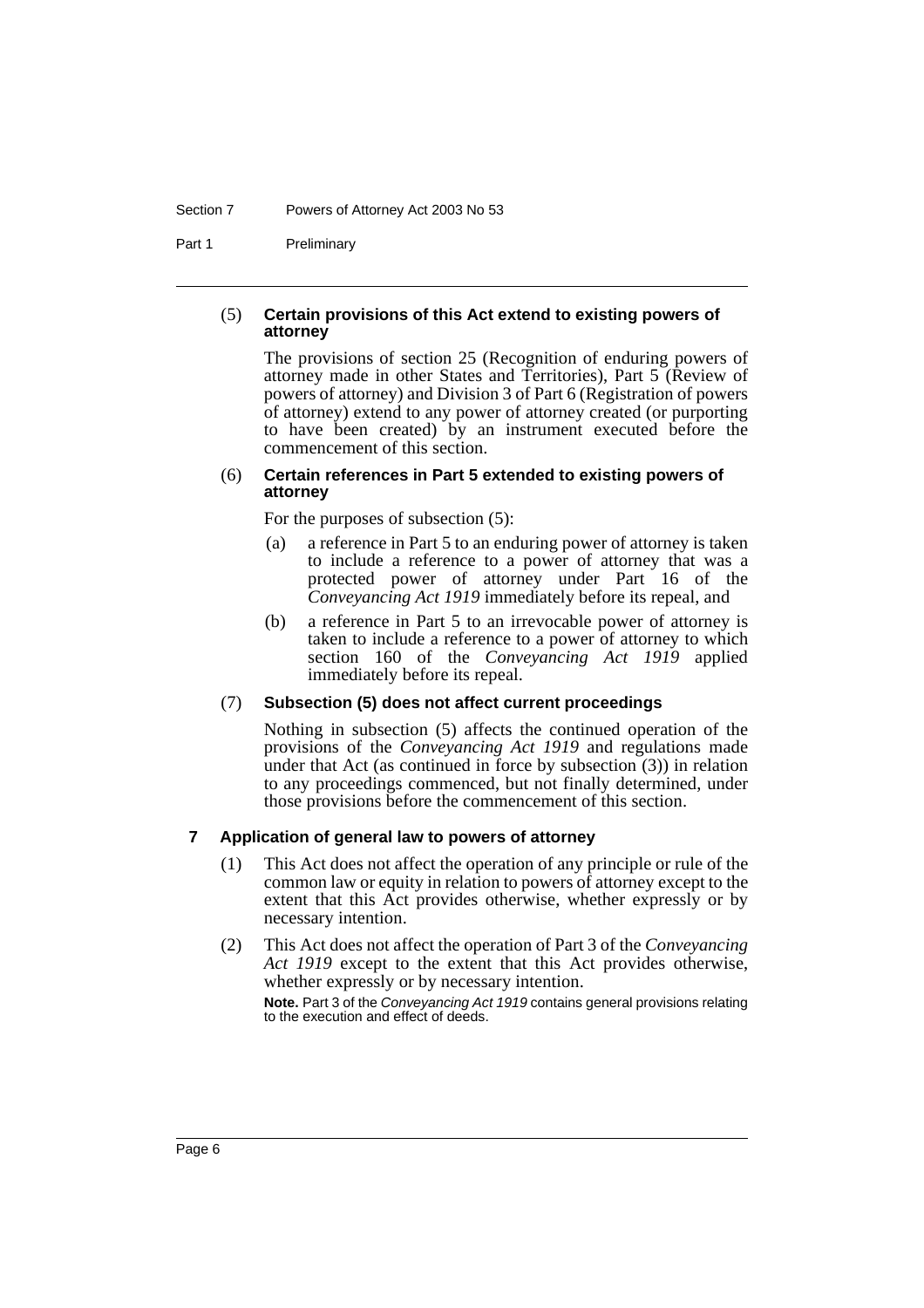(5) **Certain provisions of this Act extend to existing powers of attorney**

The provisions of section 25 (Recognition of enduring powers of attorney made in other States and Territories), Part 5 (Review of powers of attorney) and Division 3 of Part 6 (Registration of powers of attorney) extend to any power of attorney created (or purporting to have been created) by an instrument executed before the commencement of this section.

(6) **Certain references in Part 5 extended to existing powers of attorney**

For the purposes of subsection (5):

- (a) a reference in Part 5 to an enduring power of attorney is taken to include a reference to a power of attorney that was a protected power of attorney under Part 16 of the *Conveyancing Act 1919* immediately before its repeal, and
- (b) a reference in Part 5 to an irrevocable power of attorney is taken to include a reference to a power of attorney to which section 160 of the *Conveyancing Act 1919* applied immediately before its repeal.

(7) **Subsection (5) does not affect current proceedings**

Nothing in subsection (5) affects the continued operation of the provisions of the *Conveyancing Act 1919* and regulations made under that Act (as continued in force by subsection (3)) in relation to any proceedings commenced, but not finally determined, under those provisions before the commencement of this section.

### 7 Application of general law to powers of attorney

(1) This Act does not affect the operation of any principle or rule of the common law or equity in relation to powers of attorney except to the extent that this Act provides otherwise, whether expressly or by necessary intention.

(2) This Act does not affect the operation of Part 3 of the *Conveyancing Act 1919* except to the extent that this Act provides otherwise, whether expressly or by necessary intention.

**Note.** Part 3 of the *Conveyancing Act 1919* contains general provisions relating to the execution and effect of deeds.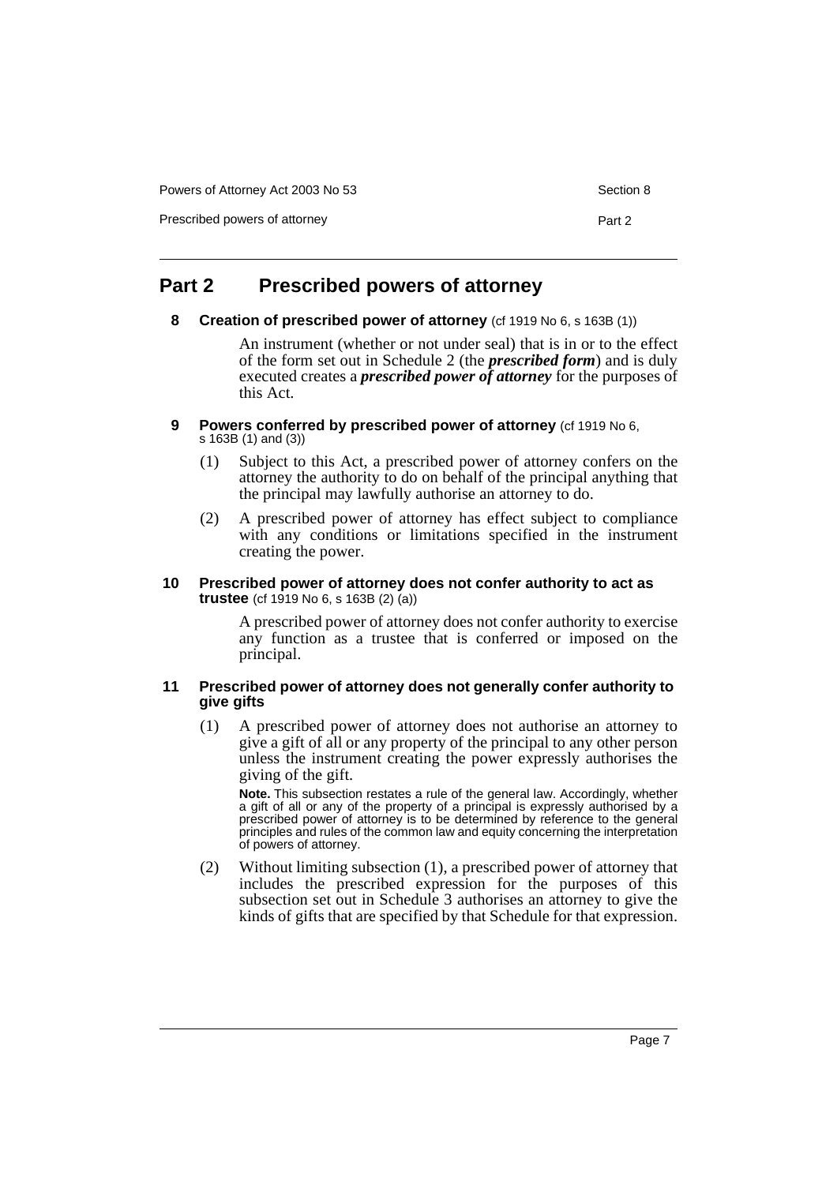# Part 2 Prescribed powers of attorney

### 8 Creation of prescribed power of attorney (cf 1919 No 6, s 163B (1))

An instrument (whether or not under seal) that is in or to the effect of the form set out in Schedule 2 (the ***prescribed form***) and is duly executed creates a ***prescribed power of attorney*** for the purposes of this Act.

### 9 Powers conferred by prescribed power of attorney (cf 1919 No 6, s 163B (1) and (3))

(1) Subject to this Act, a prescribed power of attorney confers on the attorney the authority to do on behalf of the principal anything that the principal may lawfully authorise an attorney to do.

(2) A prescribed power of attorney has effect subject to compliance with any conditions or limitations specified in the instrument creating the power.

### 10 Prescribed power of attorney does not confer authority to act as trustee (cf 1919 No 6, s 163B (2) (a))

A prescribed power of attorney does not confer authority to exercise any function as a trustee that is conferred or imposed on the principal.

### 11 Prescribed power of attorney does not generally confer authority to give gifts

(1) A prescribed power of attorney does not authorise an attorney to give a gift of all or any property of the principal to any other person unless the instrument creating the power expressly authorises the giving of the gift.

**Note.** This subsection restates a rule of the general law. Accordingly, whether a gift of all or any of the property of a principal is expressly authorised by a prescribed power of attorney is to be determined by reference to the general principles and rules of the common law and equity concerning the interpretation of powers of attorney.

(2) Without limiting subsection (1), a prescribed power of attorney that includes the prescribed expression for the purposes of this subsection set out in Schedule 3 authorises an attorney to give the kinds of gifts that are specified by that Schedule for that expression.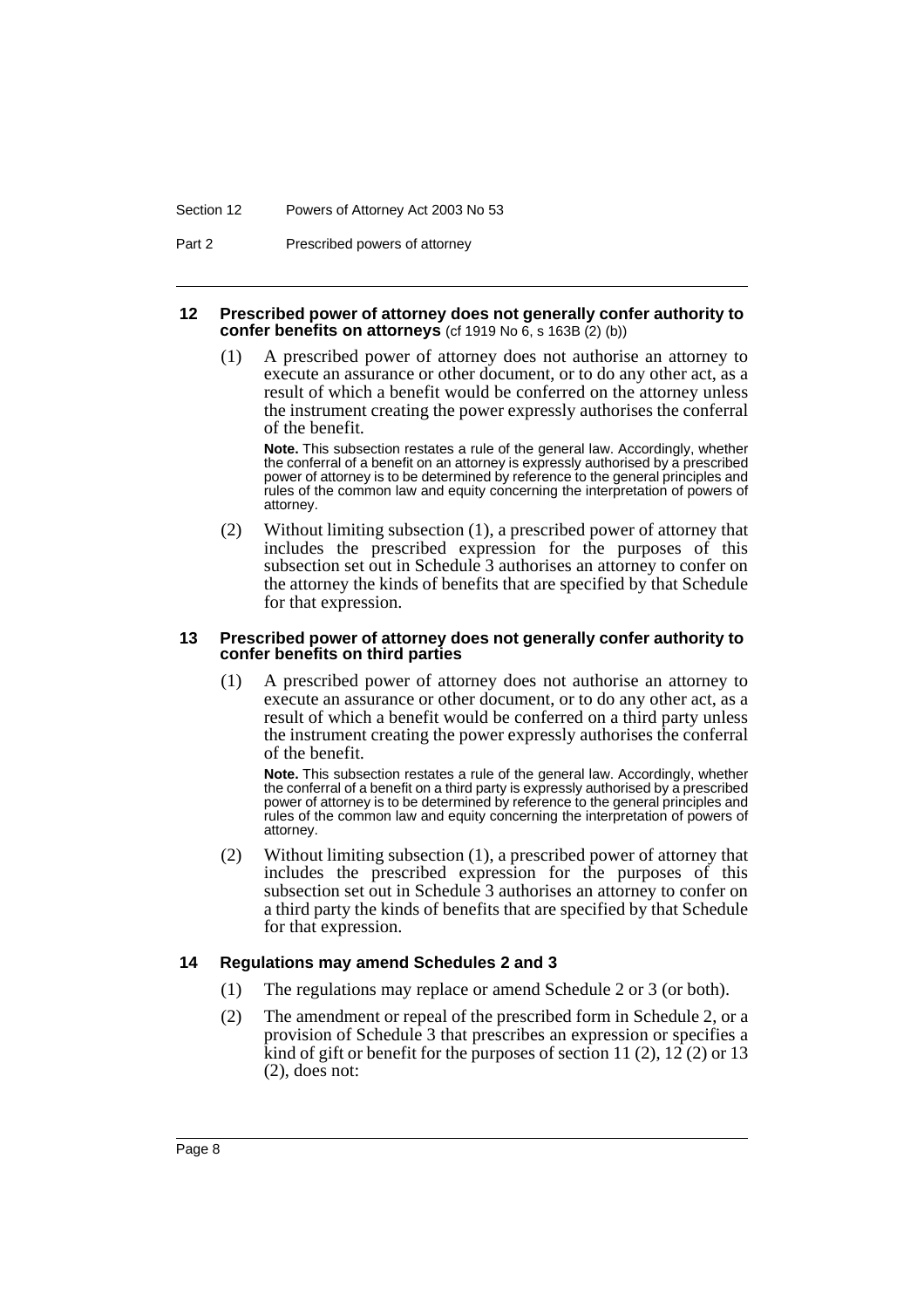### 12 Prescribed power of attorney does not generally confer authority to confer benefits on attorneys (cf 1919 No 6, s 163B (2) (b))

(1) A prescribed power of attorney does not authorise an attorney to execute an assurance or other document, or to do any other act, as a result of which a benefit would be conferred on the attorney unless the instrument creating the power expressly authorises the conferral of the benefit.

**Note.** This subsection restates a rule of the general law. Accordingly, whether the conferral of a benefit on an attorney is expressly authorised by a prescribed power of attorney is to be determined by reference to the general principles and rules of the common law and equity concerning the interpretation of powers of attorney.

(2) Without limiting subsection (1), a prescribed power of attorney that includes the prescribed expression for the purposes of this subsection set out in Schedule 3 authorises an attorney to confer on the attorney the kinds of benefits that are specified by that Schedule for that expression.

### 13 Prescribed power of attorney does not generally confer authority to confer benefits on third parties

(1) A prescribed power of attorney does not authorise an attorney to execute an assurance or other document, or to do any other act, as a result of which a benefit would be conferred on a third party unless the instrument creating the power expressly authorises the conferral of the benefit.

**Note.** This subsection restates a rule of the general law. Accordingly, whether the conferral of a benefit on a third party is expressly authorised by a prescribed power of attorney is to be determined by reference to the general principles and rules of the common law and equity concerning the interpretation of powers of attorney.

(2) Without limiting subsection (1), a prescribed power of attorney that includes the prescribed expression for the purposes of this subsection set out in Schedule 3 authorises an attorney to confer on a third party the kinds of benefits that are specified by that Schedule for that expression.

### 14 Regulations may amend Schedules 2 and 3

(1) The regulations may replace or amend Schedule 2 or 3 (or both).

(2) The amendment or repeal of the prescribed form in Schedule 2, or a provision of Schedule 3 that prescribes an expression or specifies a kind of gift or benefit for the purposes of section 11 (2), 12 (2) or 13 (2), does not: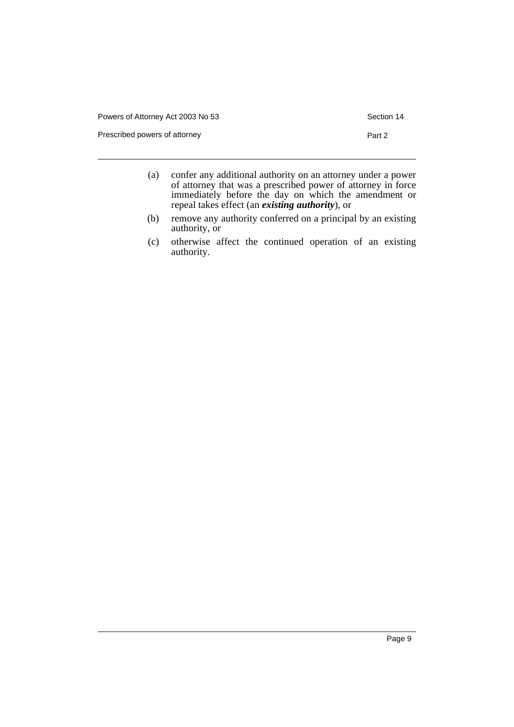(a) confer any additional authority on an attorney under a power of attorney that was a prescribed power of attorney in force immediately before the day on which the amendment or repeal takes effect (an ***existing authority***), or

(b) remove any authority conferred on a principal by an existing authority, or

(c) otherwise affect the continued operation of an existing authority.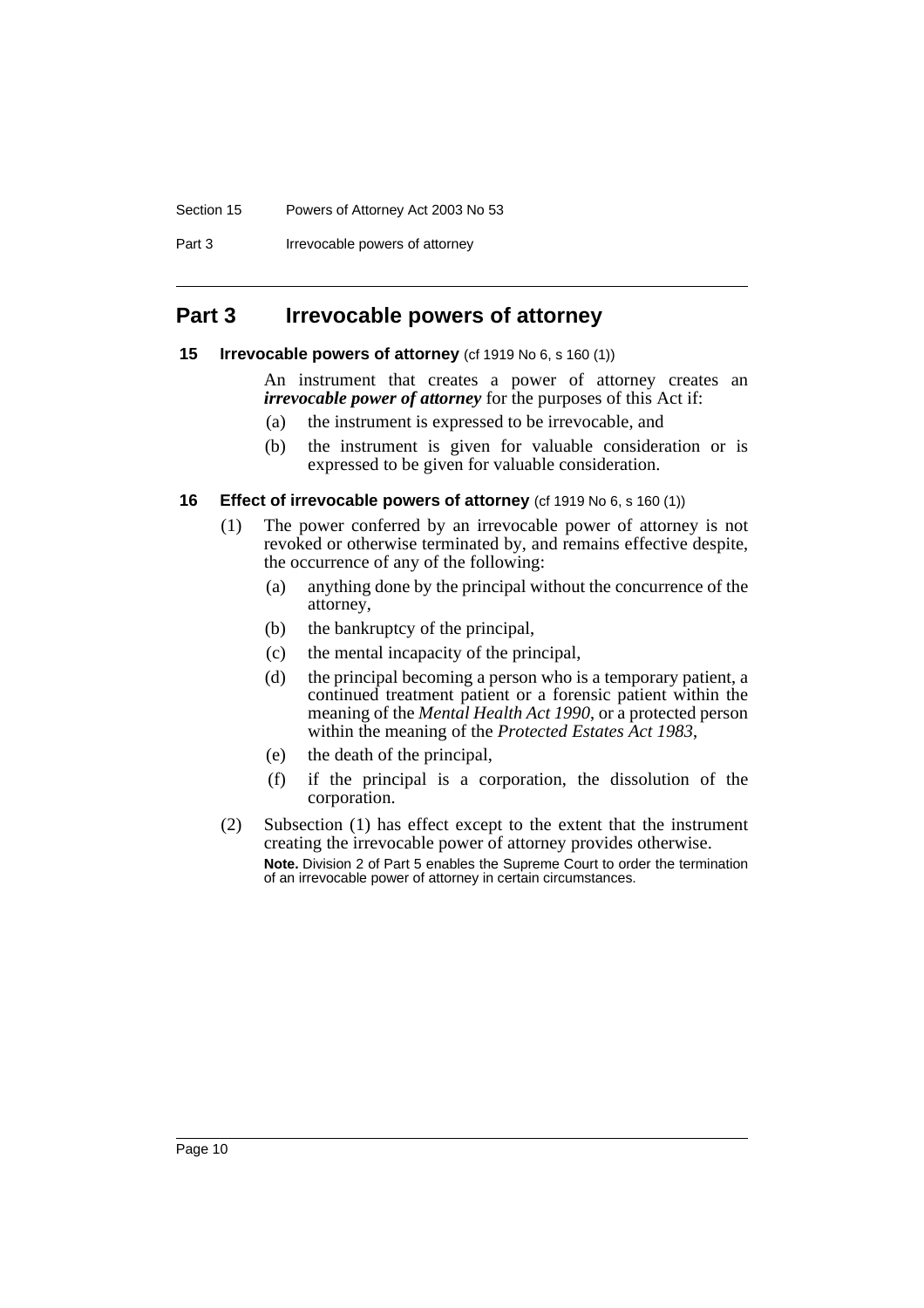## Part 3 Irrevocable powers of attorney

### 15 Irrevocable powers of attorney (cf 1919 No 6, s 160 (1))

An instrument that creates a power of attorney creates an ***irrevocable power of attorney*** for the purposes of this Act if:

(a) the instrument is expressed to be irrevocable, and

(b) the instrument is given for valuable consideration or is expressed to be given for valuable consideration.

### 16 Effect of irrevocable powers of attorney (cf 1919 No 6, s 160 (1))

(1) The power conferred by an irrevocable power of attorney is not revoked or otherwise terminated by, and remains effective despite, the occurrence of any of the following:

(a) anything done by the principal without the concurrence of the attorney,

(b) the bankruptcy of the principal,

(c) the mental incapacity of the principal,

(d) the principal becoming a person who is a temporary patient, a continued treatment patient or a forensic patient within the meaning of the *Mental Health Act 1990*, or a protected person within the meaning of the *Protected Estates Act 1983*,

(e) the death of the principal,

(f) if the principal is a corporation, the dissolution of the corporation.

(2) Subsection (1) has effect except to the extent that the instrument creating the irrevocable power of attorney provides otherwise.

**Note.** Division 2 of Part 5 enables the Supreme Court to order the termination of an irrevocable power of attorney in certain circumstances.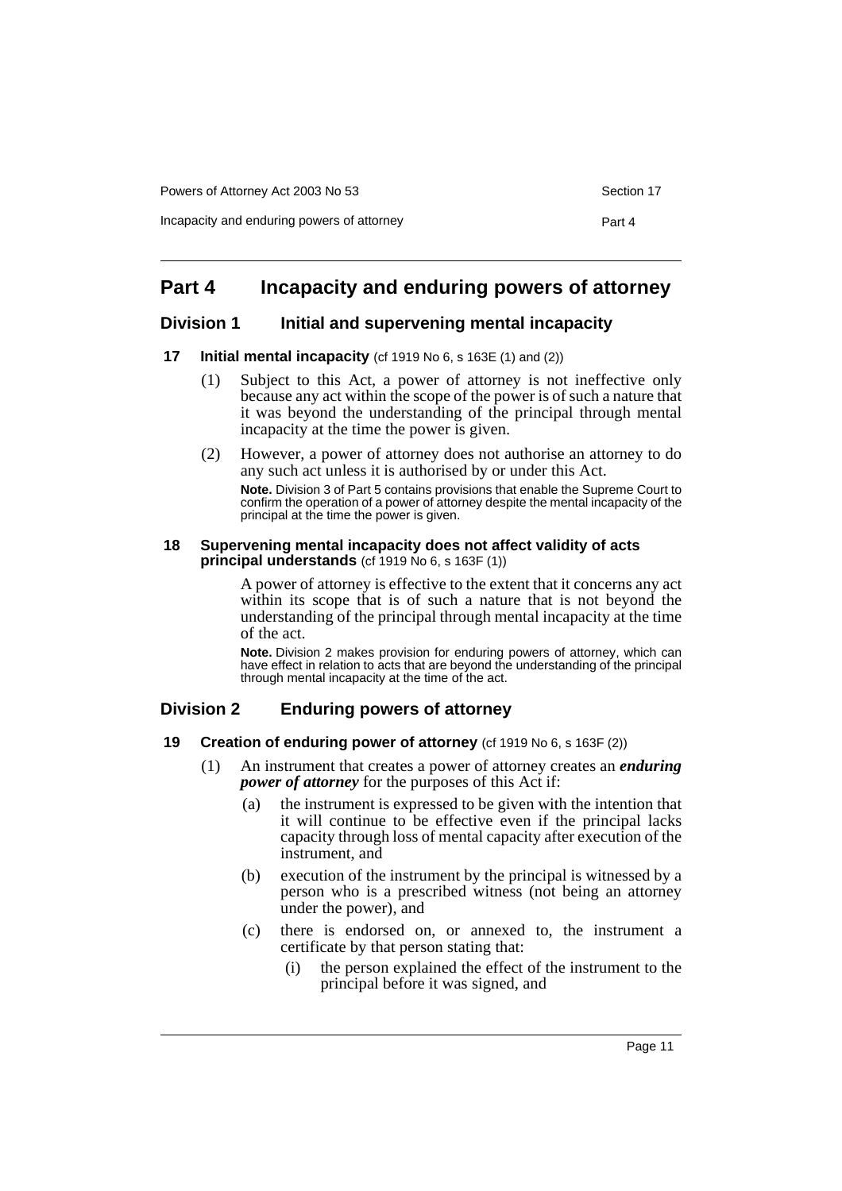# Part 4 Incapacity and enduring powers of attorney

## Division 1 Initial and supervening mental incapacity

### 17 Initial mental incapacity (cf 1919 No 6, s 163E (1) and (2))

(1) Subject to this Act, a power of attorney is not ineffective only because any act within the scope of the power is of such a nature that it was beyond the understanding of the principal through mental incapacity at the time the power is given.

(2) However, a power of attorney does not authorise an attorney to do any such act unless it is authorised by or under this Act.

**Note.** Division 3 of Part 5 contains provisions that enable the Supreme Court to confirm the operation of a power of attorney despite the mental incapacity of the principal at the time the power is given.

### 18 Supervening mental incapacity does not affect validity of acts principal understands (cf 1919 No 6, s 163F (1))

A power of attorney is effective to the extent that it concerns any act within its scope that is of such a nature that is not beyond the understanding of the principal through mental incapacity at the time of the act.

**Note.** Division 2 makes provision for enduring powers of attorney, which can have effect in relation to acts that are beyond the understanding of the principal through mental incapacity at the time of the act.

## Division 2 Enduring powers of attorney

### 19 Creation of enduring power of attorney (cf 1919 No 6, s 163F (2))

(1) An instrument that creates a power of attorney creates an ***enduring power of attorney*** for the purposes of this Act if:

(a) the instrument is expressed to be given with the intention that it will continue to be effective even if the principal lacks capacity through loss of mental capacity after execution of the instrument, and

(b) execution of the instrument by the principal is witnessed by a person who is a prescribed witness (not being an attorney under the power), and

(c) there is endorsed on, or annexed to, the instrument a certificate by that person stating that:

(i) the person explained the effect of the instrument to the principal before it was signed, and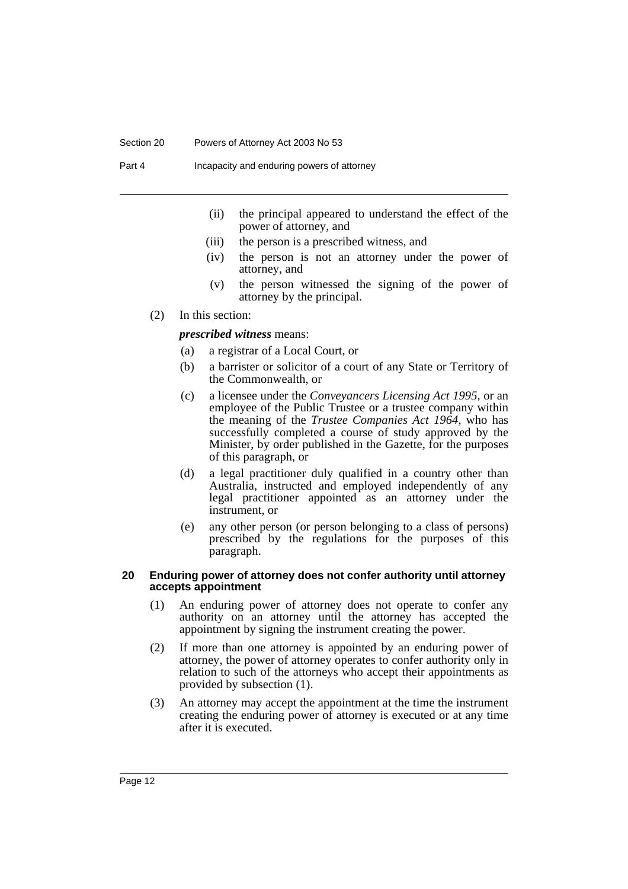(ii) the principal appeared to understand the effect of the power of attorney, and

(iii) the person is a prescribed witness, and

(iv) the person is not an attorney under the power of attorney, and

(v) the person witnessed the signing of the power of attorney by the principal.

(2) In this section:

***prescribed witness*** means:

(a) a registrar of a Local Court, or

(b) a barrister or solicitor of a court of any State or Territory of the Commonwealth, or

(c) a licensee under the *Conveyancers Licensing Act 1995*, or an employee of the Public Trustee or a trustee company within the meaning of the *Trustee Companies Act 1964*, who has successfully completed a course of study approved by the Minister, by order published in the Gazette, for the purposes of this paragraph, or

(d) a legal practitioner duly qualified in a country other than Australia, instructed and employed independently of any legal practitioner appointed as an attorney under the instrument, or

(e) any other person (or person belonging to a class of persons) prescribed by the regulations for the purposes of this paragraph.

#### 20 Enduring power of attorney does not confer authority until attorney accepts appointment

(1) An enduring power of attorney does not operate to confer any authority on an attorney until the attorney has accepted the appointment by signing the instrument creating the power.

(2) If more than one attorney is appointed by an enduring power of attorney, the power of attorney operates to confer authority only in relation to such of the attorneys who accept their appointments as provided by subsection (1).

(3) An attorney may accept the appointment at the time the instrument creating the enduring power of attorney is executed or at any time after it is executed.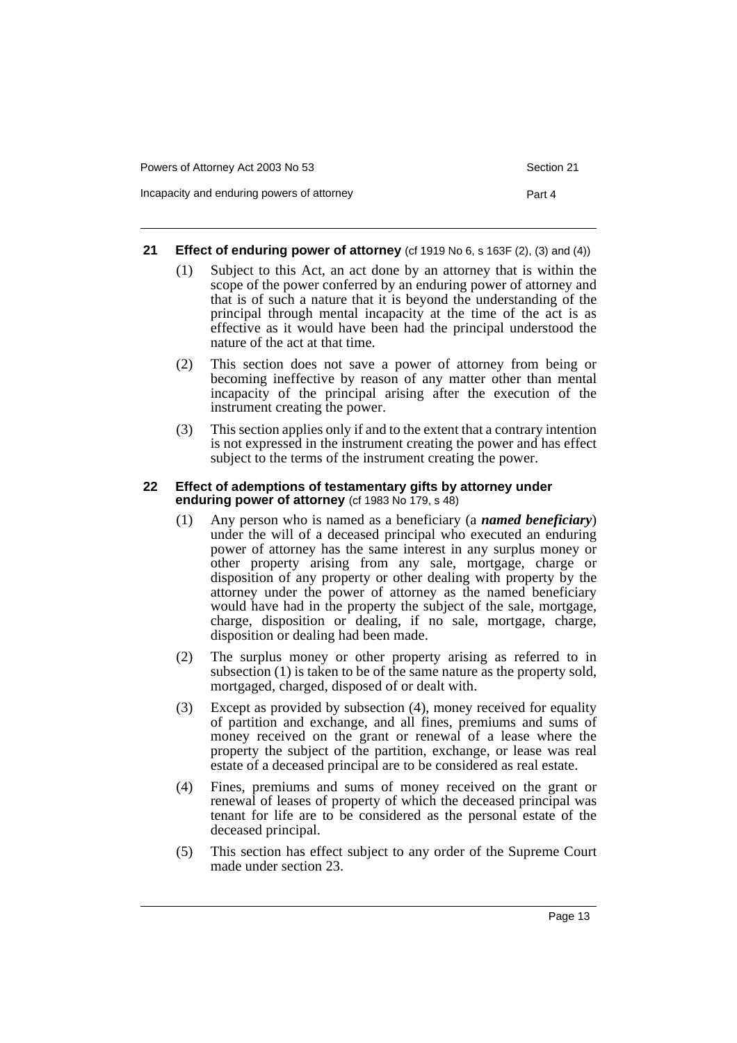#### 21 Effect of enduring power of attorney (cf 1919 No 6, s 163F (2), (3) and (4))

(1) Subject to this Act, an act done by an attorney that is within the scope of the power conferred by an enduring power of attorney and that is of such a nature that it is beyond the understanding of the principal through mental incapacity at the time of the act is as effective as it would have been had the principal understood the nature of the act at that time.

(2) This section does not save a power of attorney from being or becoming ineffective by reason of any matter other than mental incapacity of the principal arising after the execution of the instrument creating the power.

(3) This section applies only if and to the extent that a contrary intention is not expressed in the instrument creating the power and has effect subject to the terms of the instrument creating the power.

#### 22 Effect of ademptions of testamentary gifts by attorney under enduring power of attorney (cf 1983 No 179, s 48)

(1) Any person who is named as a beneficiary (a ***named beneficiary***) under the will of a deceased principal who executed an enduring power of attorney has the same interest in any surplus money or other property arising from any sale, mortgage, charge or disposition of any property or other dealing with property by the attorney under the power of attorney as the named beneficiary would have had in the property the subject of the sale, mortgage, charge, disposition or dealing, if no sale, mortgage, charge, disposition or dealing had been made.

(2) The surplus money or other property arising as referred to in subsection (1) is taken to be of the same nature as the property sold, mortgaged, charged, disposed of or dealt with.

(3) Except as provided by subsection (4), money received for equality of partition and exchange, and all fines, premiums and sums of money received on the grant or renewal of a lease where the property the subject of the partition, exchange, or lease was real estate of a deceased principal are to be considered as real estate.

(4) Fines, premiums and sums of money received on the grant or renewal of leases of property of which the deceased principal was tenant for life are to be considered as the personal estate of the deceased principal.

(5) This section has effect subject to any order of the Supreme Court made under section 23.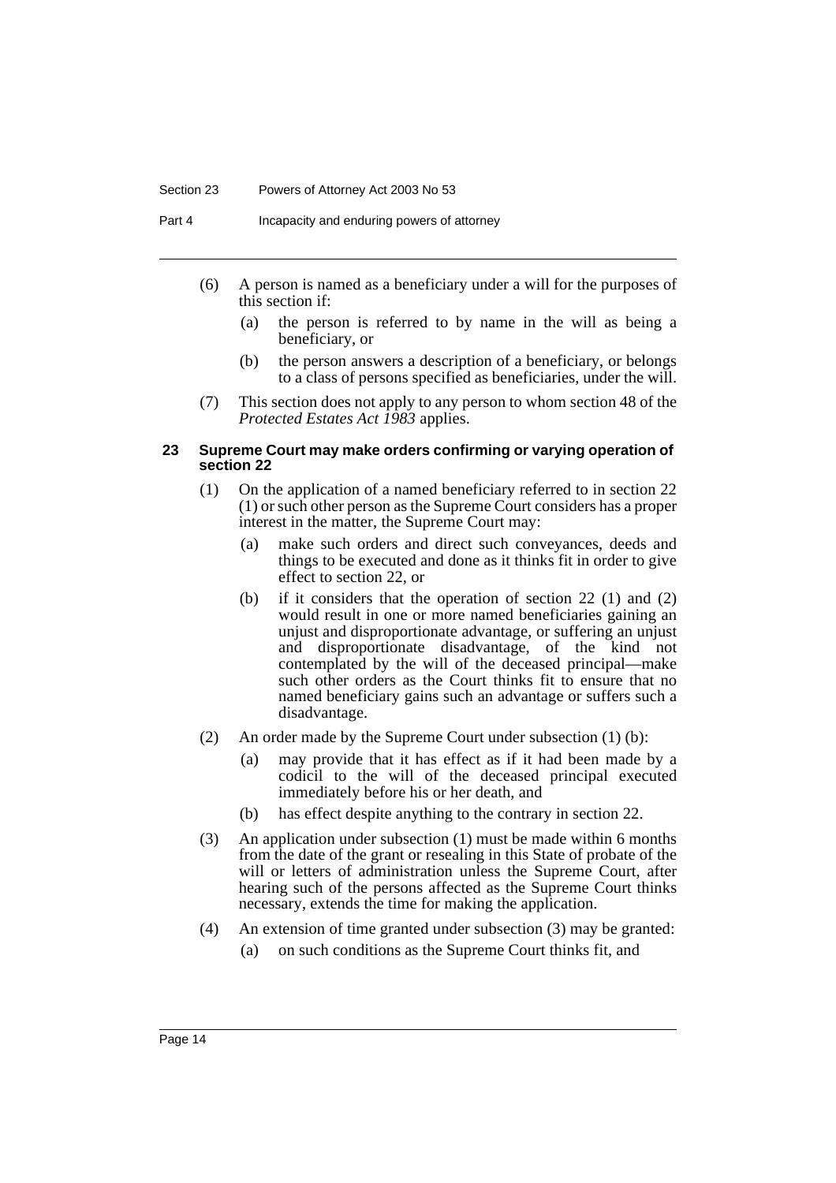(6) A person is named as a beneficiary under a will for the purposes of this section if:

  (a) the person is referred to by name in the will as being a beneficiary, or

  (b) the person answers a description of a beneficiary, or belongs to a class of persons specified as beneficiaries, under the will.

(7) This section does not apply to any person to whom section 48 of the *Protected Estates Act 1983* applies.

### 23 Supreme Court may make orders confirming or varying operation of section 22

(1) On the application of a named beneficiary referred to in section 22 (1) or such other person as the Supreme Court considers has a proper interest in the matter, the Supreme Court may:

  (a) make such orders and direct such conveyances, deeds and things to be executed and done as it thinks fit in order to give effect to section 22, or

  (b) if it considers that the operation of section 22 (1) and (2) would result in one or more named beneficiaries gaining an unjust and disproportionate advantage, or suffering an unjust and disproportionate disadvantage, of the kind not contemplated by the will of the deceased principal—make such other orders as the Court thinks fit to ensure that no named beneficiary gains such an advantage or suffers such a disadvantage.

(2) An order made by the Supreme Court under subsection (1) (b):

  (a) may provide that it has effect as if it had been made by a codicil to the will of the deceased principal executed immediately before his or her death, and

  (b) has effect despite anything to the contrary in section 22.

(3) An application under subsection (1) must be made within 6 months from the date of the grant or resealing in this State of probate of the will or letters of administration unless the Supreme Court, after hearing such of the persons affected as the Supreme Court thinks necessary, extends the time for making the application.

(4) An extension of time granted under subsection (3) may be granted:

  (a) on such conditions as the Supreme Court thinks fit, and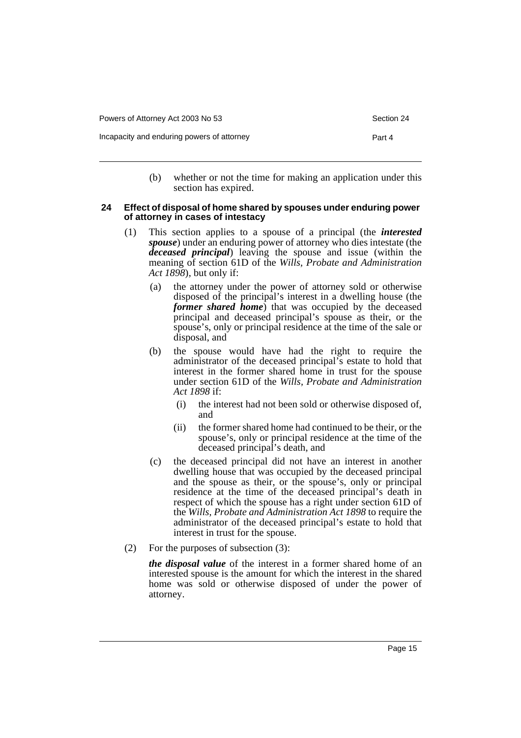(b) whether or not the time for making an application under this section has expired.

### 24 Effect of disposal of home shared by spouses under enduring power of attorney in cases of intestacy

(1) This section applies to a spouse of a principal (the ***interested spouse***) under an enduring power of attorney who dies intestate (the ***deceased principal***) leaving the spouse and issue (within the meaning of section 61D of the *Wills, Probate and Administration Act 1898*), but only if:

(a) the attorney under the power of attorney sold or otherwise disposed of the principal's interest in a dwelling house (the ***former shared home***) that was occupied by the deceased principal and deceased principal's spouse as their, or the spouse's, only or principal residence at the time of the sale or disposal, and

(b) the spouse would have had the right to require the administrator of the deceased principal's estate to hold that interest in the former shared home in trust for the spouse under section 61D of the *Wills, Probate and Administration Act 1898* if:

(i) the interest had not been sold or otherwise disposed of, and

(ii) the former shared home had continued to be their, or the spouse's, only or principal residence at the time of the deceased principal's death, and

(c) the deceased principal did not have an interest in another dwelling house that was occupied by the deceased principal and the spouse as their, or the spouse's, only or principal residence at the time of the deceased principal's death in respect of which the spouse has a right under section 61D of the *Wills, Probate and Administration Act 1898* to require the administrator of the deceased principal's estate to hold that interest in trust for the spouse.

(2) For the purposes of subsection (3):

***the disposal value*** of the interest in a former shared home of an interested spouse is the amount for which the interest in the shared home was sold or otherwise disposed of under the power of attorney.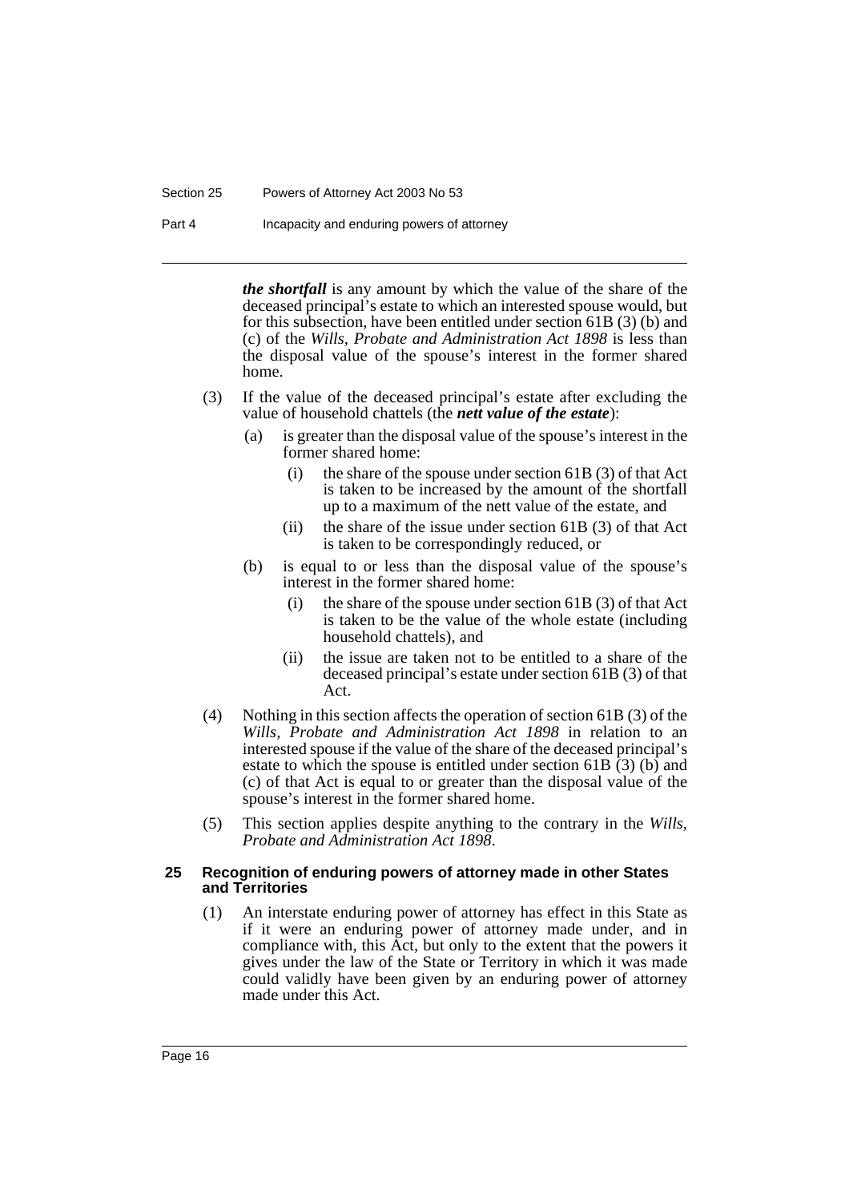***the shortfall*** is any amount by which the value of the share of the deceased principal's estate to which an interested spouse would, but for this subsection, have been entitled under section 61B (3) (b) and (c) of the *Wills, Probate and Administration Act 1898* is less than the disposal value of the spouse's interest in the former shared home.

(3) If the value of the deceased principal's estate after excluding the value of household chattels (the ***nett value of the estate***):

- (a) is greater than the disposal value of the spouse's interest in the former shared home:
  - (i) the share of the spouse under section 61B (3) of that Act is taken to be increased by the amount of the shortfall up to a maximum of the nett value of the estate, and
  - (ii) the share of the issue under section 61B (3) of that Act is taken to be correspondingly reduced, or
- (b) is equal to or less than the disposal value of the spouse's interest in the former shared home:
  - (i) the share of the spouse under section 61B (3) of that Act is taken to be the value of the whole estate (including household chattels), and
  - (ii) the issue are taken not to be entitled to a share of the deceased principal's estate under section 61B (3) of that Act.

(4) Nothing in this section affects the operation of section 61B (3) of the *Wills, Probate and Administration Act 1898* in relation to an interested spouse if the value of the share of the deceased principal's estate to which the spouse is entitled under section 61B (3) (b) and (c) of that Act is equal to or greater than the disposal value of the spouse's interest in the former shared home.

(5) This section applies despite anything to the contrary in the *Wills, Probate and Administration Act 1898*.

#### 25 Recognition of enduring powers of attorney made in other States and Territories

(1) An interstate enduring power of attorney has effect in this State as if it were an enduring power of attorney made under, and in compliance with, this Act, but only to the extent that the powers it gives under the law of the State or Territory in which it was made could validly have been given by an enduring power of attorney made under this Act.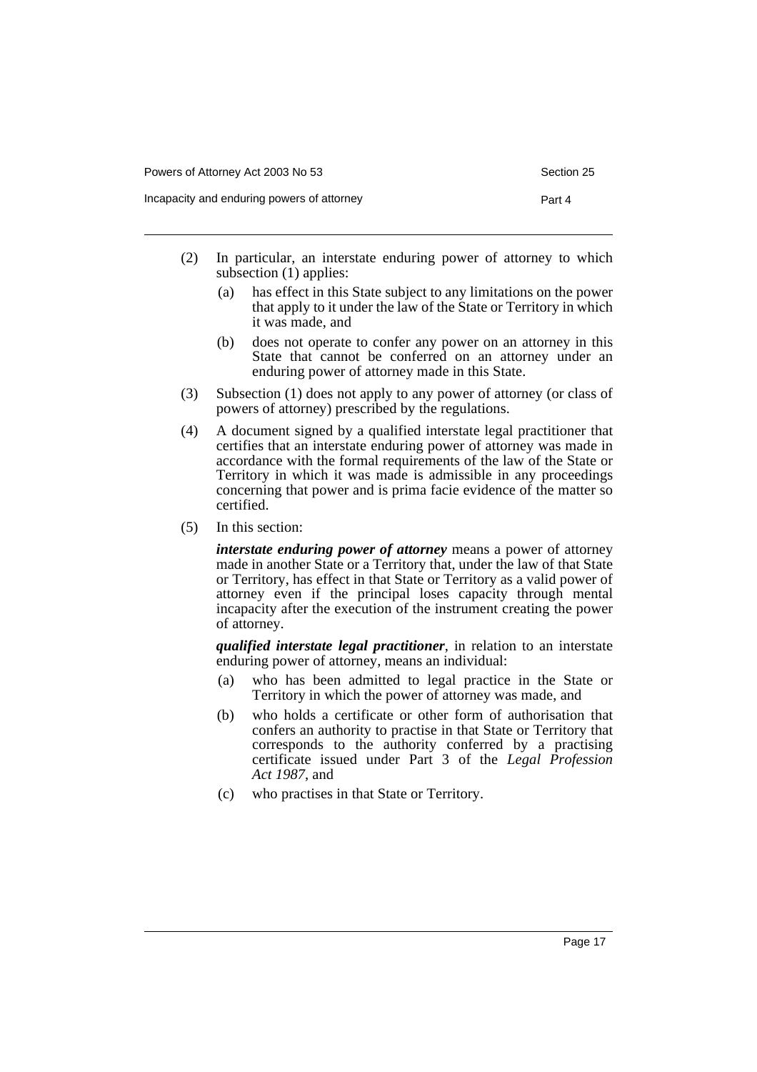(2) In particular, an interstate enduring power of attorney to which subsection (1) applies:

  (a) has effect in this State subject to any limitations on the power that apply to it under the law of the State or Territory in which it was made, and

  (b) does not operate to confer any power on an attorney in this State that cannot be conferred on an attorney under an enduring power of attorney made in this State.

(3) Subsection (1) does not apply to any power of attorney (or class of powers of attorney) prescribed by the regulations.

(4) A document signed by a qualified interstate legal practitioner that certifies that an interstate enduring power of attorney was made in accordance with the formal requirements of the law of the State or Territory in which it was made is admissible in any proceedings concerning that power and is prima facie evidence of the matter so certified.

(5) In this section:

***interstate enduring power of attorney*** means a power of attorney made in another State or a Territory that, under the law of that State or Territory, has effect in that State or Territory as a valid power of attorney even if the principal loses capacity through mental incapacity after the execution of the instrument creating the power of attorney.

***qualified interstate legal practitioner***, in relation to an interstate enduring power of attorney, means an individual:

  (a) who has been admitted to legal practice in the State or Territory in which the power of attorney was made, and

  (b) who holds a certificate or other form of authorisation that confers an authority to practise in that State or Territory that corresponds to the authority conferred by a practising certificate issued under Part 3 of the *Legal Profession Act 1987*, and

  (c) who practises in that State or Territory.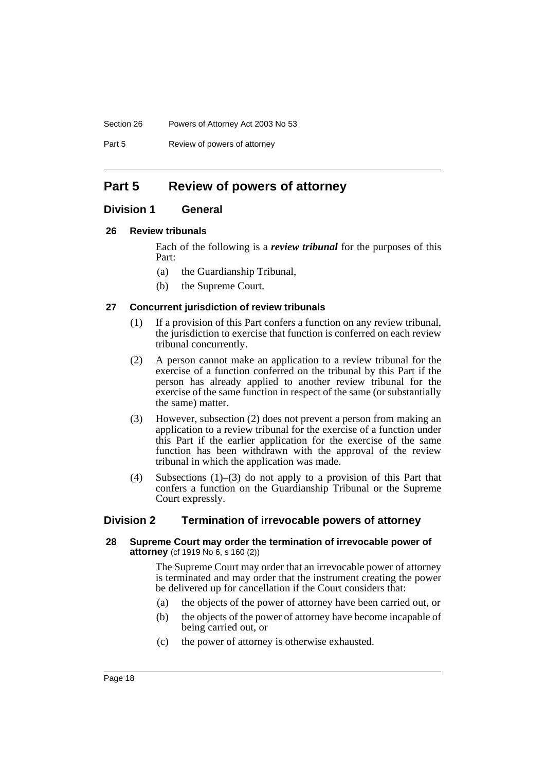# Part 5 Review of powers of attorney

## Division 1 General

### 26 Review tribunals

Each of the following is a ***review tribunal*** for the purposes of this Part:

- (a) the Guardianship Tribunal,
- (b) the Supreme Court.

### 27 Concurrent jurisdiction of review tribunals

(1) If a provision of this Part confers a function on any review tribunal, the jurisdiction to exercise that function is conferred on each review tribunal concurrently.

(2) A person cannot make an application to a review tribunal for the exercise of a function conferred on the tribunal by this Part if the person has already applied to another review tribunal for the exercise of the same function in respect of the same (or substantially the same) matter.

(3) However, subsection (2) does not prevent a person from making an application to a review tribunal for the exercise of a function under this Part if the earlier application for the exercise of the same function has been withdrawn with the approval of the review tribunal in which the application was made.

(4) Subsections (1)–(3) do not apply to a provision of this Part that confers a function on the Guardianship Tribunal or the Supreme Court expressly.

## Division 2 Termination of irrevocable powers of attorney

### 28 Supreme Court may order the termination of irrevocable power of attorney (cf 1919 No 6, s 160 (2))

The Supreme Court may order that an irrevocable power of attorney is terminated and may order that the instrument creating the power be delivered up for cancellation if the Court considers that:

- (a) the objects of the power of attorney have been carried out, or
- (b) the objects of the power of attorney have become incapable of being carried out, or
- (c) the power of attorney is otherwise exhausted.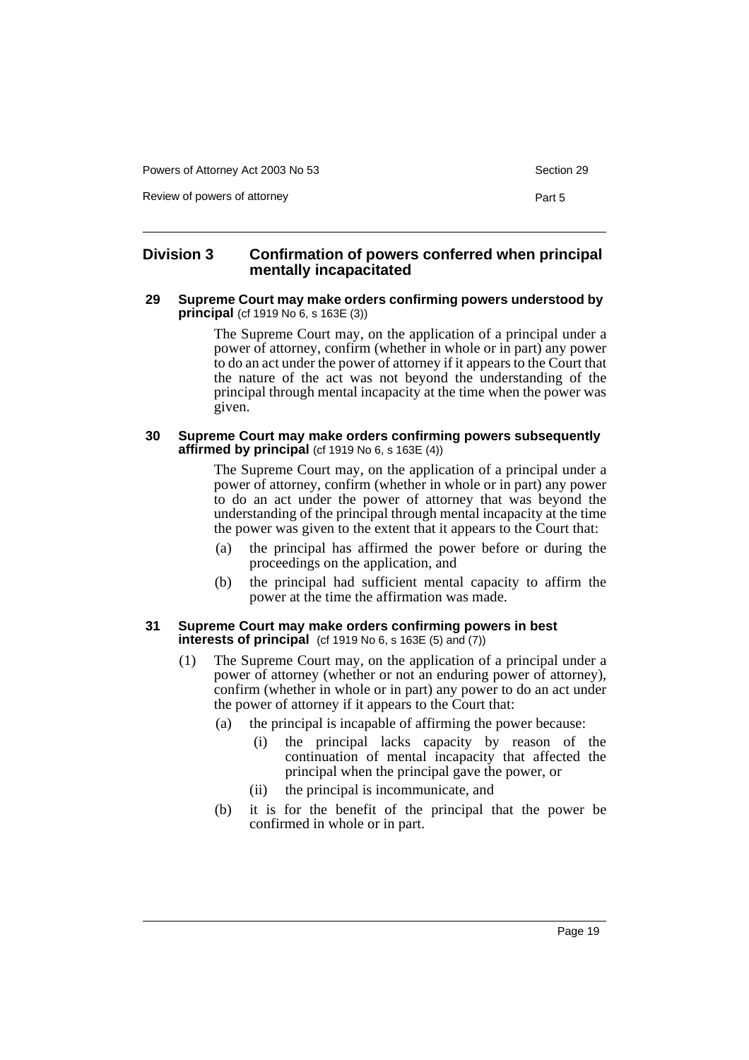## Division 3 Confirmation of powers conferred when principal mentally incapacitated

### 29 Supreme Court may make orders confirming powers understood by principal (cf 1919 No 6, s 163E (3))

The Supreme Court may, on the application of a principal under a power of attorney, confirm (whether in whole or in part) any power to do an act under the power of attorney if it appears to the Court that the nature of the act was not beyond the understanding of the principal through mental incapacity at the time when the power was given.

### 30 Supreme Court may make orders confirming powers subsequently affirmed by principal (cf 1919 No 6, s 163E (4))

The Supreme Court may, on the application of a principal under a power of attorney, confirm (whether in whole or in part) any power to do an act under the power of attorney that was beyond the understanding of the principal through mental incapacity at the time the power was given to the extent that it appears to the Court that:

(a) the principal has affirmed the power before or during the proceedings on the application, and

(b) the principal had sufficient mental capacity to affirm the power at the time the affirmation was made.

### 31 Supreme Court may make orders confirming powers in best interests of principal (cf 1919 No 6, s 163E (5) and (7))

(1) The Supreme Court may, on the application of a principal under a power of attorney (whether or not an enduring power of attorney), confirm (whether in whole or in part) any power to do an act under the power of attorney if it appears to the Court that:

(a) the principal is incapable of affirming the power because:

(i) the principal lacks capacity by reason of the continuation of mental incapacity that affected the principal when the principal gave the power, or

(ii) the principal is incommunicate, and

(b) it is for the benefit of the principal that the power be confirmed in whole or in part.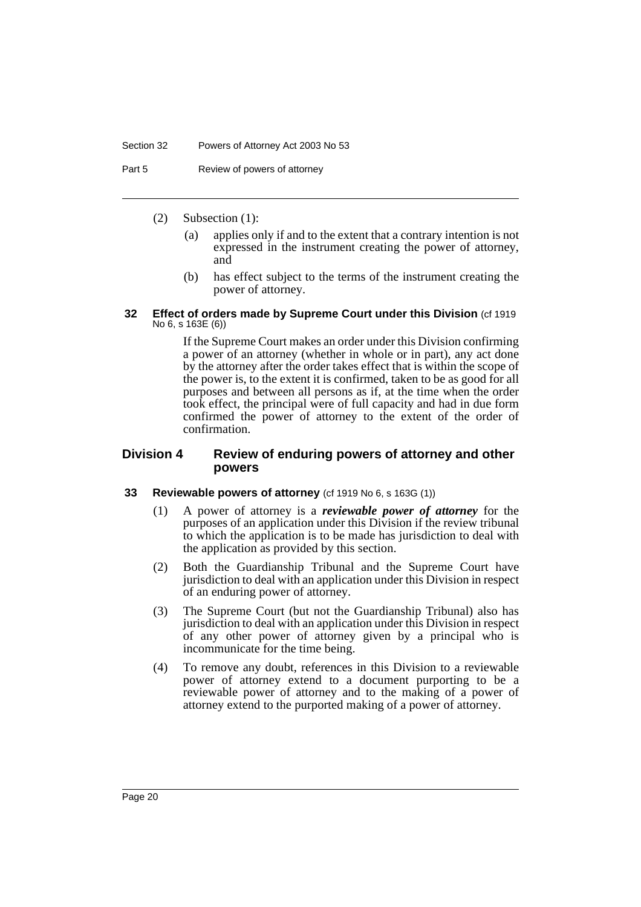(2) Subsection (1):

(a) applies only if and to the extent that a contrary intention is not expressed in the instrument creating the power of attorney, and

(b) has effect subject to the terms of the instrument creating the power of attorney.

### 32 Effect of orders made by Supreme Court under this Division (cf 1919 No 6, s 163E (6))

If the Supreme Court makes an order under this Division confirming a power of an attorney (whether in whole or in part), any act done by the attorney after the order takes effect that is within the scope of the power is, to the extent it is confirmed, taken to be as good for all purposes and between all persons as if, at the time when the order took effect, the principal were of full capacity and had in due form confirmed the power of attorney to the extent of the order of confirmation.

## Division 4 Review of enduring powers of attorney and other powers

### 33 Reviewable powers of attorney (cf 1919 No 6, s 163G (1))

(1) A power of attorney is a ***reviewable power of attorney*** for the purposes of an application under this Division if the review tribunal to which the application is to be made has jurisdiction to deal with the application as provided by this section.

(2) Both the Guardianship Tribunal and the Supreme Court have jurisdiction to deal with an application under this Division in respect of an enduring power of attorney.

(3) The Supreme Court (but not the Guardianship Tribunal) also has jurisdiction to deal with an application under this Division in respect of any other power of attorney given by a principal who is incommunicate for the time being.

(4) To remove any doubt, references in this Division to a reviewable power of attorney extend to a document purporting to be a reviewable power of attorney and to the making of a power of attorney extend to the purported making of a power of attorney.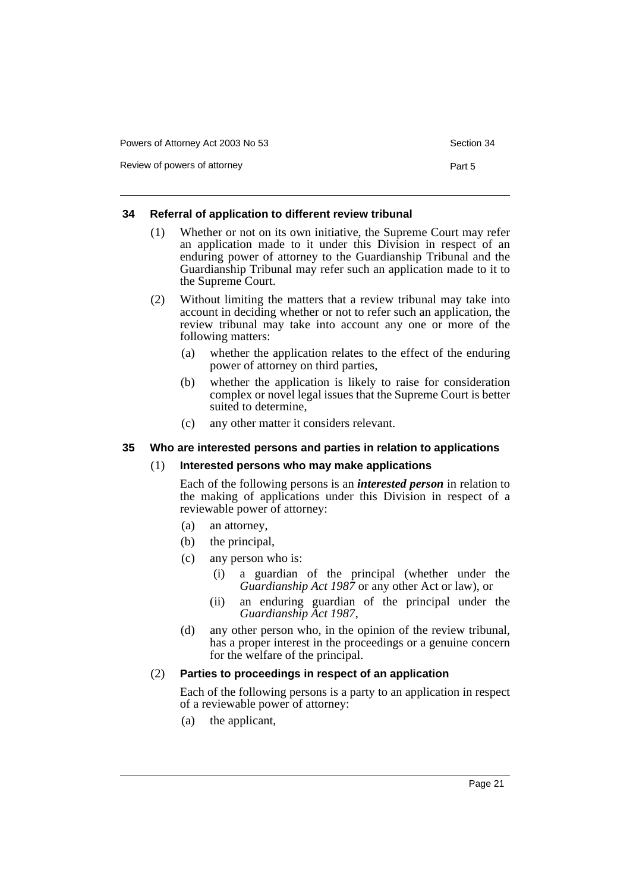### 34 Referral of application to different review tribunal

(1) Whether or not on its own initiative, the Supreme Court may refer an application made to it under this Division in respect of an enduring power of attorney to the Guardianship Tribunal and the Guardianship Tribunal may refer such an application made to it to the Supreme Court.

(2) Without limiting the matters that a review tribunal may take into account in deciding whether or not to refer such an application, the review tribunal may take into account any one or more of the following matters:

- (a) whether the application relates to the effect of the enduring power of attorney on third parties,
- (b) whether the application is likely to raise for consideration complex or novel legal issues that the Supreme Court is better suited to determine,
- (c) any other matter it considers relevant.

### 35 Who are interested persons and parties in relation to applications

(1) **Interested persons who may make applications**

Each of the following persons is an ***interested person*** in relation to the making of applications under this Division in respect of a reviewable power of attorney:

- (a) an attorney,
- (b) the principal,
- (c) any person who is:
  - (i) a guardian of the principal (whether under the *Guardianship Act 1987* or any other Act or law), or
  - (ii) an enduring guardian of the principal under the *Guardianship Act 1987*,
- (d) any other person who, in the opinion of the review tribunal, has a proper interest in the proceedings or a genuine concern for the welfare of the principal.

(2) **Parties to proceedings in respect of an application**

Each of the following persons is a party to an application in respect of a reviewable power of attorney:

- (a) the applicant,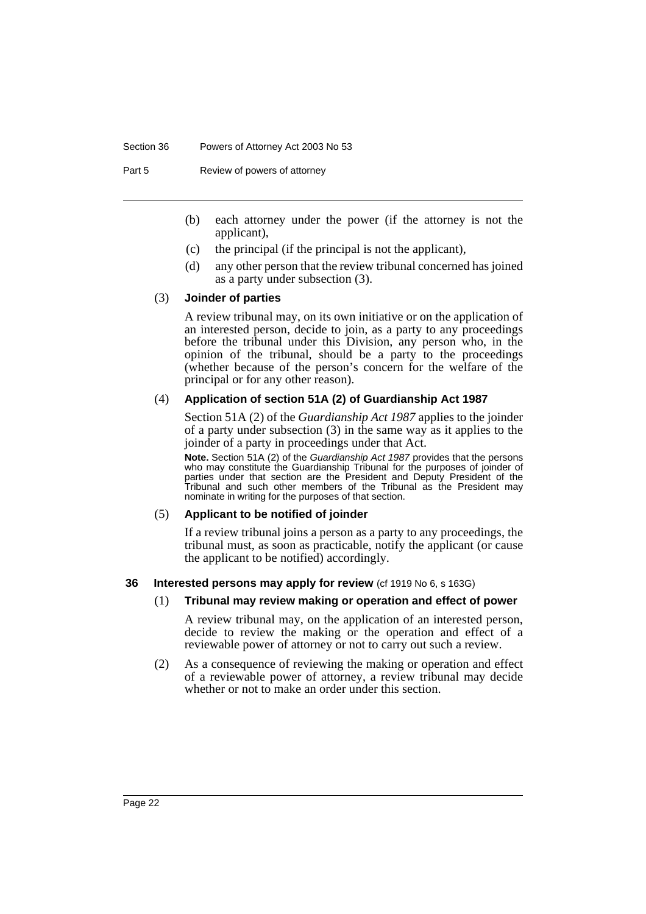(b) each attorney under the power (if the attorney is not the applicant),

(c) the principal (if the principal is not the applicant),

(d) any other person that the review tribunal concerned has joined as a party under subsection (3).

(3) **Joinder of parties**

A review tribunal may, on its own initiative or on the application of an interested person, decide to join, as a party to any proceedings before the tribunal under this Division, any person who, in the opinion of the tribunal, should be a party to the proceedings (whether because of the person's concern for the welfare of the principal or for any other reason).

(4) **Application of section 51A (2) of Guardianship Act 1987**

Section 51A (2) of the *Guardianship Act 1987* applies to the joinder of a party under subsection (3) in the same way as it applies to the joinder of a party in proceedings under that Act.

**Note.** Section 51A (2) of the *Guardianship Act 1987* provides that the persons who may constitute the Guardianship Tribunal for the purposes of joinder of parties under that section are the President and Deputy President of the Tribunal and such other members of the Tribunal as the President may nominate in writing for the purposes of that section.

(5) **Applicant to be notified of joinder**

If a review tribunal joins a person as a party to any proceedings, the tribunal must, as soon as practicable, notify the applicant (or cause the applicant to be notified) accordingly.

### 36 Interested persons may apply for review (cf 1919 No 6, s 163G)

(1) **Tribunal may review making or operation and effect of power**

A review tribunal may, on the application of an interested person, decide to review the making or the operation and effect of a reviewable power of attorney or not to carry out such a review.

(2) As a consequence of reviewing the making or operation and effect of a reviewable power of attorney, a review tribunal may decide whether or not to make an order under this section.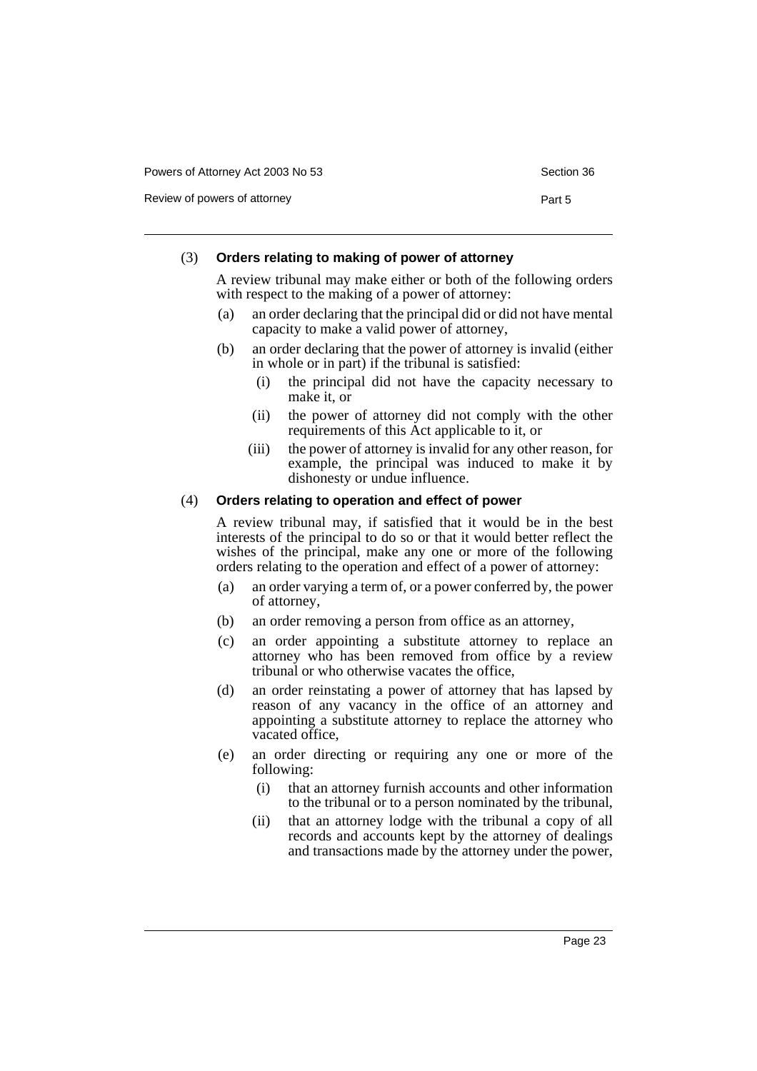(3) **Orders relating to making of power of attorney**

A review tribunal may make either or both of the following orders with respect to the making of a power of attorney:

- (a) an order declaring that the principal did or did not have mental capacity to make a valid power of attorney,
- (b) an order declaring that the power of attorney is invalid (either in whole or in part) if the tribunal is satisfied:
  - (i) the principal did not have the capacity necessary to make it, or
  - (ii) the power of attorney did not comply with the other requirements of this Act applicable to it, or
  - (iii) the power of attorney is invalid for any other reason, for example, the principal was induced to make it by dishonesty or undue influence.

(4) **Orders relating to operation and effect of power**

A review tribunal may, if satisfied that it would be in the best interests of the principal to do so or that it would better reflect the wishes of the principal, make any one or more of the following orders relating to the operation and effect of a power of attorney:

- (a) an order varying a term of, or a power conferred by, the power of attorney,
- (b) an order removing a person from office as an attorney,
- (c) an order appointing a substitute attorney to replace an attorney who has been removed from office by a review tribunal or who otherwise vacates the office,
- (d) an order reinstating a power of attorney that has lapsed by reason of any vacancy in the office of an attorney and appointing a substitute attorney to replace the attorney who vacated office,
- (e) an order directing or requiring any one or more of the following:
  - (i) that an attorney furnish accounts and other information to the tribunal or to a person nominated by the tribunal,
  - (ii) that an attorney lodge with the tribunal a copy of all records and accounts kept by the attorney of dealings and transactions made by the attorney under the power,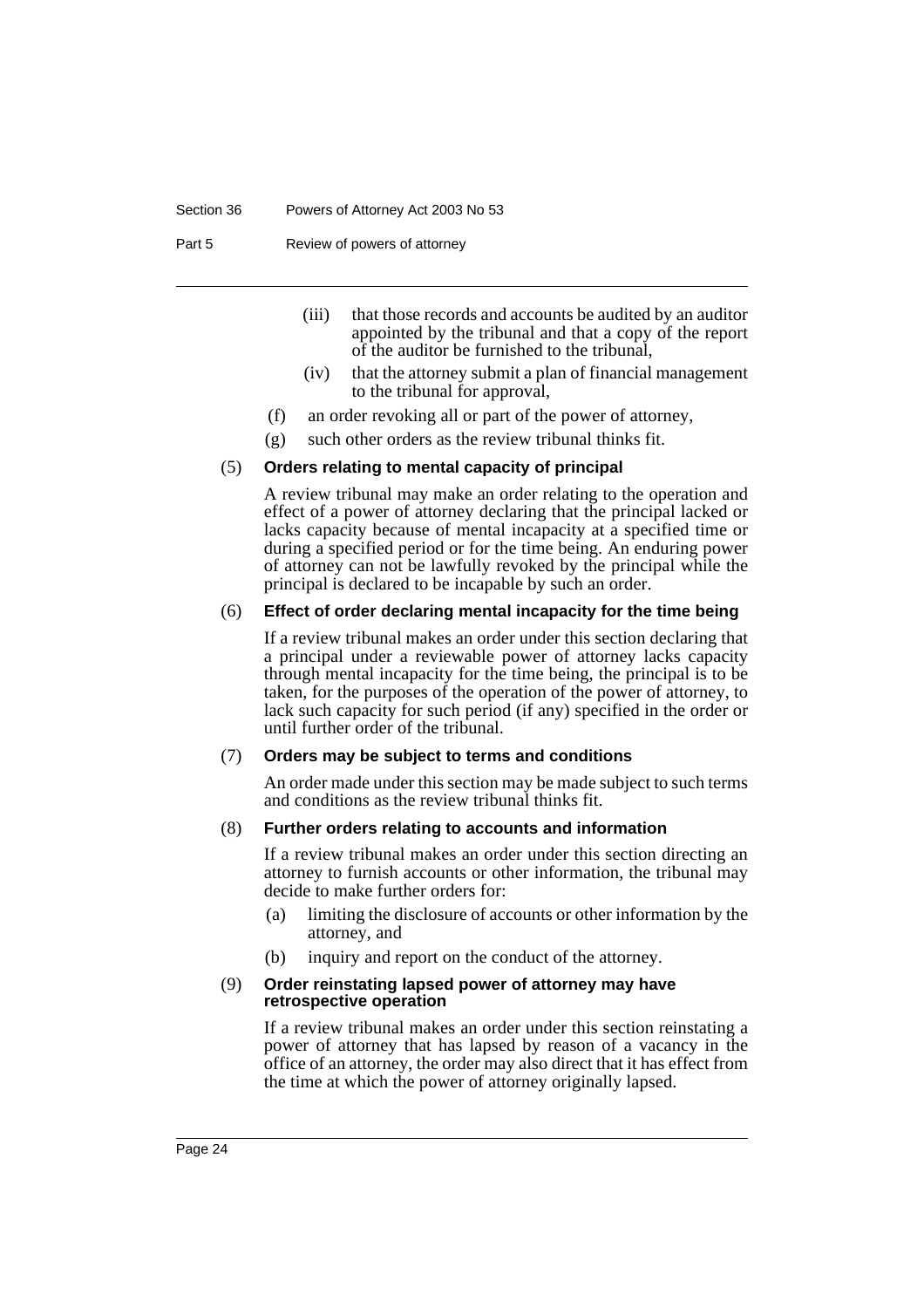(iii) that those records and accounts be audited by an auditor appointed by the tribunal and that a copy of the report of the auditor be furnished to the tribunal,

(iv) that the attorney submit a plan of financial management to the tribunal for approval,

(f) an order revoking all or part of the power of attorney,

(g) such other orders as the review tribunal thinks fit.

(5) **Orders relating to mental capacity of principal**

A review tribunal may make an order relating to the operation and effect of a power of attorney declaring that the principal lacked or lacks capacity because of mental incapacity at a specified time or during a specified period or for the time being. An enduring power of attorney can not be lawfully revoked by the principal while the principal is declared to be incapable by such an order.

(6) **Effect of order declaring mental incapacity for the time being**

If a review tribunal makes an order under this section declaring that a principal under a reviewable power of attorney lacks capacity through mental incapacity for the time being, the principal is to be taken, for the purposes of the operation of the power of attorney, to lack such capacity for such period (if any) specified in the order or until further order of the tribunal.

(7) **Orders may be subject to terms and conditions**

An order made under this section may be made subject to such terms and conditions as the review tribunal thinks fit.

(8) **Further orders relating to accounts and information**

If a review tribunal makes an order under this section directing an attorney to furnish accounts or other information, the tribunal may decide to make further orders for:

(a) limiting the disclosure of accounts or other information by the attorney, and

(b) inquiry and report on the conduct of the attorney.

(9) **Order reinstating lapsed power of attorney may have retrospective operation**

If a review tribunal makes an order under this section reinstating a power of attorney that has lapsed by reason of a vacancy in the office of an attorney, the order may also direct that it has effect from the time at which the power of attorney originally lapsed.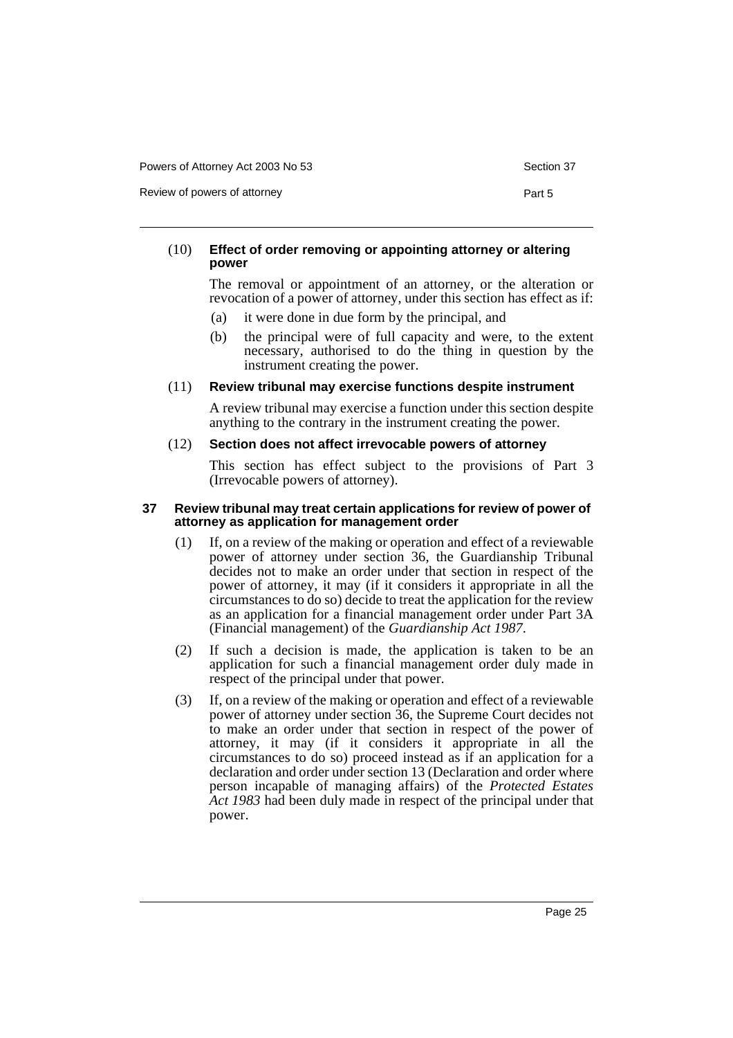(10) **Effect of order removing or appointing attorney or altering power**

The removal or appointment of an attorney, or the alteration or revocation of a power of attorney, under this section has effect as if:

(a) it were done in due form by the principal, and

(b) the principal were of full capacity and were, to the extent necessary, authorised to do the thing in question by the instrument creating the power.

(11) **Review tribunal may exercise functions despite instrument**

A review tribunal may exercise a function under this section despite anything to the contrary in the instrument creating the power.

(12) **Section does not affect irrevocable powers of attorney**

This section has effect subject to the provisions of Part 3 (Irrevocable powers of attorney).

### 37 Review tribunal may treat certain applications for review of power of attorney as application for management order

(1) If, on a review of the making or operation and effect of a reviewable power of attorney under section 36, the Guardianship Tribunal decides not to make an order under that section in respect of the power of attorney, it may (if it considers it appropriate in all the circumstances to do so) decide to treat the application for the review as an application for a financial management order under Part 3A (Financial management) of the *Guardianship Act 1987*.

(2) If such a decision is made, the application is taken to be an application for such a financial management order duly made in respect of the principal under that power.

(3) If, on a review of the making or operation and effect of a reviewable power of attorney under section 36, the Supreme Court decides not to make an order under that section in respect of the power of attorney, it may (if it considers it appropriate in all the circumstances to do so) proceed instead as if an application for a declaration and order under section 13 (Declaration and order where person incapable of managing affairs) of the *Protected Estates Act 1983* had been duly made in respect of the principal under that power.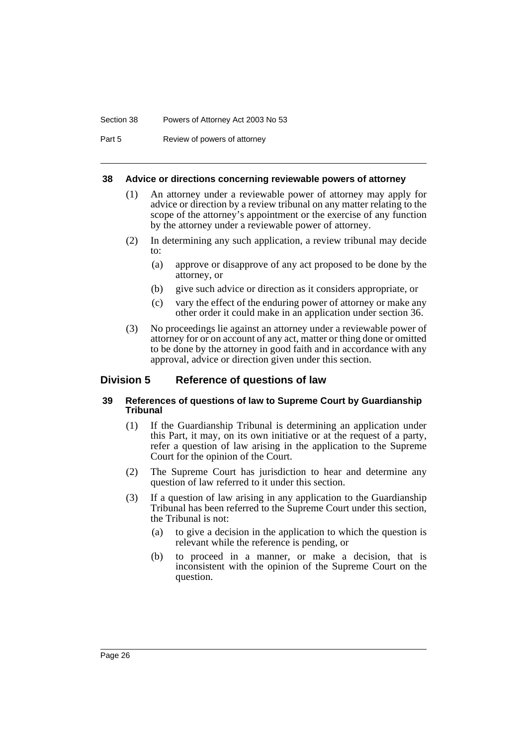### 38 Advice or directions concerning reviewable powers of attorney

(1) An attorney under a reviewable power of attorney may apply for advice or direction by a review tribunal on any matter relating to the scope of the attorney's appointment or the exercise of any function by the attorney under a reviewable power of attorney.

(2) In determining any such application, a review tribunal may decide to:

- (a) approve or disapprove of any act proposed to be done by the attorney, or
- (b) give such advice or direction as it considers appropriate, or
- (c) vary the effect of the enduring power of attorney or make any other order it could make in an application under section 36.

(3) No proceedings lie against an attorney under a reviewable power of attorney for or on account of any act, matter or thing done or omitted to be done by the attorney in good faith and in accordance with any approval, advice or direction given under this section.

## Division 5 Reference of questions of law

### 39 References of questions of law to Supreme Court by Guardianship Tribunal

(1) If the Guardianship Tribunal is determining an application under this Part, it may, on its own initiative or at the request of a party, refer a question of law arising in the application to the Supreme Court for the opinion of the Court.

(2) The Supreme Court has jurisdiction to hear and determine any question of law referred to it under this section.

(3) If a question of law arising in any application to the Guardianship Tribunal has been referred to the Supreme Court under this section, the Tribunal is not:

- (a) to give a decision in the application to which the question is relevant while the reference is pending, or
- (b) to proceed in a manner, or make a decision, that is inconsistent with the opinion of the Supreme Court on the question.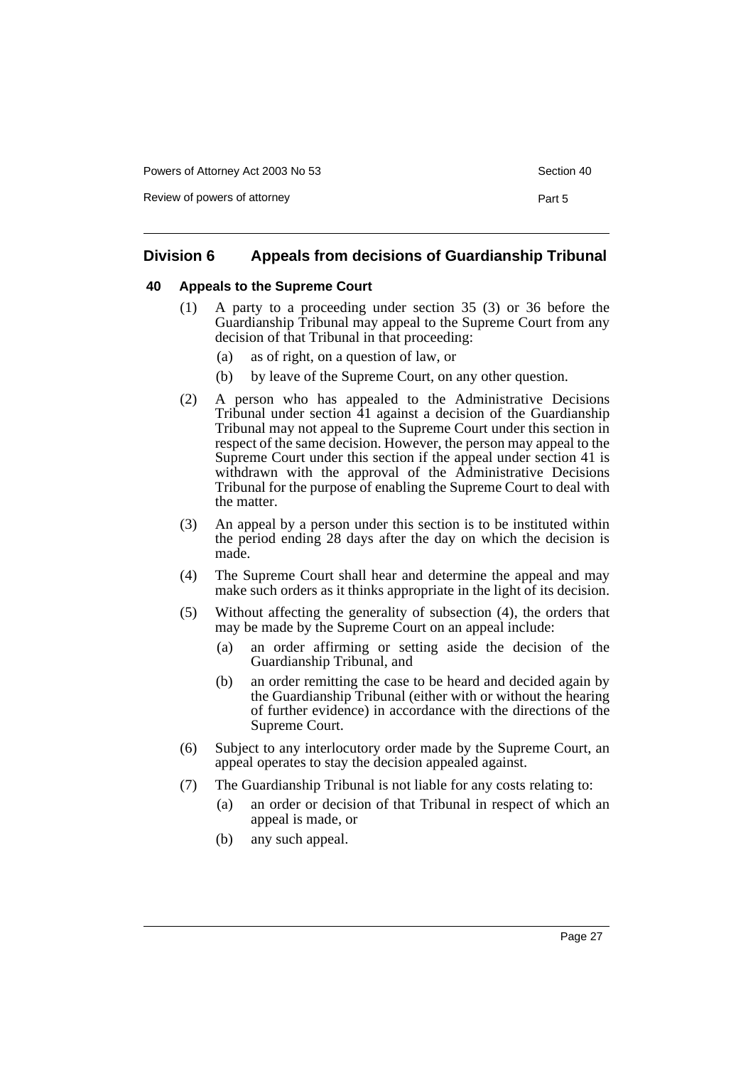## Division 6 Appeals from decisions of Guardianship Tribunal

### 40 Appeals to the Supreme Court

(1) A party to a proceeding under section 35 (3) or 36 before the Guardianship Tribunal may appeal to the Supreme Court from any decision of that Tribunal in that proceeding:

- (a) as of right, on a question of law, or
- (b) by leave of the Supreme Court, on any other question.

(2) A person who has appealed to the Administrative Decisions Tribunal under section 41 against a decision of the Guardianship Tribunal may not appeal to the Supreme Court under this section in respect of the same decision. However, the person may appeal to the Supreme Court under this section if the appeal under section 41 is withdrawn with the approval of the Administrative Decisions Tribunal for the purpose of enabling the Supreme Court to deal with the matter.

(3) An appeal by a person under this section is to be instituted within the period ending 28 days after the day on which the decision is made.

(4) The Supreme Court shall hear and determine the appeal and may make such orders as it thinks appropriate in the light of its decision.

(5) Without affecting the generality of subsection (4), the orders that may be made by the Supreme Court on an appeal include:

- (a) an order affirming or setting aside the decision of the Guardianship Tribunal, and
- (b) an order remitting the case to be heard and decided again by the Guardianship Tribunal (either with or without the hearing of further evidence) in accordance with the directions of the Supreme Court.

(6) Subject to any interlocutory order made by the Supreme Court, an appeal operates to stay the decision appealed against.

(7) The Guardianship Tribunal is not liable for any costs relating to:

- (a) an order or decision of that Tribunal in respect of which an appeal is made, or
- (b) any such appeal.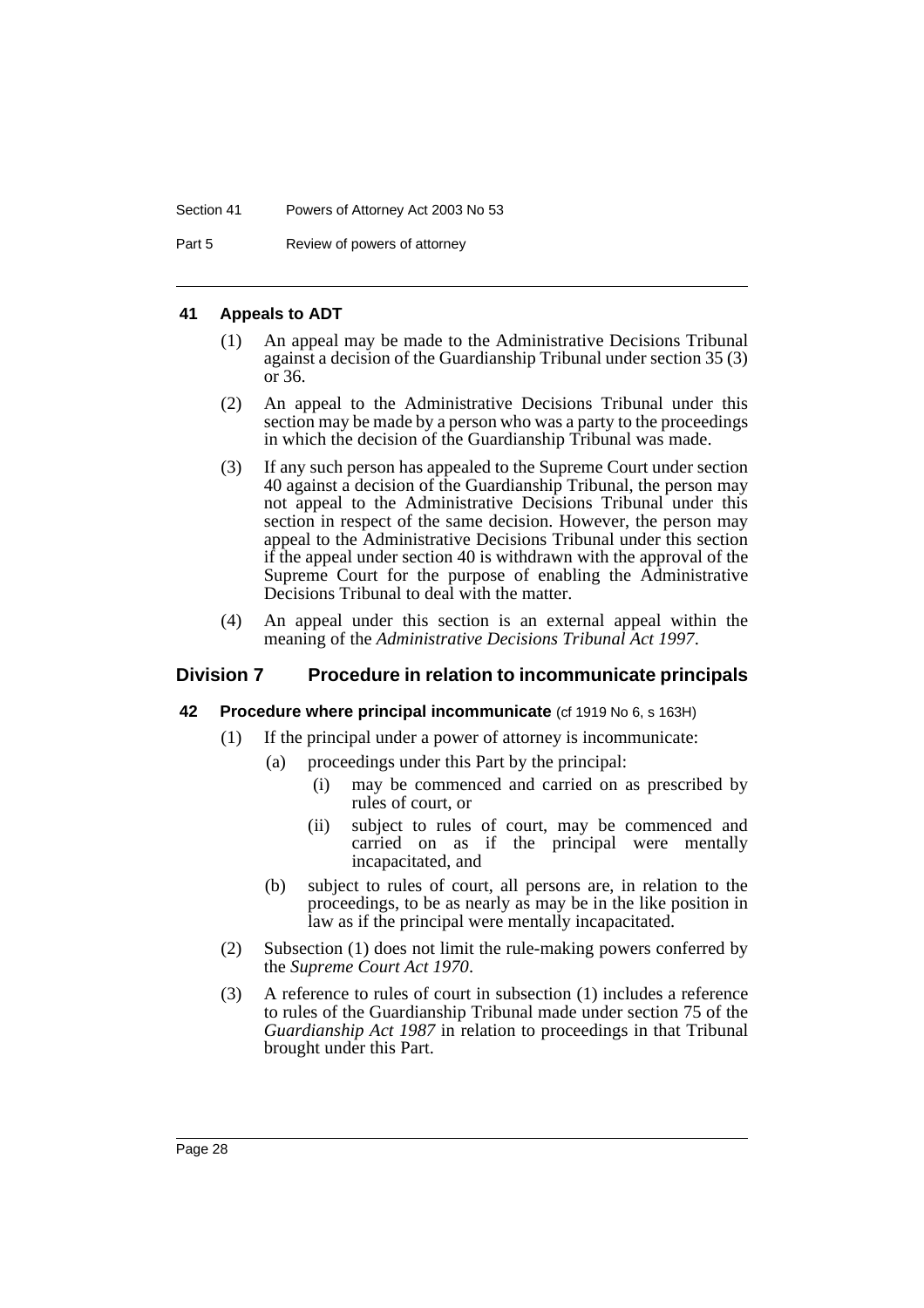### 41 Appeals to ADT

(1) An appeal may be made to the Administrative Decisions Tribunal against a decision of the Guardianship Tribunal under section 35 (3) or 36.

(2) An appeal to the Administrative Decisions Tribunal under this section may be made by a person who was a party to the proceedings in which the decision of the Guardianship Tribunal was made.

(3) If any such person has appealed to the Supreme Court under section 40 against a decision of the Guardianship Tribunal, the person may not appeal to the Administrative Decisions Tribunal under this section in respect of the same decision. However, the person may appeal to the Administrative Decisions Tribunal under this section if the appeal under section 40 is withdrawn with the approval of the Supreme Court for the purpose of enabling the Administrative Decisions Tribunal to deal with the matter.

(4) An appeal under this section is an external appeal within the meaning of the *Administrative Decisions Tribunal Act 1997*.

## Division 7 Procedure in relation to incommunicate principals

### 42 Procedure where principal incommunicate (cf 1919 No 6, s 163H)

(1) If the principal under a power of attorney is incommunicate:

(a) proceedings under this Part by the principal:

(i) may be commenced and carried on as prescribed by rules of court, or

(ii) subject to rules of court, may be commenced and carried on as if the principal were mentally incapacitated, and

(b) subject to rules of court, all persons are, in relation to the proceedings, to be as nearly as may be in the like position in law as if the principal were mentally incapacitated.

(2) Subsection (1) does not limit the rule-making powers conferred by the *Supreme Court Act 1970*.

(3) A reference to rules of court in subsection (1) includes a reference to rules of the Guardianship Tribunal made under section 75 of the *Guardianship Act 1987* in relation to proceedings in that Tribunal brought under this Part.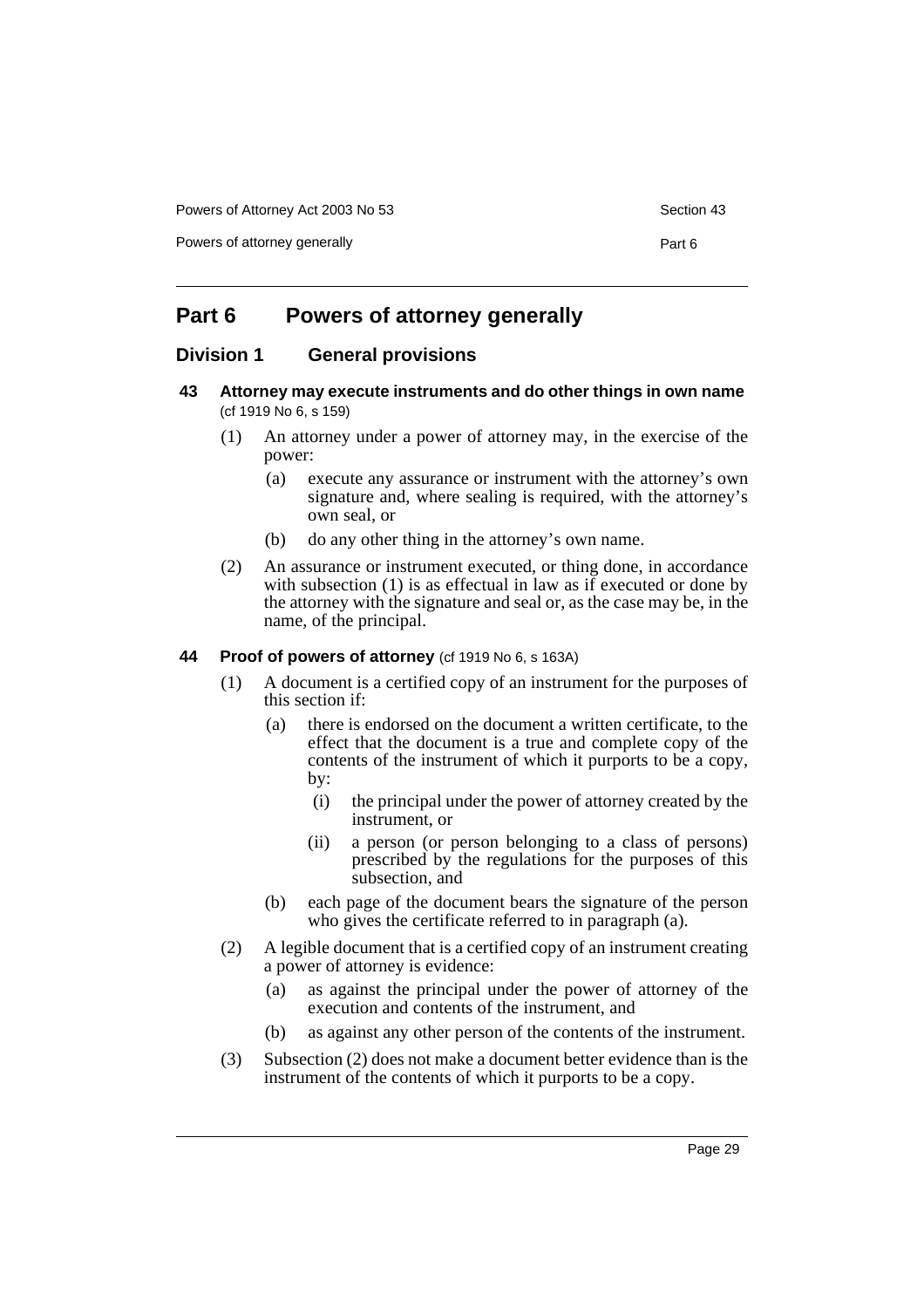# Part 6 Powers of attorney generally

## Division 1 General provisions

### 43 Attorney may execute instruments and do other things in own name (cf 1919 No 6, s 159)

(1) An attorney under a power of attorney may, in the exercise of the power:

(a) execute any assurance or instrument with the attorney's own signature and, where sealing is required, with the attorney's own seal, or

(b) do any other thing in the attorney's own name.

(2) An assurance or instrument executed, or thing done, in accordance with subsection (1) is as effectual in law as if executed or done by the attorney with the signature and seal or, as the case may be, in the name, of the principal.

### 44 Proof of powers of attorney (cf 1919 No 6, s 163A)

(1) A document is a certified copy of an instrument for the purposes of this section if:

(a) there is endorsed on the document a written certificate, to the effect that the document is a true and complete copy of the contents of the instrument of which it purports to be a copy, by:

(i) the principal under the power of attorney created by the instrument, or

(ii) a person (or person belonging to a class of persons) prescribed by the regulations for the purposes of this subsection, and

(b) each page of the document bears the signature of the person who gives the certificate referred to in paragraph (a).

(2) A legible document that is a certified copy of an instrument creating a power of attorney is evidence:

(a) as against the principal under the power of attorney of the execution and contents of the instrument, and

(b) as against any other person of the contents of the instrument.

(3) Subsection (2) does not make a document better evidence than is the instrument of the contents of which it purports to be a copy.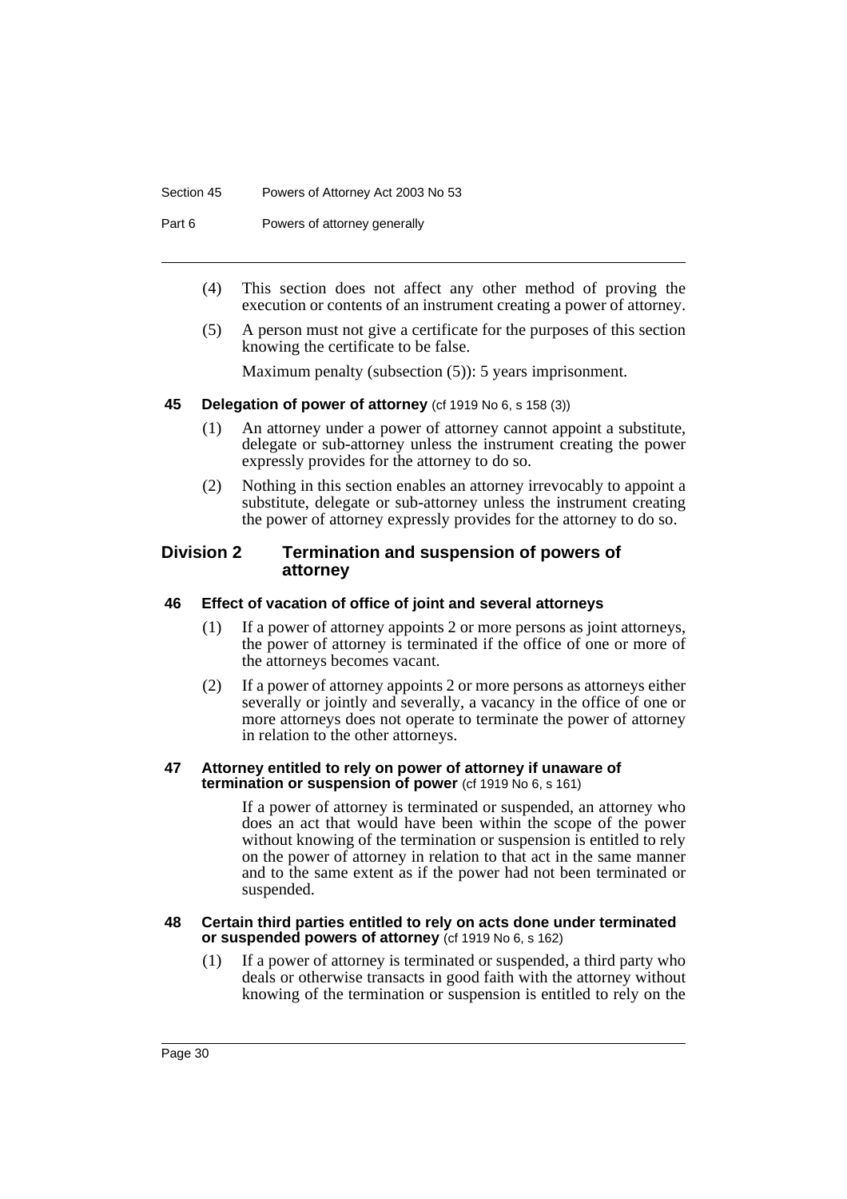(4) This section does not affect any other method of proving the execution or contents of an instrument creating a power of attorney.

(5) A person must not give a certificate for the purposes of this section knowing the certificate to be false.

Maximum penalty (subsection (5)): 5 years imprisonment.

### 45 Delegation of power of attorney (cf 1919 No 6, s 158 (3))

(1) An attorney under a power of attorney cannot appoint a substitute, delegate or sub-attorney unless the instrument creating the power expressly provides for the attorney to do so.

(2) Nothing in this section enables an attorney irrevocably to appoint a substitute, delegate or sub-attorney unless the instrument creating the power of attorney expressly provides for the attorney to do so.

## Division 2 Termination and suspension of powers of attorney

### 46 Effect of vacation of office of joint and several attorneys

(1) If a power of attorney appoints 2 or more persons as joint attorneys, the power of attorney is terminated if the office of one or more of the attorneys becomes vacant.

(2) If a power of attorney appoints 2 or more persons as attorneys either severally or jointly and severally, a vacancy in the office of one or more attorneys does not operate to terminate the power of attorney in relation to the other attorneys.

### 47 Attorney entitled to rely on power of attorney if unaware of termination or suspension of power (cf 1919 No 6, s 161)

If a power of attorney is terminated or suspended, an attorney who does an act that would have been within the scope of the power without knowing of the termination or suspension is entitled to rely on the power of attorney in relation to that act in the same manner and to the same extent as if the power had not been terminated or suspended.

### 48 Certain third parties entitled to rely on acts done under terminated or suspended powers of attorney (cf 1919 No 6, s 162)

(1) If a power of attorney is terminated or suspended, a third party who deals or otherwise transacts in good faith with the attorney without knowing of the termination or suspension is entitled to rely on the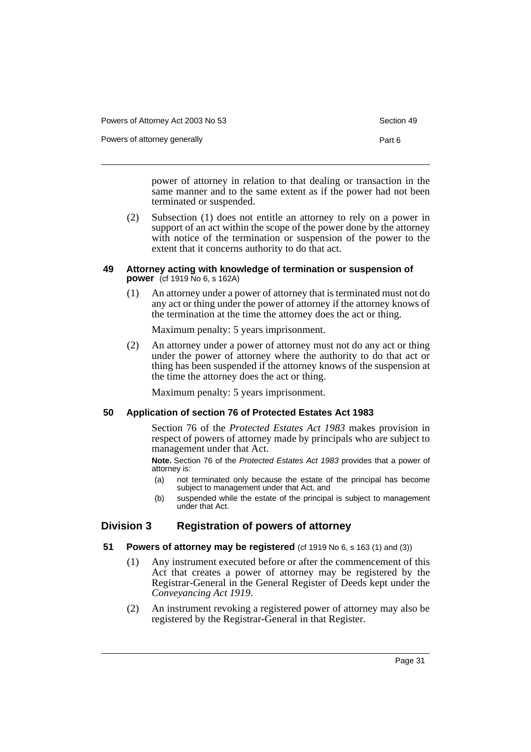power of attorney in relation to that dealing or transaction in the same manner and to the same extent as if the power had not been terminated or suspended.

(2) Subsection (1) does not entitle an attorney to rely on a power in support of an act within the scope of the power done by the attorney with notice of the termination or suspension of the power to the extent that it concerns authority to do that act.

### 49 Attorney acting with knowledge of termination or suspension of power (cf 1919 No 6, s 162A)

(1) An attorney under a power of attorney that is terminated must not do any act or thing under the power of attorney if the attorney knows of the termination at the time the attorney does the act or thing.

Maximum penalty: 5 years imprisonment.

(2) An attorney under a power of attorney must not do any act or thing under the power of attorney where the authority to do that act or thing has been suspended if the attorney knows of the suspension at the time the attorney does the act or thing.

Maximum penalty: 5 years imprisonment.

### 50 Application of section 76 of Protected Estates Act 1983

Section 76 of the *Protected Estates Act 1983* makes provision in respect of powers of attorney made by principals who are subject to management under that Act.

**Note.** Section 76 of the *Protected Estates Act 1983* provides that a power of attorney is:

(a) not terminated only because the estate of the principal has become subject to management under that Act, and

(b) suspended while the estate of the principal is subject to management under that Act.

## Division 3 Registration of powers of attorney

### 51 Powers of attorney may be registered (cf 1919 No 6, s 163 (1) and (3))

(1) Any instrument executed before or after the commencement of this Act that creates a power of attorney may be registered by the Registrar-General in the General Register of Deeds kept under the *Conveyancing Act 1919*.

(2) An instrument revoking a registered power of attorney may also be registered by the Registrar-General in that Register.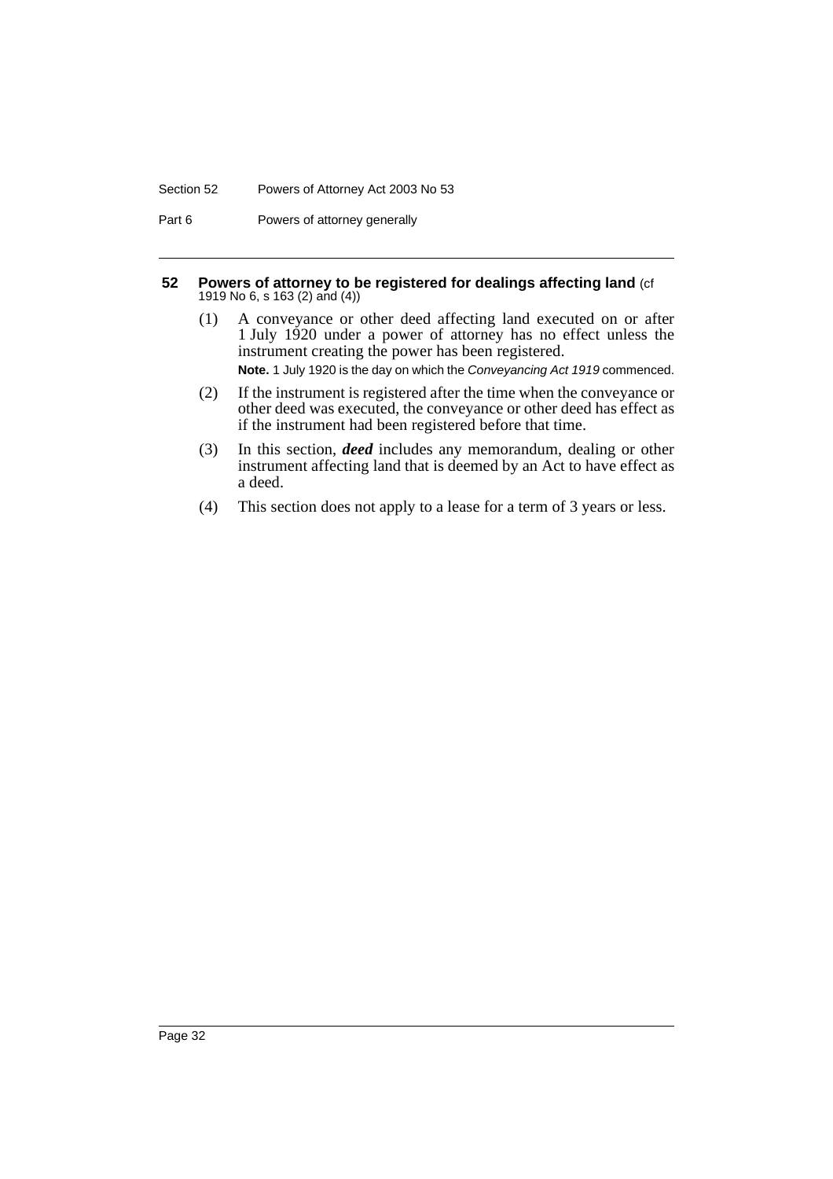### 52 Powers of attorney to be registered for dealings affecting land (cf 1919 No 6, s 163 (2) and (4))

(1) A conveyance or other deed affecting land executed on or after 1 July 1920 under a power of attorney has no effect unless the instrument creating the power has been registered.

**Note.** 1 July 1920 is the day on which the *Conveyancing Act 1919* commenced.

(2) If the instrument is registered after the time when the conveyance or other deed was executed, the conveyance or other deed has effect as if the instrument had been registered before that time.

(3) In this section, ***deed*** includes any memorandum, dealing or other instrument affecting land that is deemed by an Act to have effect as a deed.

(4) This section does not apply to a lease for a term of 3 years or less.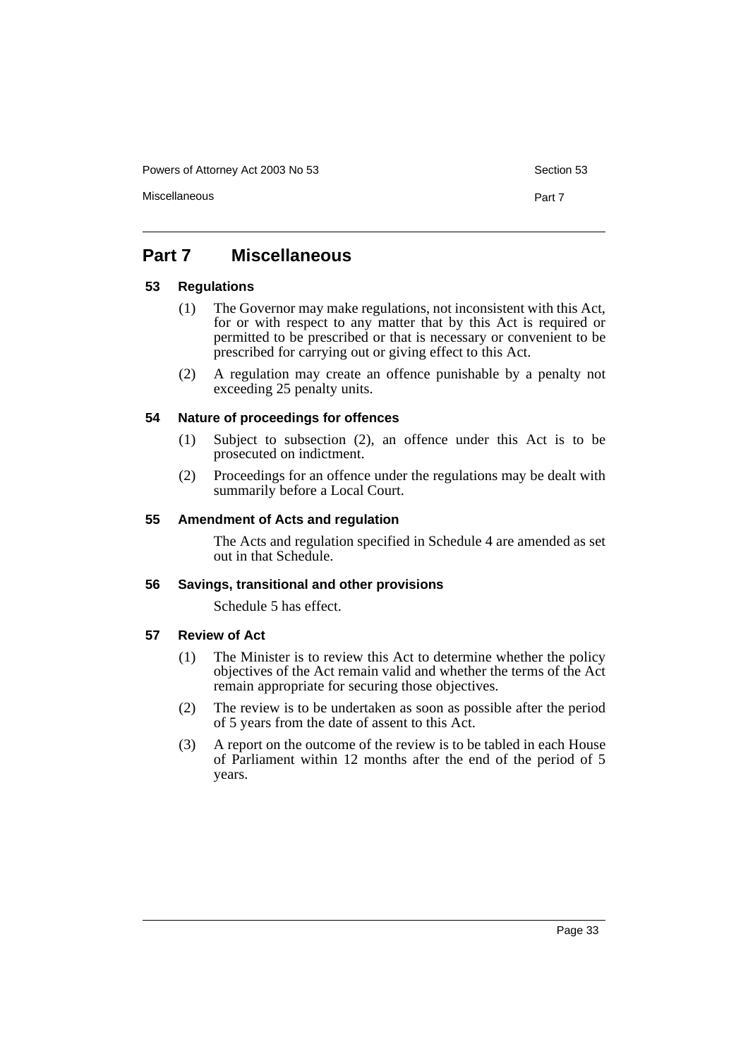## Part 7 Miscellaneous

### 53 Regulations

(1) The Governor may make regulations, not inconsistent with this Act, for or with respect to any matter that by this Act is required or permitted to be prescribed or that is necessary or convenient to be prescribed for carrying out or giving effect to this Act.

(2) A regulation may create an offence punishable by a penalty not exceeding 25 penalty units.

### 54 Nature of proceedings for offences

(1) Subject to subsection (2), an offence under this Act is to be prosecuted on indictment.

(2) Proceedings for an offence under the regulations may be dealt with summarily before a Local Court.

### 55 Amendment of Acts and regulation

The Acts and regulation specified in Schedule 4 are amended as set out in that Schedule.

### 56 Savings, transitional and other provisions

Schedule 5 has effect.

### 57 Review of Act

(1) The Minister is to review this Act to determine whether the policy objectives of the Act remain valid and whether the terms of the Act remain appropriate for securing those objectives.

(2) The review is to be undertaken as soon as possible after the period of 5 years from the date of assent to this Act.

(3) A report on the outcome of the review is to be tabled in each House of Parliament within 12 months after the end of the period of 5 years.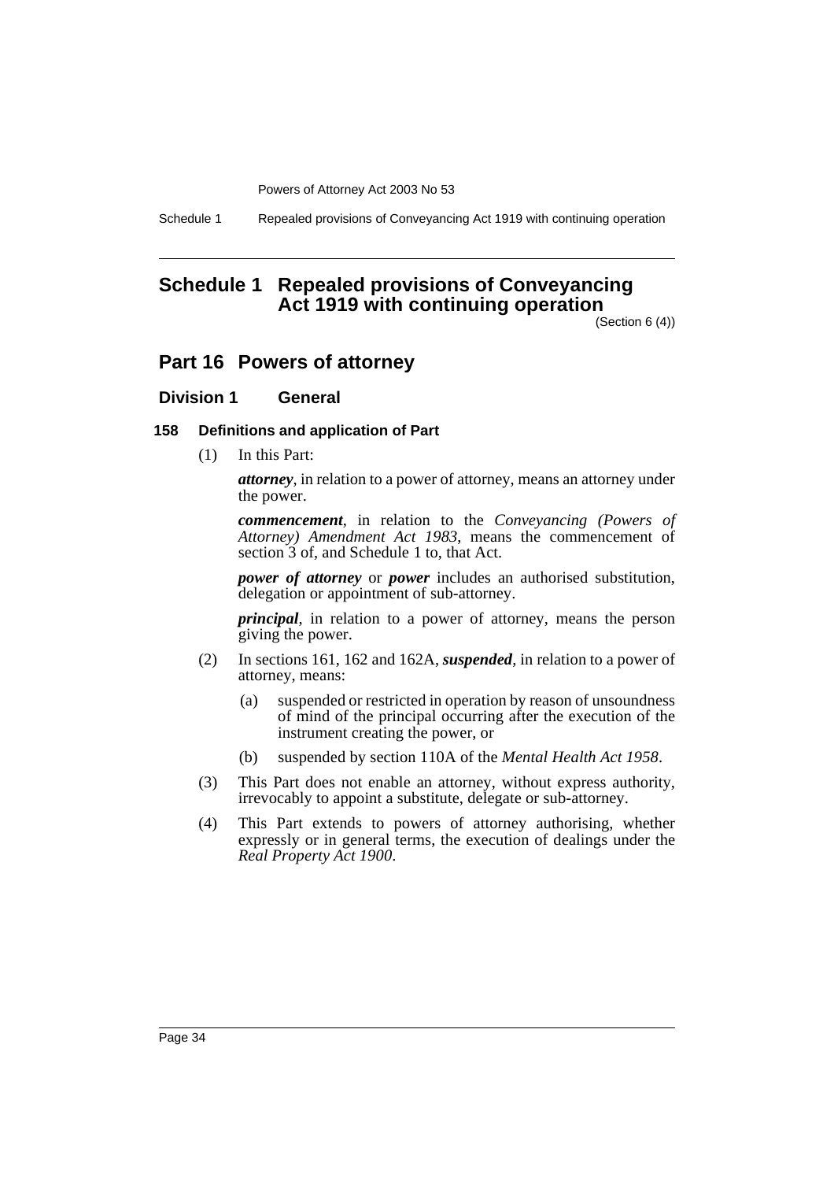# Schedule 1 Repealed provisions of Conveyancing Act 1919 with continuing operation

(Section 6 (4))

## Part 16 Powers of attorney

### Division 1 General

#### 158 Definitions and application of Part

(1) In this Part:

***attorney***, in relation to a power of attorney, means an attorney under the power.

***commencement***, in relation to the *Conveyancing (Powers of Attorney) Amendment Act 1983*, means the commencement of section 3 of, and Schedule 1 to, that Act.

***power of attorney*** or ***power*** includes an authorised substitution, delegation or appointment of sub-attorney.

***principal***, in relation to a power of attorney, means the person giving the power.

(2) In sections 161, 162 and 162A, ***suspended***, in relation to a power of attorney, means:

(a) suspended or restricted in operation by reason of unsoundness of mind of the principal occurring after the execution of the instrument creating the power, or

(b) suspended by section 110A of the *Mental Health Act 1958*.

(3) This Part does not enable an attorney, without express authority, irrevocably to appoint a substitute, delegate or sub-attorney.

(4) This Part extends to powers of attorney authorising, whether expressly or in general terms, the execution of dealings under the *Real Property Act 1900*.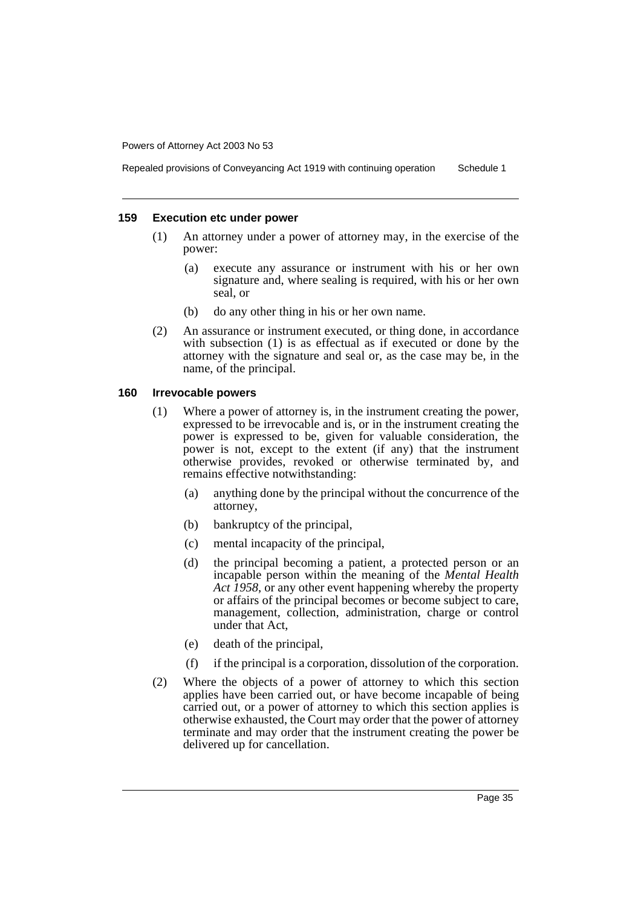### 159 Execution etc under power

(1) An attorney under a power of attorney may, in the exercise of the power:

(a) execute any assurance or instrument with his or her own signature and, where sealing is required, with his or her own seal, or

(b) do any other thing in his or her own name.

(2) An assurance or instrument executed, or thing done, in accordance with subsection (1) is as effectual as if executed or done by the attorney with the signature and seal or, as the case may be, in the name, of the principal.

### 160 Irrevocable powers

(1) Where a power of attorney is, in the instrument creating the power, expressed to be irrevocable and is, or in the instrument creating the power is expressed to be, given for valuable consideration, the power is not, except to the extent (if any) that the instrument otherwise provides, revoked or otherwise terminated by, and remains effective notwithstanding:

(a) anything done by the principal without the concurrence of the attorney,

(b) bankruptcy of the principal,

(c) mental incapacity of the principal,

(d) the principal becoming a patient, a protected person or an incapable person within the meaning of the *Mental Health Act 1958*, or any other event happening whereby the property or affairs of the principal becomes or become subject to care, management, collection, administration, charge or control under that Act,

(e) death of the principal,

(f) if the principal is a corporation, dissolution of the corporation.

(2) Where the objects of a power of attorney to which this section applies have been carried out, or have become incapable of being carried out, or a power of attorney to which this section applies is otherwise exhausted, the Court may order that the power of attorney terminate and may order that the instrument creating the power be delivered up for cancellation.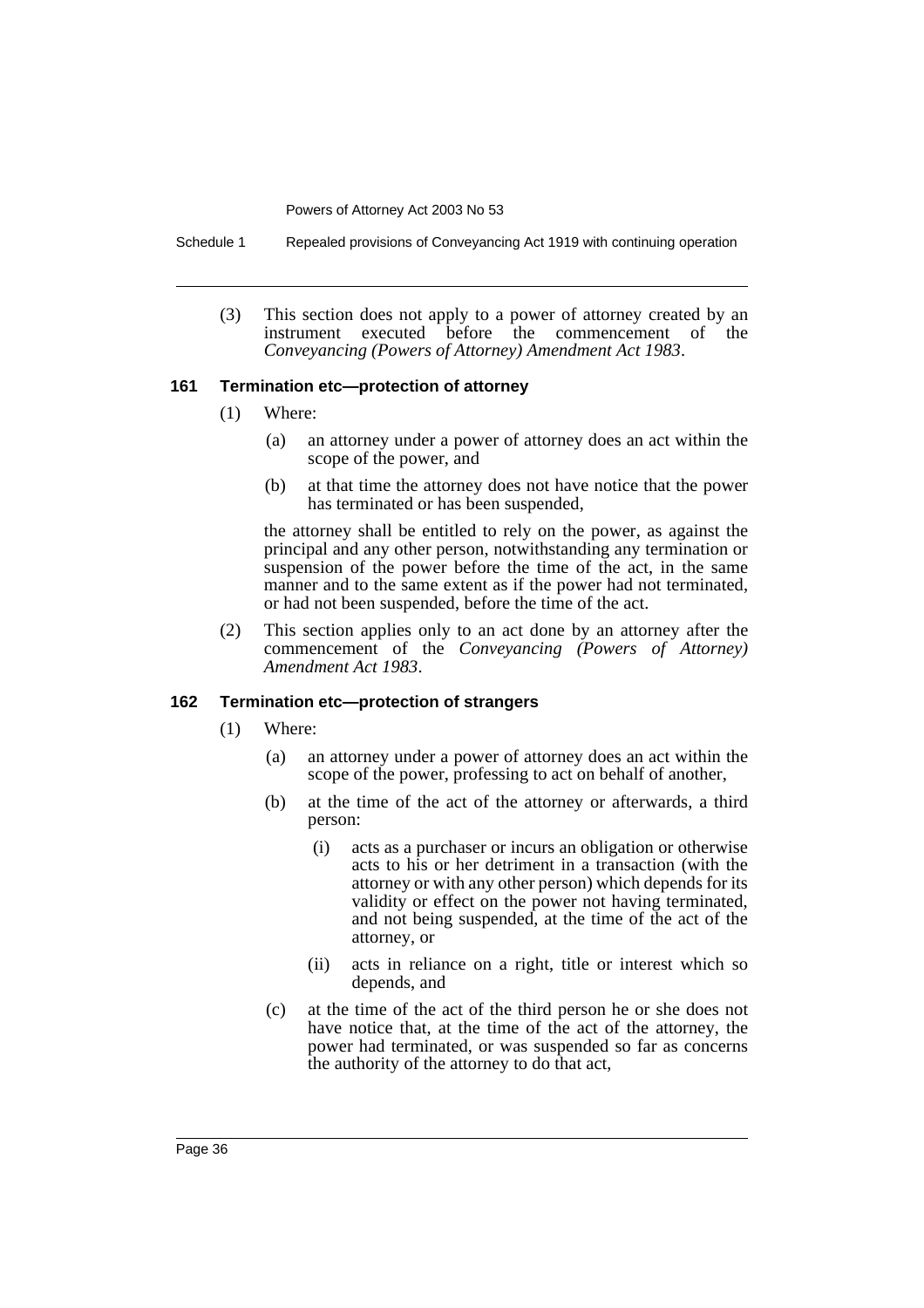(3) This section does not apply to a power of attorney created by an instrument executed before the commencement of the *Conveyancing (Powers of Attorney) Amendment Act 1983*.

### 161 Termination etc—protection of attorney

(1) Where:

   (a) an attorney under a power of attorney does an act within the scope of the power, and

   (b) at that time the attorney does not have notice that the power has terminated or has been suspended,

   the attorney shall be entitled to rely on the power, as against the principal and any other person, notwithstanding any termination or suspension of the power before the time of the act, in the same manner and to the same extent as if the power had not terminated, or had not been suspended, before the time of the act.

(2) This section applies only to an act done by an attorney after the commencement of the *Conveyancing (Powers of Attorney) Amendment Act 1983*.

### 162 Termination etc—protection of strangers

(1) Where:

   (a) an attorney under a power of attorney does an act within the scope of the power, professing to act on behalf of another,

   (b) at the time of the act of the attorney or afterwards, a third person:

      (i) acts as a purchaser or incurs an obligation or otherwise acts to his or her detriment in a transaction (with the attorney or with any other person) which depends for its validity or effect on the power not having terminated, and not being suspended, at the time of the act of the attorney, or

      (ii) acts in reliance on a right, title or interest which so depends, and

   (c) at the time of the act of the third person he or she does not have notice that, at the time of the act of the attorney, the power had terminated, or was suspended so far as concerns the authority of the attorney to do that act,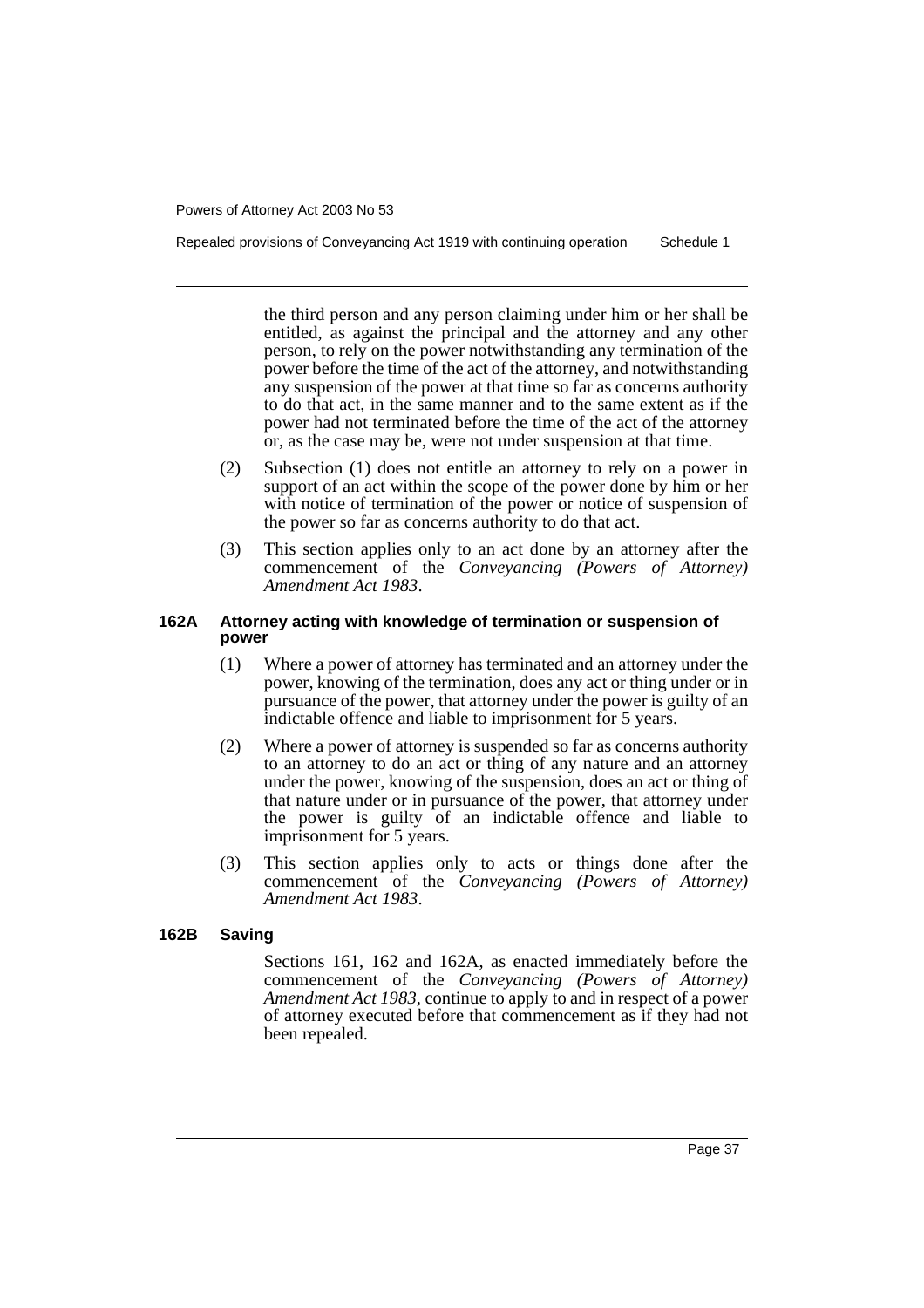the third person and any person claiming under him or her shall be entitled, as against the principal and the attorney and any other person, to rely on the power notwithstanding any termination of the power before the time of the act of the attorney, and notwithstanding any suspension of the power at that time so far as concerns authority to do that act, in the same manner and to the same extent as if the power had not terminated before the time of the act of the attorney or, as the case may be, were not under suspension at that time.

(2) Subsection (1) does not entitle an attorney to rely on a power in support of an act within the scope of the power done by him or her with notice of termination of the power or notice of suspension of the power so far as concerns authority to do that act.

(3) This section applies only to an act done by an attorney after the commencement of the *Conveyancing (Powers of Attorney) Amendment Act 1983*.

#### 162A Attorney acting with knowledge of termination or suspension of power

(1) Where a power of attorney has terminated and an attorney under the power, knowing of the termination, does any act or thing under or in pursuance of the power, that attorney under the power is guilty of an indictable offence and liable to imprisonment for 5 years.

(2) Where a power of attorney is suspended so far as concerns authority to an attorney to do an act or thing of any nature and an attorney under the power, knowing of the suspension, does an act or thing of that nature under or in pursuance of the power, that attorney under the power is guilty of an indictable offence and liable to imprisonment for 5 years.

(3) This section applies only to acts or things done after the commencement of the *Conveyancing (Powers of Attorney) Amendment Act 1983*.

#### 162B Saving

Sections 161, 162 and 162A, as enacted immediately before the commencement of the *Conveyancing (Powers of Attorney) Amendment Act 1983*, continue to apply to and in respect of a power of attorney executed before that commencement as if they had not been repealed.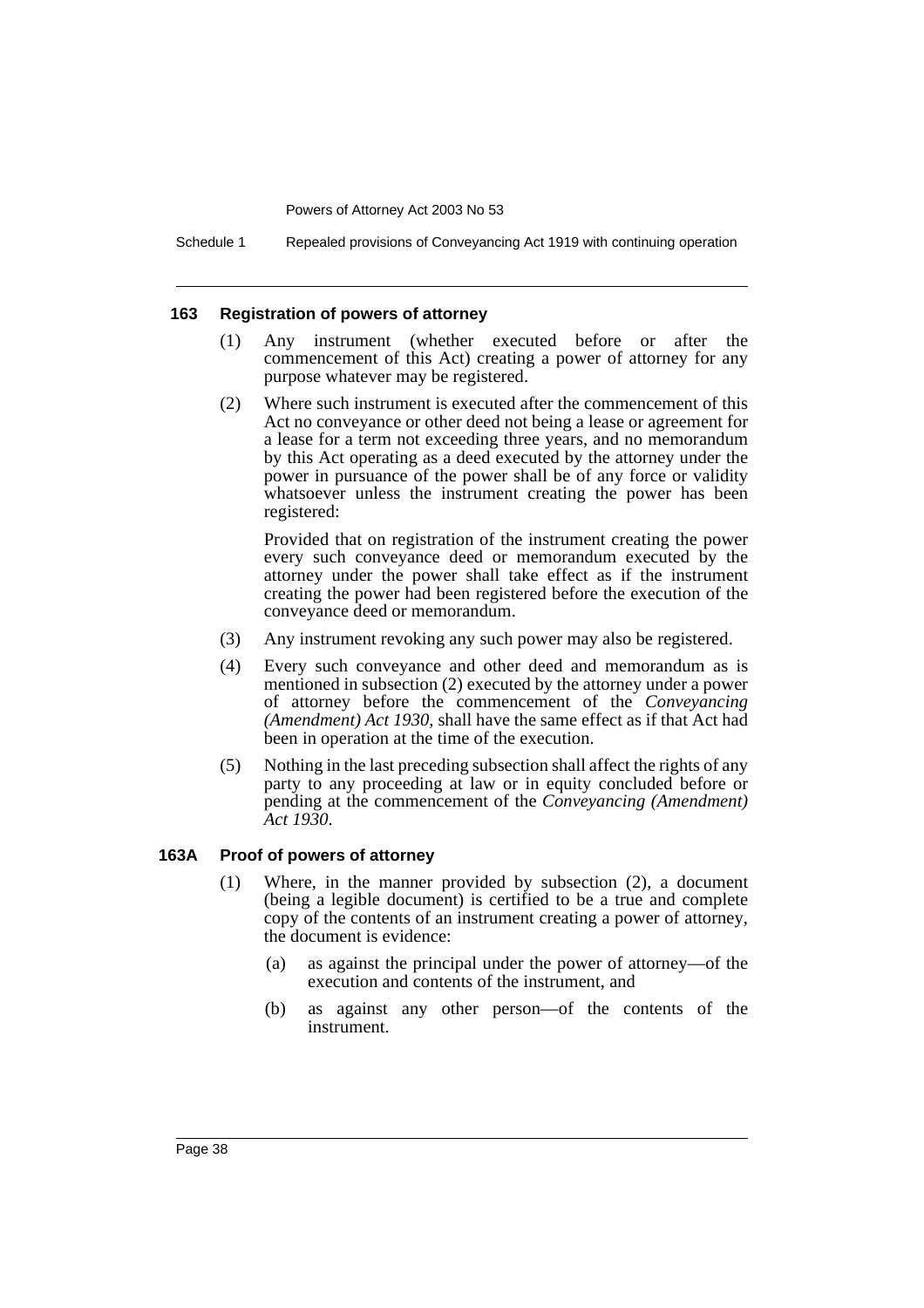#### 163 Registration of powers of attorney

(1) Any instrument (whether executed before or after the commencement of this Act) creating a power of attorney for any purpose whatever may be registered.

(2) Where such instrument is executed after the commencement of this Act no conveyance or other deed not being a lease or agreement for a lease for a term not exceeding three years, and no memorandum by this Act operating as a deed executed by the attorney under the power in pursuance of the power shall be of any force or validity whatsoever unless the instrument creating the power has been registered:

Provided that on registration of the instrument creating the power every such conveyance deed or memorandum executed by the attorney under the power shall take effect as if the instrument creating the power had been registered before the execution of the conveyance deed or memorandum.

(3) Any instrument revoking any such power may also be registered.

(4) Every such conveyance and other deed and memorandum as is mentioned in subsection (2) executed by the attorney under a power of attorney before the commencement of the *Conveyancing (Amendment) Act 1930*, shall have the same effect as if that Act had been in operation at the time of the execution.

(5) Nothing in the last preceding subsection shall affect the rights of any party to any proceeding at law or in equity concluded before or pending at the commencement of the *Conveyancing (Amendment) Act 1930*.

#### 163A Proof of powers of attorney

(1) Where, in the manner provided by subsection (2), a document (being a legible document) is certified to be a true and complete copy of the contents of an instrument creating a power of attorney, the document is evidence:

(a) as against the principal under the power of attorney—of the execution and contents of the instrument, and

(b) as against any other person—of the contents of the instrument.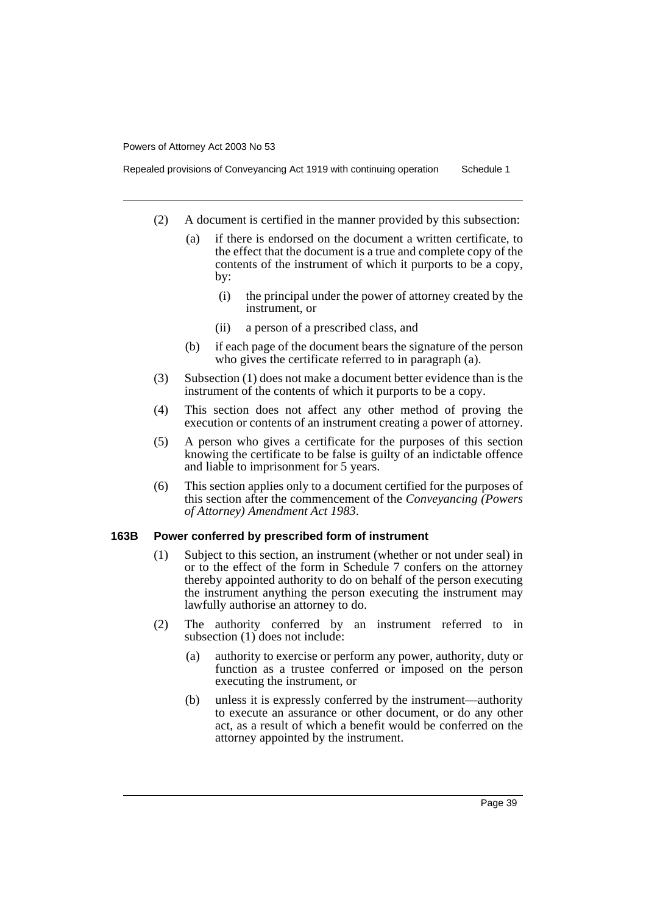(2) A document is certified in the manner provided by this subsection:

(a) if there is endorsed on the document a written certificate, to the effect that the document is a true and complete copy of the contents of the instrument of which it purports to be a copy, by:

(i) the principal under the power of attorney created by the instrument, or

(ii) a person of a prescribed class, and

(b) if each page of the document bears the signature of the person who gives the certificate referred to in paragraph (a).

(3) Subsection (1) does not make a document better evidence than is the instrument of the contents of which it purports to be a copy.

(4) This section does not affect any other method of proving the execution or contents of an instrument creating a power of attorney.

(5) A person who gives a certificate for the purposes of this section knowing the certificate to be false is guilty of an indictable offence and liable to imprisonment for 5 years.

(6) This section applies only to a document certified for the purposes of this section after the commencement of the *Conveyancing (Powers of Attorney) Amendment Act 1983*.

### 163B Power conferred by prescribed form of instrument

(1) Subject to this section, an instrument (whether or not under seal) in or to the effect of the form in Schedule 7 confers on the attorney thereby appointed authority to do on behalf of the person executing the instrument anything the person executing the instrument may lawfully authorise an attorney to do.

(2) The authority conferred by an instrument referred to in subsection (1) does not include:

(a) authority to exercise or perform any power, authority, duty or function as a trustee conferred or imposed on the person executing the instrument, or

(b) unless it is expressly conferred by the instrument—authority to execute an assurance or other document, or do any other act, as a result of which a benefit would be conferred on the attorney appointed by the instrument.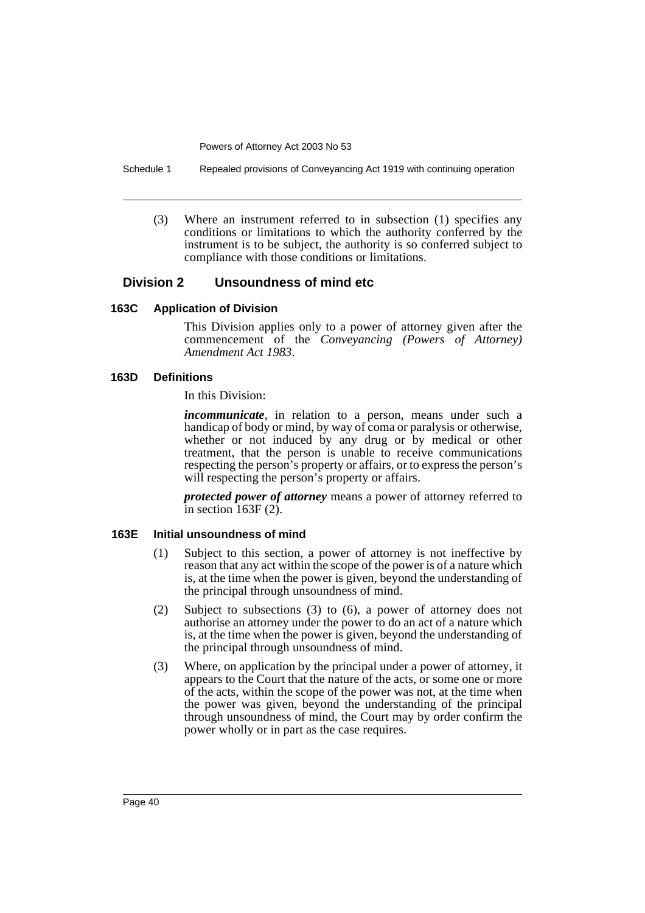(3) Where an instrument referred to in subsection (1) specifies any conditions or limitations to which the authority conferred by the instrument is to be subject, the authority is so conferred subject to compliance with those conditions or limitations.

## Division 2 Unsoundness of mind etc

### 163C Application of Division

This Division applies only to a power of attorney given after the commencement of the *Conveyancing (Powers of Attorney) Amendment Act 1983*.

### 163D Definitions

In this Division:

***incommunicate***, in relation to a person, means under such a handicap of body or mind, by way of coma or paralysis or otherwise, whether or not induced by any drug or by medical or other treatment, that the person is unable to receive communications respecting the person's property or affairs, or to express the person's will respecting the person's property or affairs.

***protected power of attorney*** means a power of attorney referred to in section 163F (2).

### 163E Initial unsoundness of mind

(1) Subject to this section, a power of attorney is not ineffective by reason that any act within the scope of the power is of a nature which is, at the time when the power is given, beyond the understanding of the principal through unsoundness of mind.

(2) Subject to subsections (3) to (6), a power of attorney does not authorise an attorney under the power to do an act of a nature which is, at the time when the power is given, beyond the understanding of the principal through unsoundness of mind.

(3) Where, on application by the principal under a power of attorney, it appears to the Court that the nature of the acts, or some one or more of the acts, within the scope of the power was not, at the time when the power was given, beyond the understanding of the principal through unsoundness of mind, the Court may by order confirm the power wholly or in part as the case requires.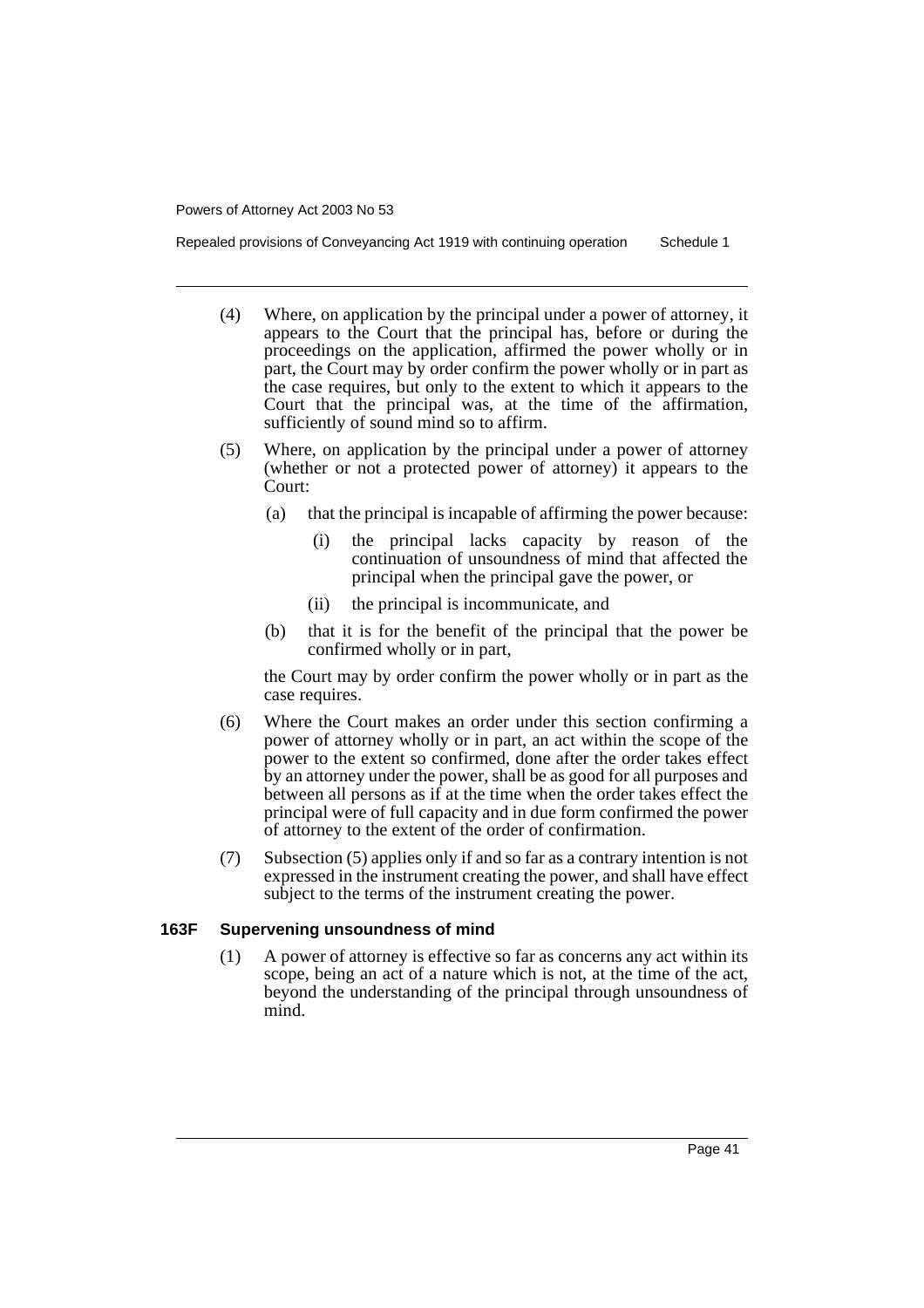(4) Where, on application by the principal under a power of attorney, it appears to the Court that the principal has, before or during the proceedings on the application, affirmed the power wholly or in part, the Court may by order confirm the power wholly or in part as the case requires, but only to the extent to which it appears to the Court that the principal was, at the time of the affirmation, sufficiently of sound mind so to affirm.

(5) Where, on application by the principal under a power of attorney (whether or not a protected power of attorney) it appears to the Court:

- (a) that the principal is incapable of affirming the power because:
  - (i) the principal lacks capacity by reason of the continuation of unsoundness of mind that affected the principal when the principal gave the power, or
  - (ii) the principal is incommunicate, and
- (b) that it is for the benefit of the principal that the power be confirmed wholly or in part,

the Court may by order confirm the power wholly or in part as the case requires.

(6) Where the Court makes an order under this section confirming a power of attorney wholly or in part, an act within the scope of the power to the extent so confirmed, done after the order takes effect by an attorney under the power, shall be as good for all purposes and between all persons as if at the time when the order takes effect the principal were of full capacity and in due form confirmed the power of attorney to the extent of the order of confirmation.

(7) Subsection (5) applies only if and so far as a contrary intention is not expressed in the instrument creating the power, and shall have effect subject to the terms of the instrument creating the power.

### 163F Supervening unsoundness of mind

(1) A power of attorney is effective so far as concerns any act within its scope, being an act of a nature which is not, at the time of the act, beyond the understanding of the principal through unsoundness of mind.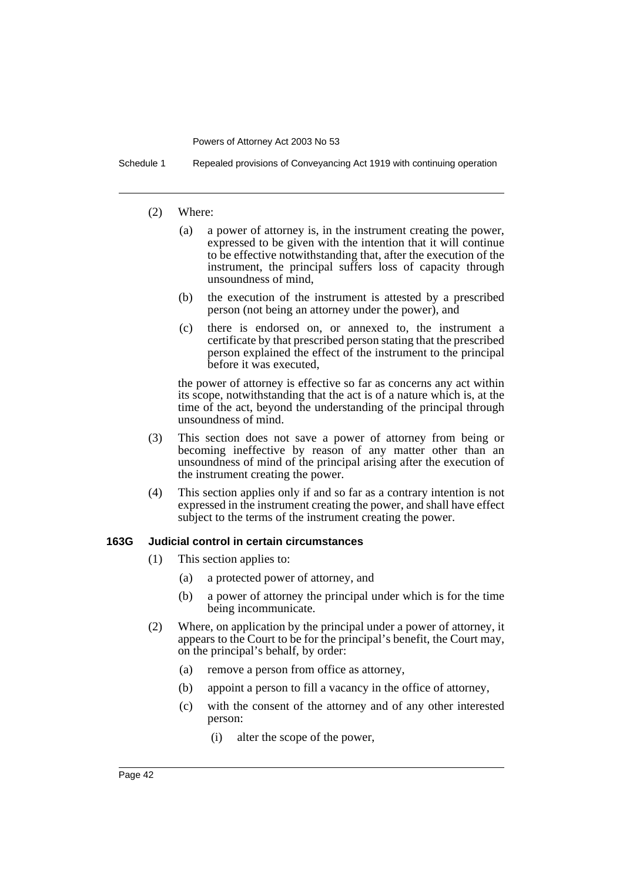(2) Where:

(a) a power of attorney is, in the instrument creating the power, expressed to be given with the intention that it will continue to be effective notwithstanding that, after the execution of the instrument, the principal suffers loss of capacity through unsoundness of mind,

(b) the execution of the instrument is attested by a prescribed person (not being an attorney under the power), and

(c) there is endorsed on, or annexed to, the instrument a certificate by that prescribed person stating that the prescribed person explained the effect of the instrument to the principal before it was executed,

the power of attorney is effective so far as concerns any act within its scope, notwithstanding that the act is of a nature which is, at the time of the act, beyond the understanding of the principal through unsoundness of mind.

(3) This section does not save a power of attorney from being or becoming ineffective by reason of any matter other than an unsoundness of mind of the principal arising after the execution of the instrument creating the power.

(4) This section applies only if and so far as a contrary intention is not expressed in the instrument creating the power, and shall have effect subject to the terms of the instrument creating the power.

#### 163G Judicial control in certain circumstances

(1) This section applies to:

(a) a protected power of attorney, and

(b) a power of attorney the principal under which is for the time being incommunicate.

(2) Where, on application by the principal under a power of attorney, it appears to the Court to be for the principal's benefit, the Court may, on the principal's behalf, by order:

(a) remove a person from office as attorney,

(b) appoint a person to fill a vacancy in the office of attorney,

(c) with the consent of the attorney and of any other interested person:

(i) alter the scope of the power,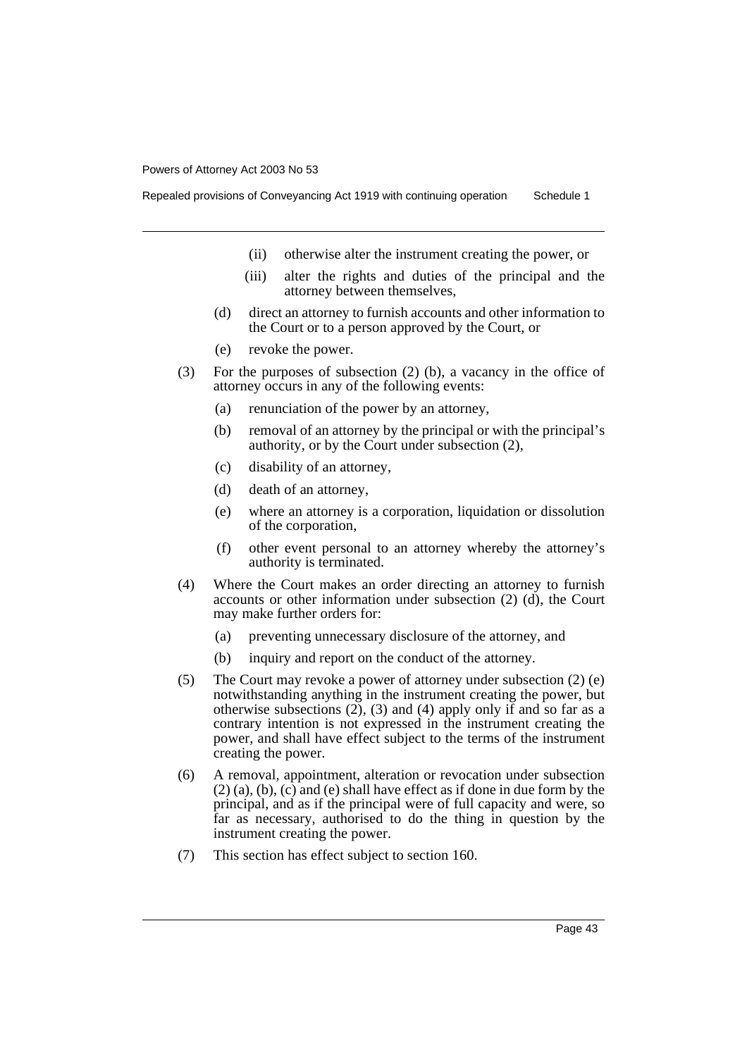(ii) otherwise alter the instrument creating the power, or

(iii) alter the rights and duties of the principal and the attorney between themselves,

(d) direct an attorney to furnish accounts and other information to the Court or to a person approved by the Court, or

(e) revoke the power.

(3) For the purposes of subsection (2) (b), a vacancy in the office of attorney occurs in any of the following events:

(a) renunciation of the power by an attorney,

(b) removal of an attorney by the principal or with the principal's authority, or by the Court under subsection (2),

(c) disability of an attorney,

(d) death of an attorney,

(e) where an attorney is a corporation, liquidation or dissolution of the corporation,

(f) other event personal to an attorney whereby the attorney's authority is terminated.

(4) Where the Court makes an order directing an attorney to furnish accounts or other information under subsection (2) (d), the Court may make further orders for:

(a) preventing unnecessary disclosure of the attorney, and

(b) inquiry and report on the conduct of the attorney.

(5) The Court may revoke a power of attorney under subsection (2) (e) notwithstanding anything in the instrument creating the power, but otherwise subsections (2), (3) and (4) apply only if and so far as a contrary intention is not expressed in the instrument creating the power, and shall have effect subject to the terms of the instrument creating the power.

(6) A removal, appointment, alteration or revocation under subsection (2) (a), (b), (c) and (e) shall have effect as if done in due form by the principal, and as if the principal were of full capacity and were, so far as necessary, authorised to do the thing in question by the instrument creating the power.

(7) This section has effect subject to section 160.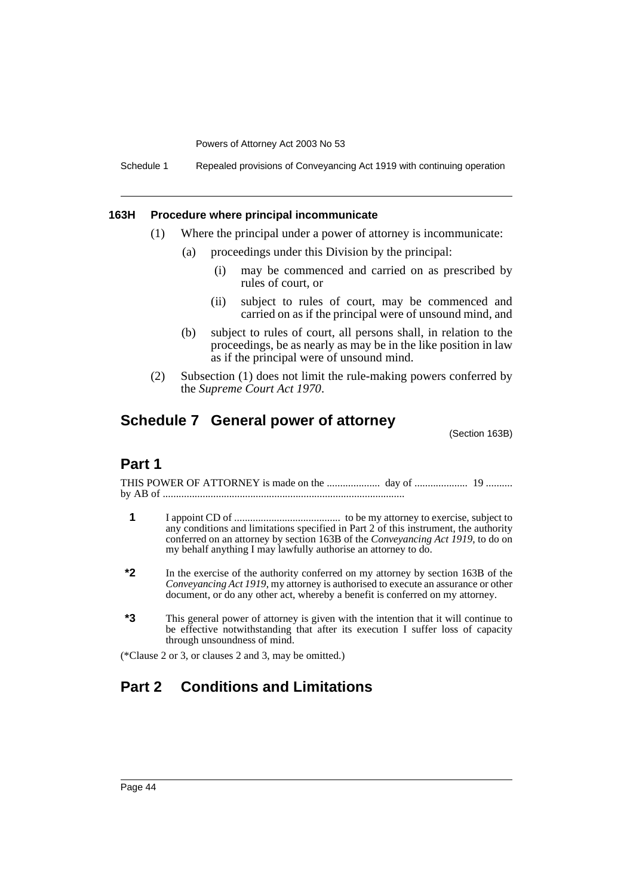### 163H Procedure where principal incommunicate

(1) Where the principal under a power of attorney is incommunicate:

(a) proceedings under this Division by the principal:

(i) may be commenced and carried on as prescribed by rules of court, or

(ii) subject to rules of court, may be commenced and carried on as if the principal were of unsound mind, and

(b) subject to rules of court, all persons shall, in relation to the proceedings, be as nearly as may be in the like position in law as if the principal were of unsound mind.

(2) Subsection (1) does not limit the rule-making powers conferred by the *Supreme Court Act 1970*.

## Schedule 7 General power of attorney

(Section 163B)

## Part 1

THIS POWER OF ATTORNEY is made on the .................... day of .................... 19 .......... by AB of ..........................................................................................

**1** I appoint CD of ........................................ to be my attorney to exercise, subject to any conditions and limitations specified in Part 2 of this instrument, the authority conferred on an attorney by section 163B of the *Conveyancing Act 1919*, to do on my behalf anything I may lawfully authorise an attorney to do.

***2** In the exercise of the authority conferred on my attorney by section 163B of the *Conveyancing Act 1919*, my attorney is authorised to execute an assurance or other document, or do any other act, whereby a benefit is conferred on my attorney.

***3** This general power of attorney is given with the intention that it will continue to be effective notwithstanding that after its execution I suffer loss of capacity through unsoundness of mind.

(*Clause 2 or 3, or clauses 2 and 3, may be omitted.)

## Part 2 Conditions and Limitations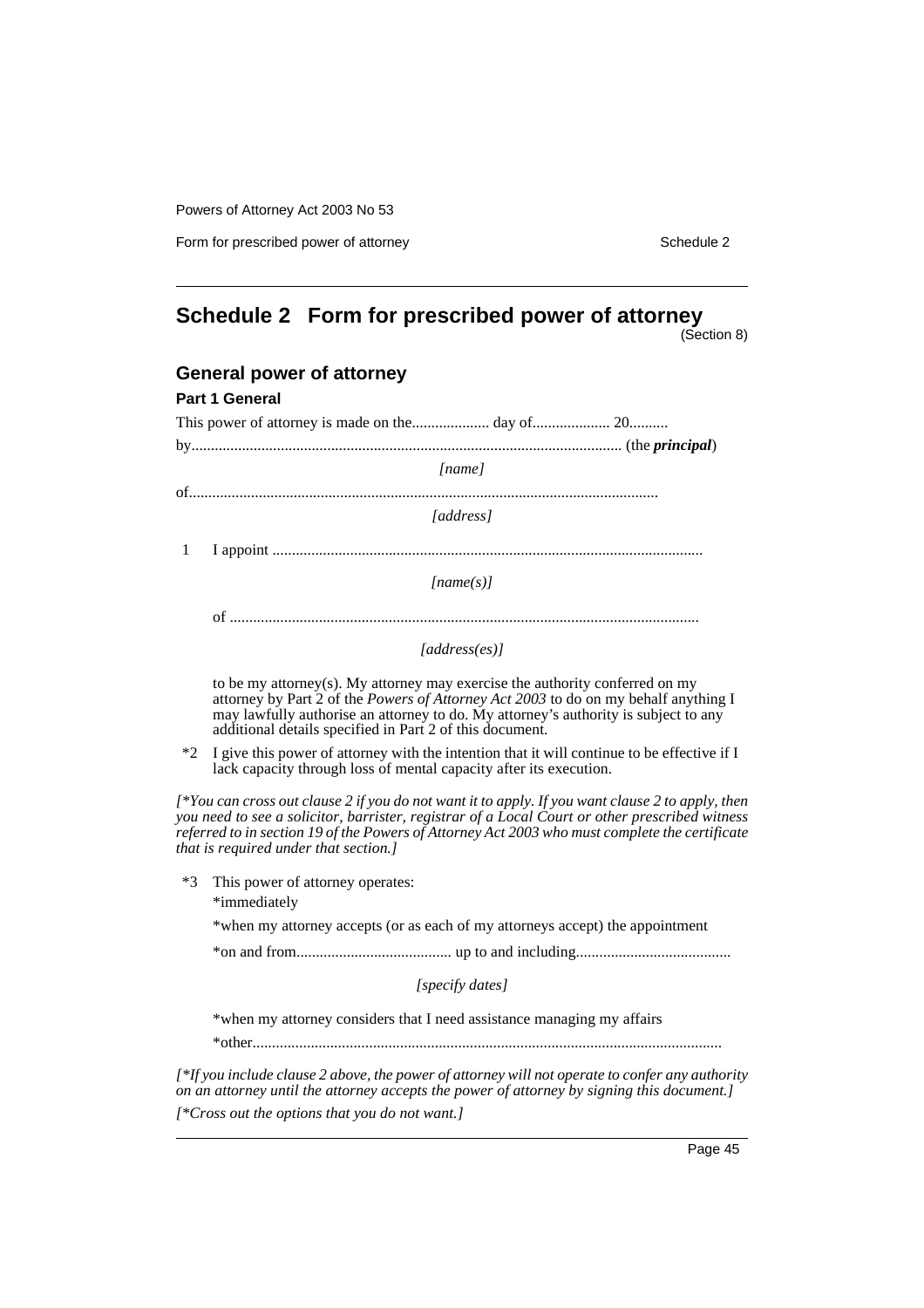# Schedule 2 Form for prescribed power of attorney

(Section 8)

## General power of attorney

### Part 1 General

This power of attorney is made on the.................... day of.................... 20..........

by.............................................................................................................. (the ***principal***)

*[name]*

of.........................................................................................................................

*[address]*

1 I appoint ..............................................................................................................

*[name(s)]*

of .........................................................................................................................

*[address(es)]*

to be my attorney(s). My attorney may exercise the authority conferred on my attorney by Part 2 of the *Powers of Attorney Act 2003* to do on my behalf anything I may lawfully authorise an attorney to do. My attorney's authority is subject to any additional details specified in Part 2 of this document.

*2 I give this power of attorney with the intention that it will continue to be effective if I lack capacity through loss of mental capacity after its execution.

*[*You can cross out clause 2 if you do not want it to apply. If you want clause 2 to apply, then you need to see a solicitor, barrister, registrar of a Local Court or other prescribed witness referred to in section 19 of the Powers of Attorney Act 2003 who must complete the certificate that is required under that section.]*

*3 This power of attorney operates:

*immediately

*when my attorney accepts (or as each of my attorneys accept) the appointment

*on and from........................................ up to and including........................................

*[specify dates]*

*when my attorney considers that I need assistance managing my affairs

*other.........................................................................................................................

*[*If you include clause 2 above, the power of attorney will not operate to confer any authority on an attorney until the attorney accepts the power of attorney by signing this document.]*

*[*Cross out the options that you do not want.]*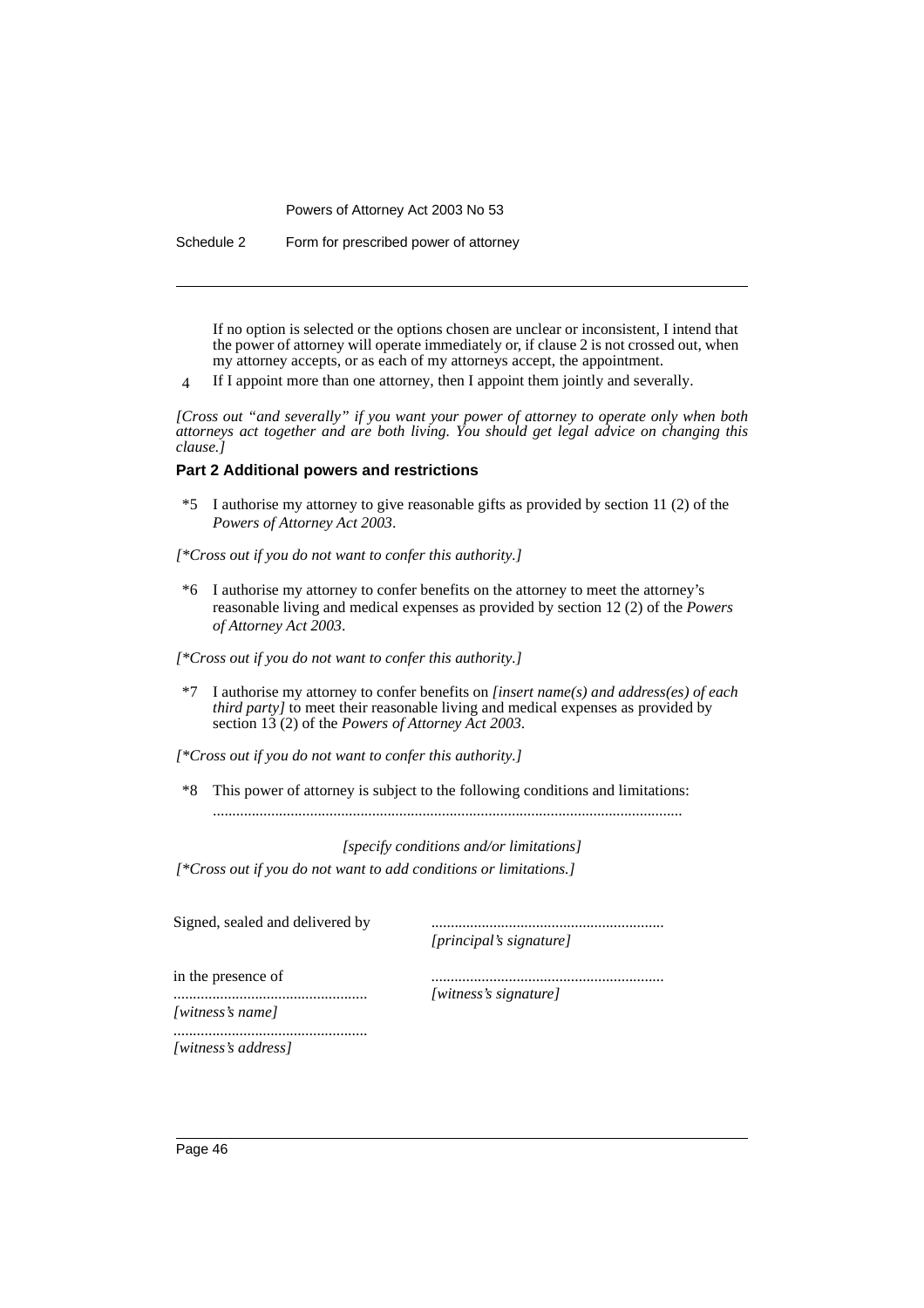If no option is selected or the options chosen are unclear or inconsistent, I intend that the power of attorney will operate immediately or, if clause 2 is not crossed out, when my attorney accepts, or as each of my attorneys accept, the appointment.

4 If I appoint more than one attorney, then I appoint them jointly and severally.

*[Cross out "and severally" if you want your power of attorney to operate only when both attorneys act together and are both living. You should get legal advice on changing this clause.]*

**Part 2 Additional powers and restrictions**

*5 I authorise my attorney to give reasonable gifts as provided by section 11 (2) of the *Powers of Attorney Act 2003*.

*[*Cross out if you do not want to confer this authority.]*

*6 I authorise my attorney to confer benefits on the attorney to meet the attorney's reasonable living and medical expenses as provided by section 12 (2) of the *Powers of Attorney Act 2003*.

*[*Cross out if you do not want to confer this authority.]*

*7 I authorise my attorney to confer benefits on *[insert name(s) and address(es) of each third party]* to meet their reasonable living and medical expenses as provided by section 13 (2) of the *Powers of Attorney Act 2003*.

*[*Cross out if you do not want to confer this authority.]*

*8 This power of attorney is subject to the following conditions and limitations:
........................................................................................................................

*[specify conditions and/or limitations]*

*[*Cross out if you do not want to add conditions or limitations.]*

Signed, sealed and delivered by ............................................................
*[principal's signature]*

in the presence of ............................................................
.................................................. *[witness's signature]*
*[witness's name]*
..................................................
*[witness's address]*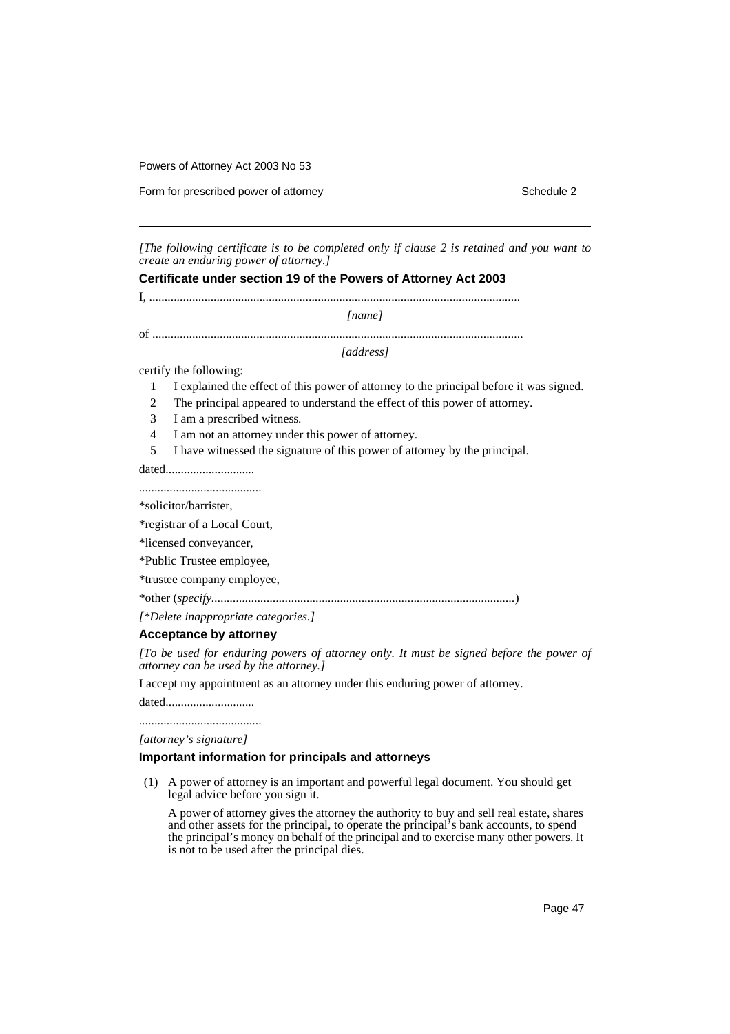*[The following certificate is to be completed only if clause 2 is retained and you want to create an enduring power of attorney.]*

### Certificate under section 19 of the Powers of Attorney Act 2003

I, ........................................................................................................................

*[name]*

of .........................................................................................................................

*[address]*

certify the following:

1 I explained the effect of this power of attorney to the principal before it was signed.

2 The principal appeared to understand the effect of this power of attorney.

3 I am a prescribed witness.

4 I am not an attorney under this power of attorney.

5 I have witnessed the signature of this power of attorney by the principal.

dated.............................

........................................

*solicitor/barrister,

*registrar of a Local Court,

*licensed conveyancer,

*Public Trustee employee,

*trustee company employee,

*other (*specify*...................................................................................................)

*[*Delete inappropriate categories.]*

### Acceptance by attorney

*[To be used for enduring powers of attorney only. It must be signed before the power of attorney can be used by the attorney.]*

I accept my appointment as an attorney under this enduring power of attorney.

dated.............................

........................................

*[attorney's signature]*

### Important information for principals and attorneys

(1) A power of attorney is an important and powerful legal document. You should get legal advice before you sign it.

A power of attorney gives the attorney the authority to buy and sell real estate, shares and other assets for the principal, to operate the principal's bank accounts, to spend the principal's money on behalf of the principal and to exercise many other powers. It is not to be used after the principal dies.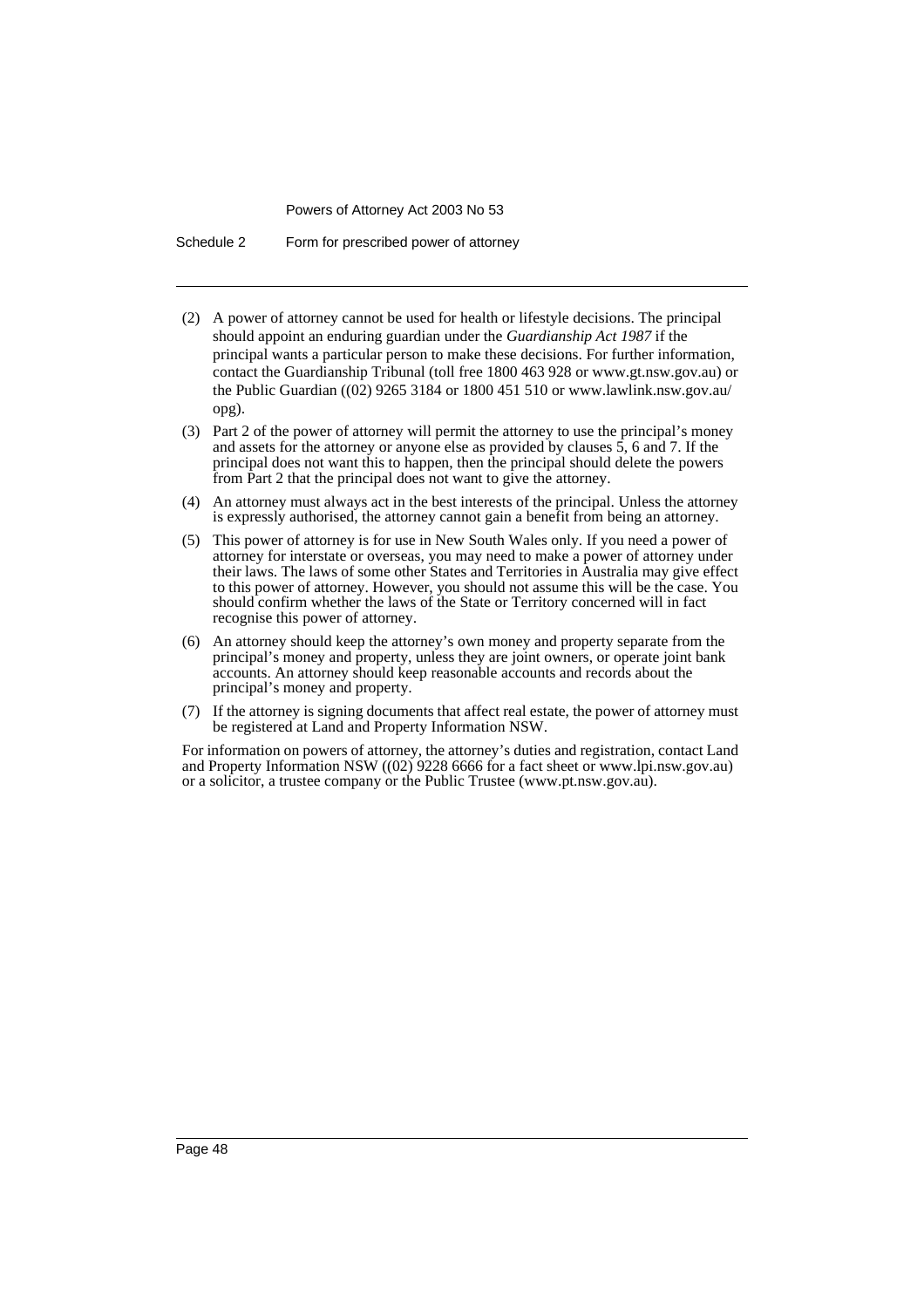(2) A power of attorney cannot be used for health or lifestyle decisions. The principal should appoint an enduring guardian under the *Guardianship Act 1987* if the principal wants a particular person to make these decisions. For further information, contact the Guardianship Tribunal (toll free 1800 463 928 or www.gt.nsw.gov.au) or the Public Guardian ((02) 9265 3184 or 1800 451 510 or www.lawlink.nsw.gov.au/opg).

(3) Part 2 of the power of attorney will permit the attorney to use the principal's money and assets for the attorney or anyone else as provided by clauses 5, 6 and 7. If the principal does not want this to happen, then the principal should delete the powers from Part 2 that the principal does not want to give the attorney.

(4) An attorney must always act in the best interests of the principal. Unless the attorney is expressly authorised, the attorney cannot gain a benefit from being an attorney.

(5) This power of attorney is for use in New South Wales only. If you need a power of attorney for interstate or overseas, you may need to make a power of attorney under their laws. The laws of some other States and Territories in Australia may give effect to this power of attorney. However, you should not assume this will be the case. You should confirm whether the laws of the State or Territory concerned will in fact recognise this power of attorney.

(6) An attorney should keep the attorney's own money and property separate from the principal's money and property, unless they are joint owners, or operate joint bank accounts. An attorney should keep reasonable accounts and records about the principal's money and property.

(7) If the attorney is signing documents that affect real estate, the power of attorney must be registered at Land and Property Information NSW.

For information on powers of attorney, the attorney's duties and registration, contact Land and Property Information NSW ((02) 9228 6666 for a fact sheet or www.lpi.nsw.gov.au) or a solicitor, a trustee company or the Public Trustee (www.pt.nsw.gov.au).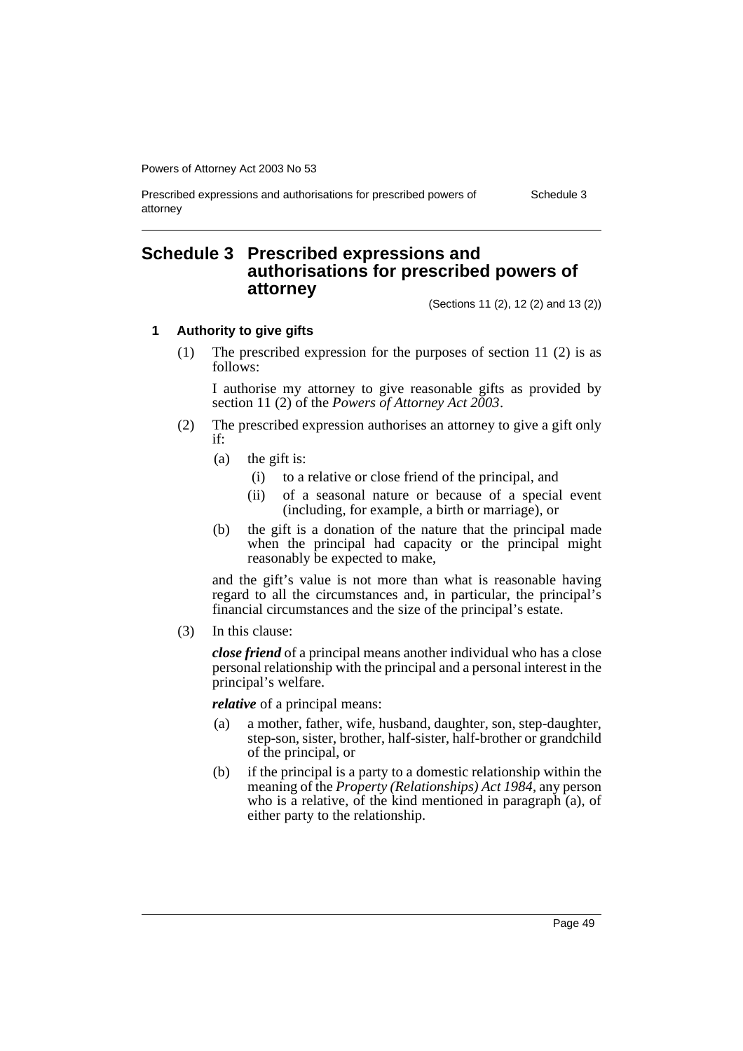# Schedule 3 Prescribed expressions and authorisations for prescribed powers of attorney

(Sections 11 (2), 12 (2) and 13 (2))

### 1 Authority to give gifts

(1) The prescribed expression for the purposes of section 11 (2) is as follows:

I authorise my attorney to give reasonable gifts as provided by section 11 (2) of the *Powers of Attorney Act 2003*.

(2) The prescribed expression authorises an attorney to give a gift only if:

- (a) the gift is:
  - (i) to a relative or close friend of the principal, and
  - (ii) of a seasonal nature or because of a special event (including, for example, a birth or marriage), or
- (b) the gift is a donation of the nature that the principal made when the principal had capacity or the principal might reasonably be expected to make,

and the gift's value is not more than what is reasonable having regard to all the circumstances and, in particular, the principal's financial circumstances and the size of the principal's estate.

(3) In this clause:

***close friend*** of a principal means another individual who has a close personal relationship with the principal and a personal interest in the principal's welfare.

***relative*** of a principal means:

- (a) a mother, father, wife, husband, daughter, son, step-daughter, step-son, sister, brother, half-sister, half-brother or grandchild of the principal, or
- (b) if the principal is a party to a domestic relationship within the meaning of the *Property (Relationships) Act 1984*, any person who is a relative, of the kind mentioned in paragraph (a), of either party to the relationship.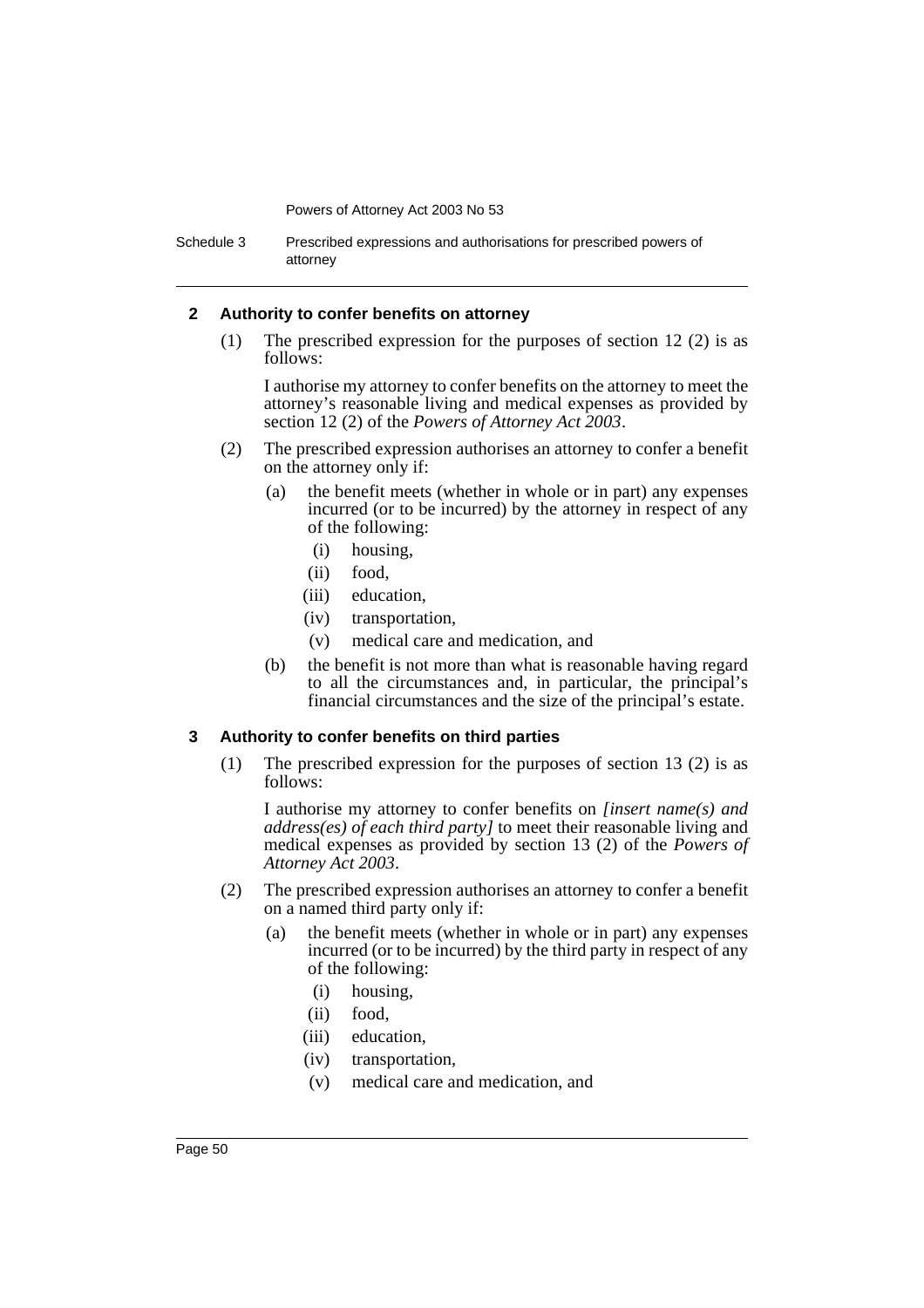### 2 Authority to confer benefits on attorney

(1) The prescribed expression for the purposes of section 12 (2) is as follows:

I authorise my attorney to confer benefits on the attorney to meet the attorney's reasonable living and medical expenses as provided by section 12 (2) of the *Powers of Attorney Act 2003*.

(2) The prescribed expression authorises an attorney to confer a benefit on the attorney only if:

(a) the benefit meets (whether in whole or in part) any expenses incurred (or to be incurred) by the attorney in respect of any of the following:

(i) housing,

(ii) food,

(iii) education,

(iv) transportation,

(v) medical care and medication, and

(b) the benefit is not more than what is reasonable having regard to all the circumstances and, in particular, the principal's financial circumstances and the size of the principal's estate.

### 3 Authority to confer benefits on third parties

(1) The prescribed expression for the purposes of section 13 (2) is as follows:

I authorise my attorney to confer benefits on *[insert name(s) and address(es) of each third party]* to meet their reasonable living and medical expenses as provided by section 13 (2) of the *Powers of Attorney Act 2003*.

(2) The prescribed expression authorises an attorney to confer a benefit on a named third party only if:

(a) the benefit meets (whether in whole or in part) any expenses incurred (or to be incurred) by the third party in respect of any of the following:

(i) housing,

(ii) food,

(iii) education,

(iv) transportation,

(v) medical care and medication, and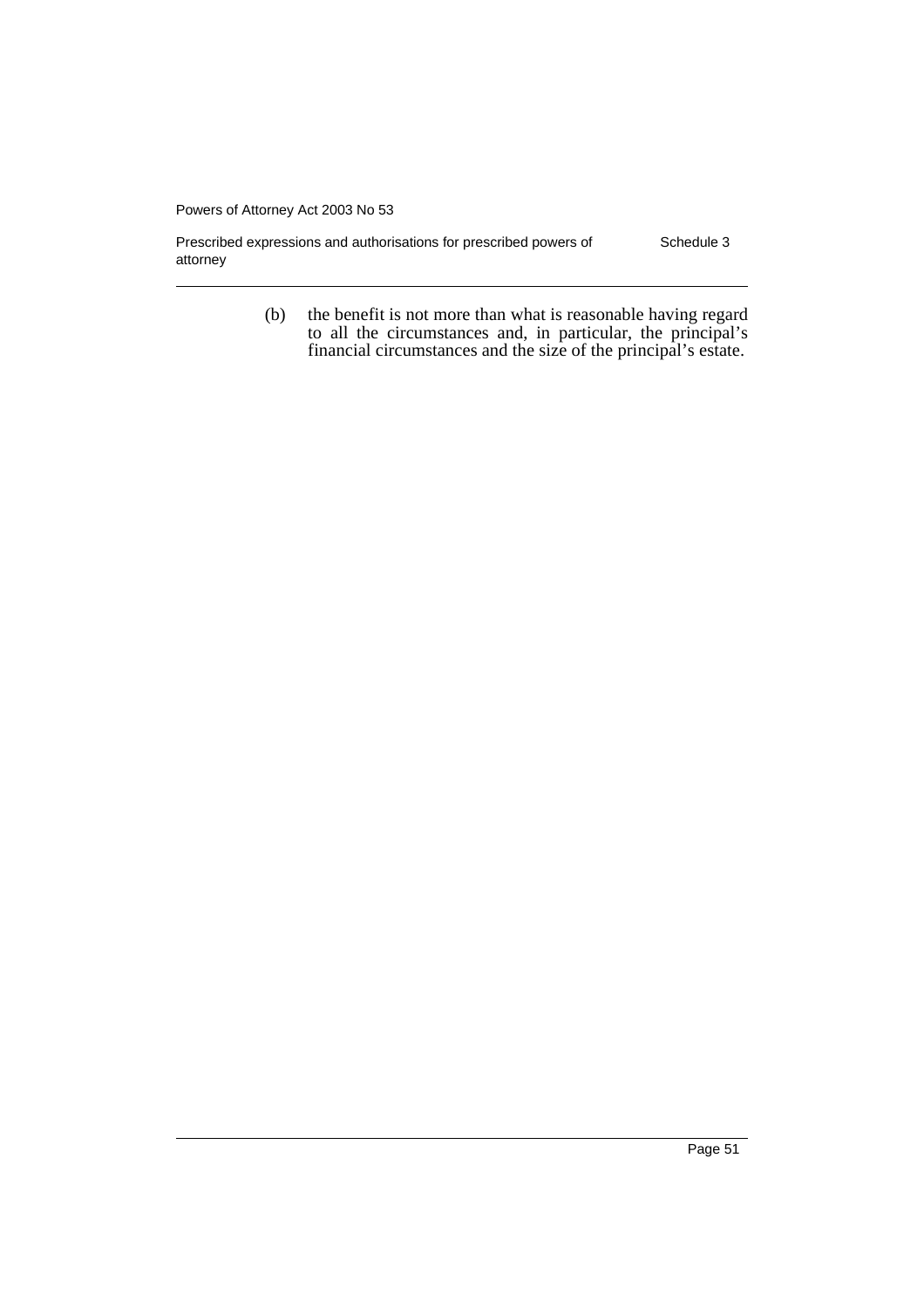(b) the benefit is not more than what is reasonable having regard to all the circumstances and, in particular, the principal's financial circumstances and the size of the principal's estate.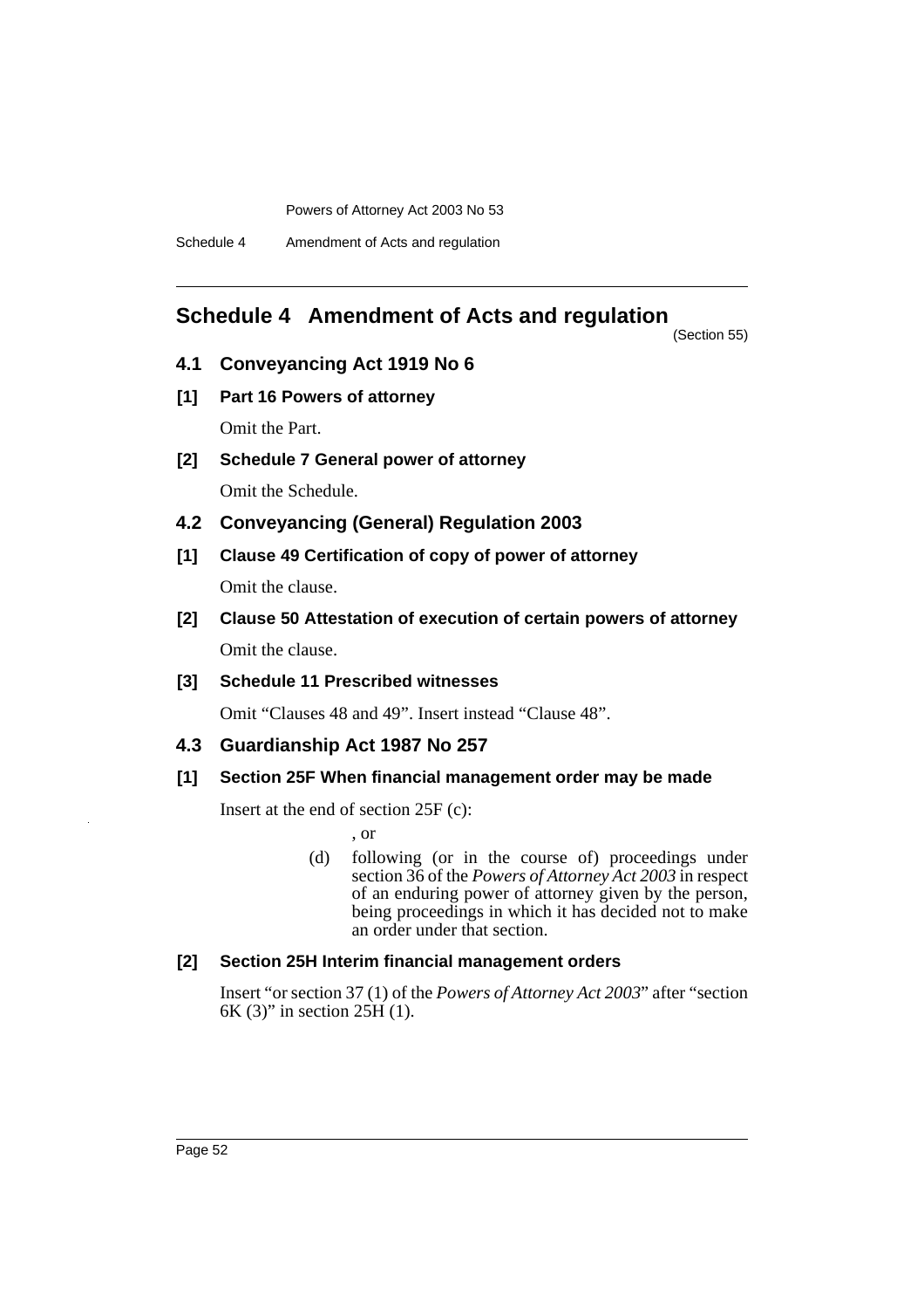# Schedule 4 Amendment of Acts and regulation

(Section 55)

## 4.1 Conveyancing Act 1919 No 6

### [1] Part 16 Powers of attorney

Omit the Part.

### [2] Schedule 7 General power of attorney

Omit the Schedule.

## 4.2 Conveyancing (General) Regulation 2003

### [1] Clause 49 Certification of copy of power of attorney

Omit the clause.

### [2] Clause 50 Attestation of execution of certain powers of attorney

Omit the clause.

### [3] Schedule 11 Prescribed witnesses

Omit "Clauses 48 and 49". Insert instead "Clause 48".

## 4.3 Guardianship Act 1987 No 257

### [1] Section 25F When financial management order may be made

Insert at the end of section 25F (c):

, or

(d) following (or in the course of) proceedings under section 36 of the *Powers of Attorney Act 2003* in respect of an enduring power of attorney given by the person, being proceedings in which it has decided not to make an order under that section.

### [2] Section 25H Interim financial management orders

Insert "or section 37 (1) of the *Powers of Attorney Act 2003*" after "section 6K (3)" in section 25H (1).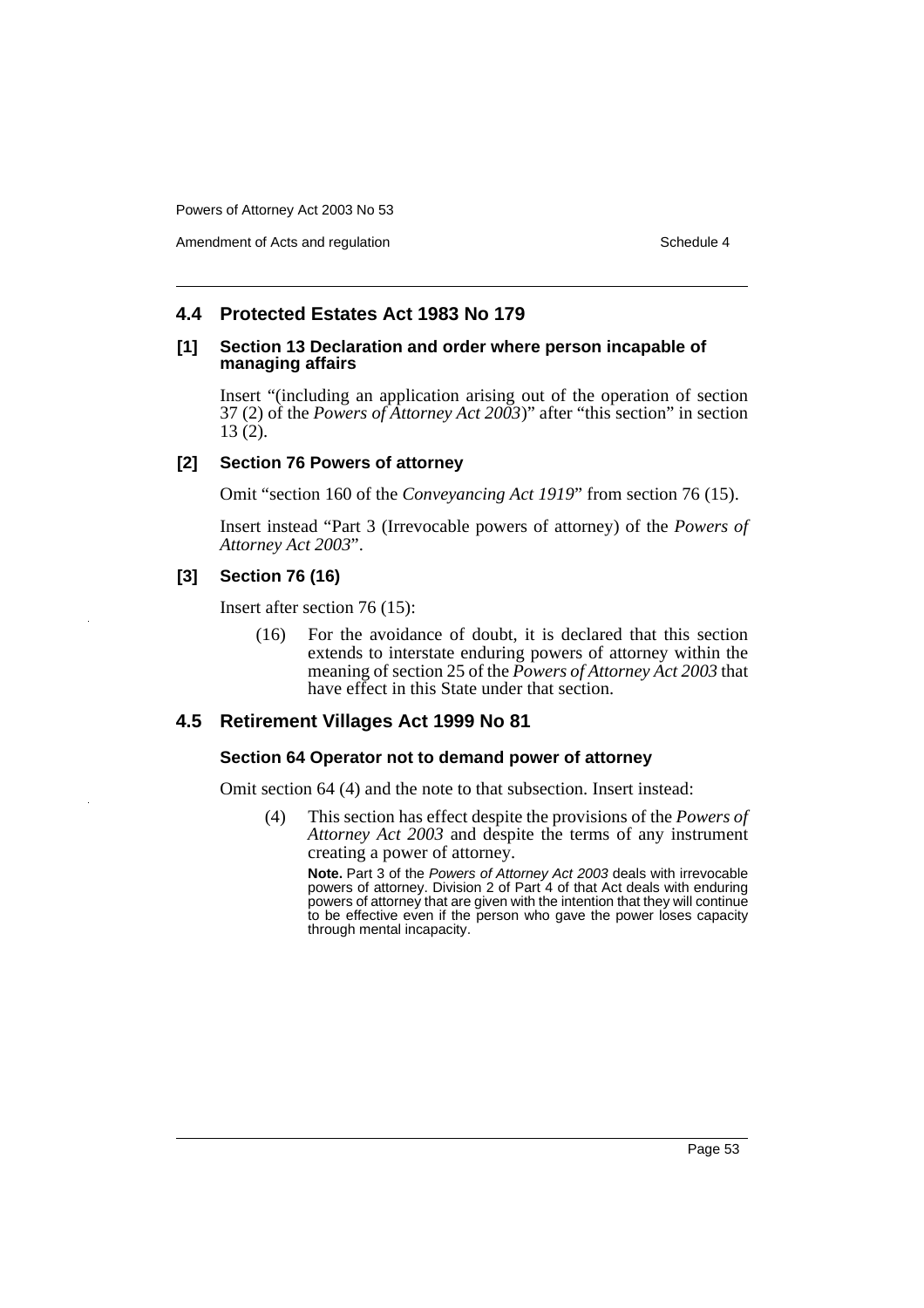## 4.4 Protected Estates Act 1983 No 179

### [1] Section 13 Declaration and order where person incapable of managing affairs

Insert "(including an application arising out of the operation of section 37 (2) of the *Powers of Attorney Act 2003*)" after "this section" in section 13 (2).

### [2] Section 76 Powers of attorney

Omit "section 160 of the *Conveyancing Act 1919*" from section 76 (15).

Insert instead "Part 3 (Irrevocable powers of attorney) of the *Powers of Attorney Act 2003*".

### [3] Section 76 (16)

Insert after section 76 (15):

> (16) For the avoidance of doubt, it is declared that this section extends to interstate enduring powers of attorney within the meaning of section 25 of the *Powers of Attorney Act 2003* that have effect in this State under that section.

## 4.5 Retirement Villages Act 1999 No 81

### Section 64 Operator not to demand power of attorney

Omit section 64 (4) and the note to that subsection. Insert instead:

> (4) This section has effect despite the provisions of the *Powers of Attorney Act 2003* and despite the terms of any instrument creating a power of attorney.
>
> **Note.** Part 3 of the *Powers of Attorney Act 2003* deals with irrevocable powers of attorney. Division 2 of Part 4 of that Act deals with enduring powers of attorney that are given with the intention that they will continue to be effective even if the person who gave the power loses capacity through mental incapacity.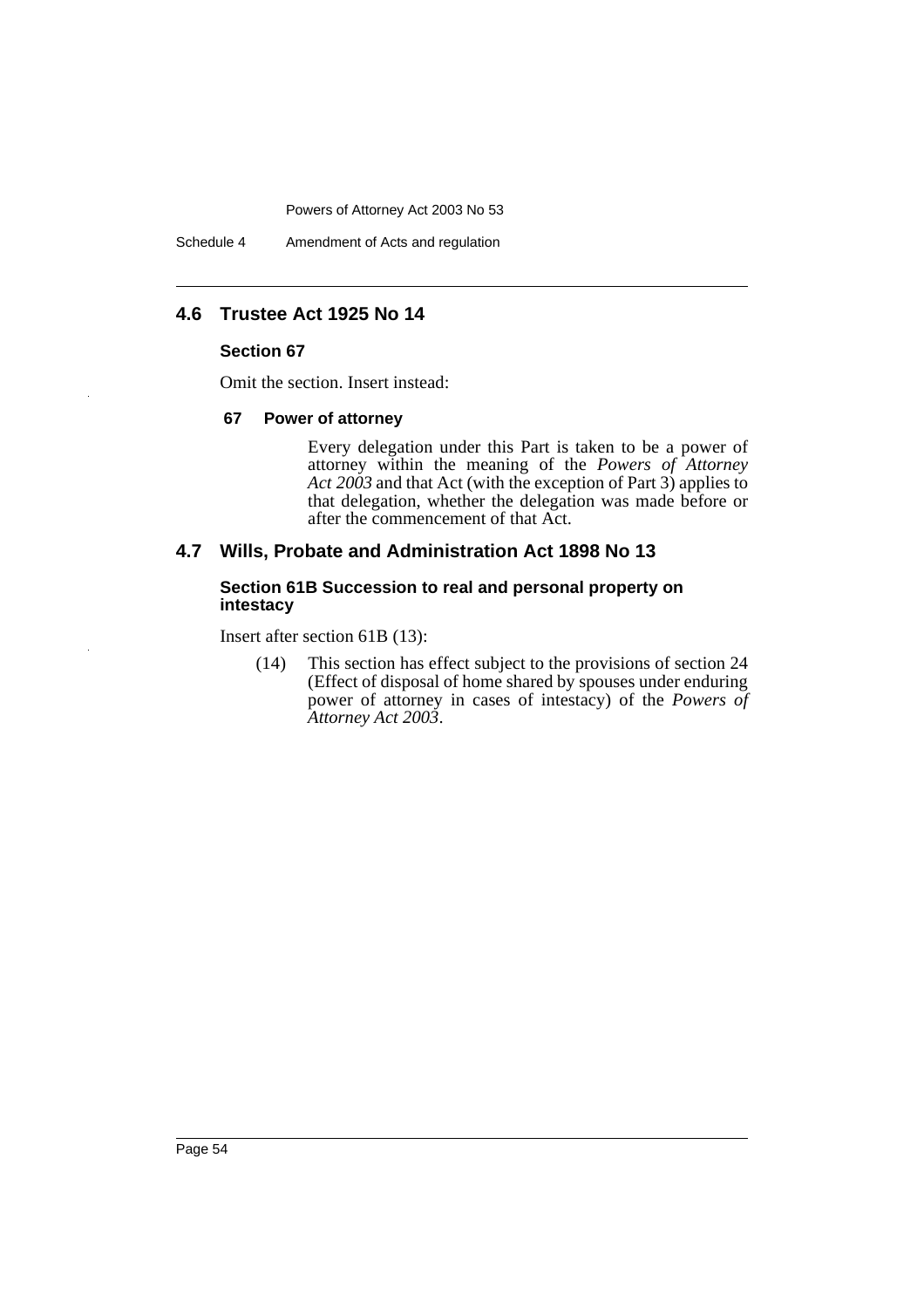## 4.6 Trustee Act 1925 No 14

### Section 67

Omit the section. Insert instead:

#### 67 Power of attorney

Every delegation under this Part is taken to be a power of attorney within the meaning of the *Powers of Attorney Act 2003* and that Act (with the exception of Part 3) applies to that delegation, whether the delegation was made before or after the commencement of that Act.

## 4.7 Wills, Probate and Administration Act 1898 No 13

### Section 61B Succession to real and personal property on intestacy

Insert after section 61B (13):

(14) This section has effect subject to the provisions of section 24 (Effect of disposal of home shared by spouses under enduring power of attorney in cases of intestacy) of the *Powers of Attorney Act 2003*.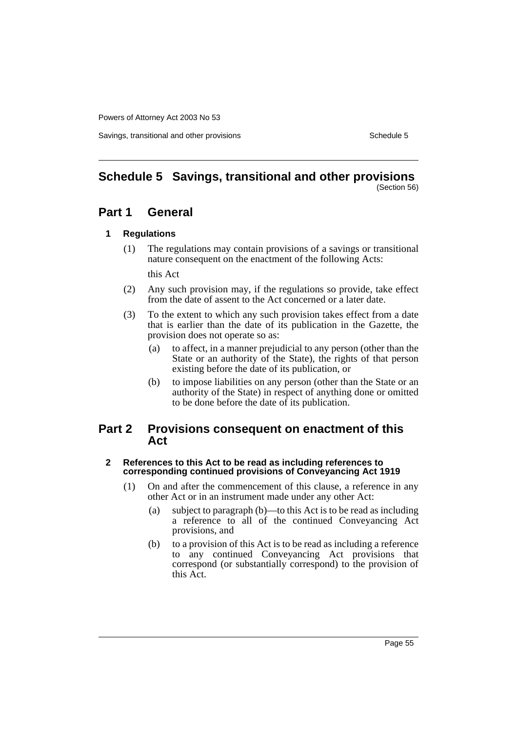# Schedule 5 Savings, transitional and other provisions

(Section 56)

## Part 1 General

### 1 Regulations

(1) The regulations may contain provisions of a savings or transitional nature consequent on the enactment of the following Acts:

this Act

(2) Any such provision may, if the regulations so provide, take effect from the date of assent to the Act concerned or a later date.

(3) To the extent to which any such provision takes effect from a date that is earlier than the date of its publication in the Gazette, the provision does not operate so as:

(a) to affect, in a manner prejudicial to any person (other than the State or an authority of the State), the rights of that person existing before the date of its publication, or

(b) to impose liabilities on any person (other than the State or an authority of the State) in respect of anything done or omitted to be done before the date of its publication.

## Part 2 Provisions consequent on enactment of this Act

### 2 References to this Act to be read as including references to corresponding continued provisions of Conveyancing Act 1919

(1) On and after the commencement of this clause, a reference in any other Act or in an instrument made under any other Act:

(a) subject to paragraph (b)—to this Act is to be read as including a reference to all of the continued Conveyancing Act provisions, and

(b) to a provision of this Act is to be read as including a reference to any continued Conveyancing Act provisions that correspond (or substantially correspond) to the provision of this Act.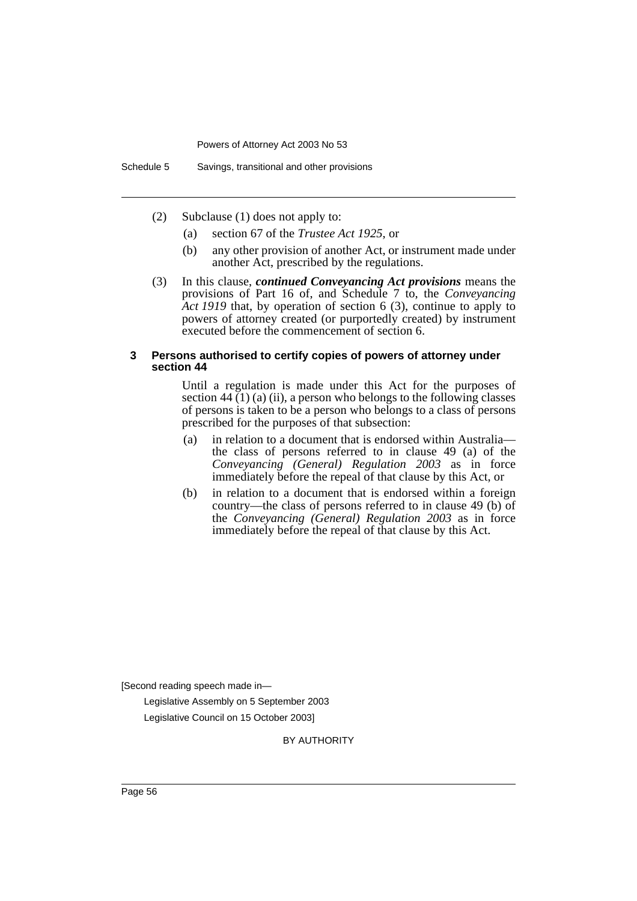(2) Subclause (1) does not apply to:

(a) section 67 of the *Trustee Act 1925*, or

(b) any other provision of another Act, or instrument made under another Act, prescribed by the regulations.

(3) In this clause, ***continued Conveyancing Act provisions*** means the provisions of Part 16 of, and Schedule 7 to, the *Conveyancing Act 1919* that, by operation of section 6 (3), continue to apply to powers of attorney created (or purportedly created) by instrument executed before the commencement of section 6.

### 3 Persons authorised to certify copies of powers of attorney under section 44

Until a regulation is made under this Act for the purposes of section 44 (1) (a) (ii), a person who belongs to the following classes of persons is taken to be a person who belongs to a class of persons prescribed for the purposes of that subsection:

(a) in relation to a document that is endorsed within Australia—the class of persons referred to in clause 49 (a) of the *Conveyancing (General) Regulation 2003* as in force immediately before the repeal of that clause by this Act, or

(b) in relation to a document that is endorsed within a foreign country—the class of persons referred to in clause 49 (b) of the *Conveyancing (General) Regulation 2003* as in force immediately before the repeal of that clause by this Act.

[Second reading speech made in—

Legislative Assembly on 5 September 2003

Legislative Council on 15 October 2003]

BY AUTHORITY